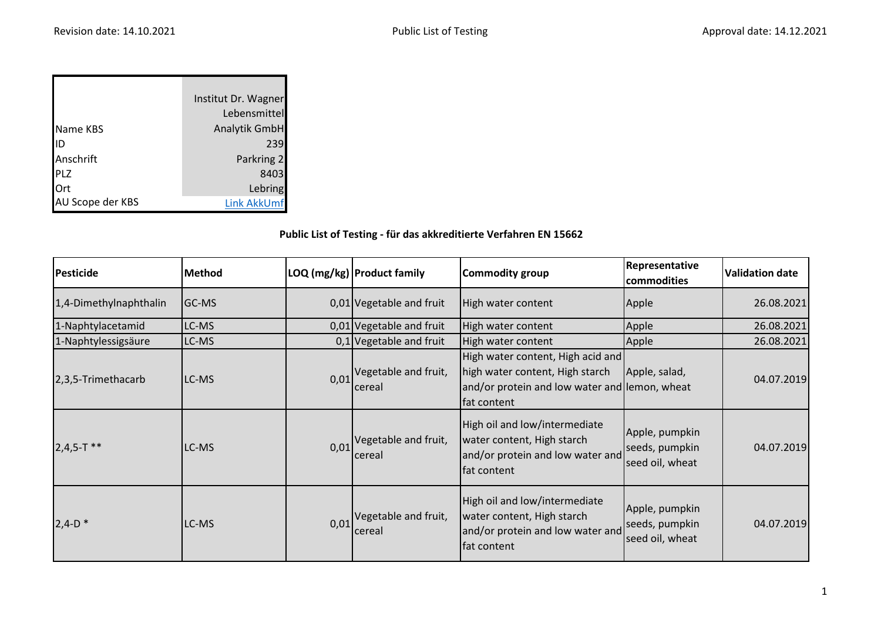| | |
|---|---|
| Name KBS | Institut Dr. Wagner Lebensmittel Analytik GmbH |
| ID | 239 |
| Anschrift | Parkring 2 |
| PLZ | 8403 |
| Ort | Lebring |
| AU Scope der KBS | Link AkkUmf |

**Public List of Testing - für das akkreditierte Verfahren EN 15662**

| Pesticide | Method | LOQ (mg/kg) | Product family | Commodity group | Representative commodities | Validation date |
|---|---|---|---|---|---|---|
| 1,4-Dimethylnaphthalin | GC-MS | 0,01 | Vegetable and fruit | High water content | Apple | 26.08.2021 |
| 1-Naphtylacetamid | LC-MS | 0,01 | Vegetable and fruit | High water content | Apple | 26.08.2021 |
| 1-Naphtylessigsäure | LC-MS | 0,1 | Vegetable and fruit | High water content | Apple | 26.08.2021 |
| 2,3,5-Trimethacarb | LC-MS | 0,01 | Vegetable and fruit, cereal | High water content, High acid and high water content, High starch and/or protein and low water and fat content | Apple, salad, lemon, wheat | 04.07.2019 |
| 2,4,5-T ** | LC-MS | 0,01 | Vegetable and fruit, cereal | High oil and low/intermediate water content, High starch and/or protein and low water and fat content | Apple, pumpkin seeds, pumpkin seed oil, wheat | 04.07.2019 |
| 2,4-D * | LC-MS | 0,01 | Vegetable and fruit, cereal | High oil and low/intermediate water content, High starch and/or protein and low water and fat content | Apple, pumpkin seeds, pumpkin seed oil, wheat | 04.07.2019 |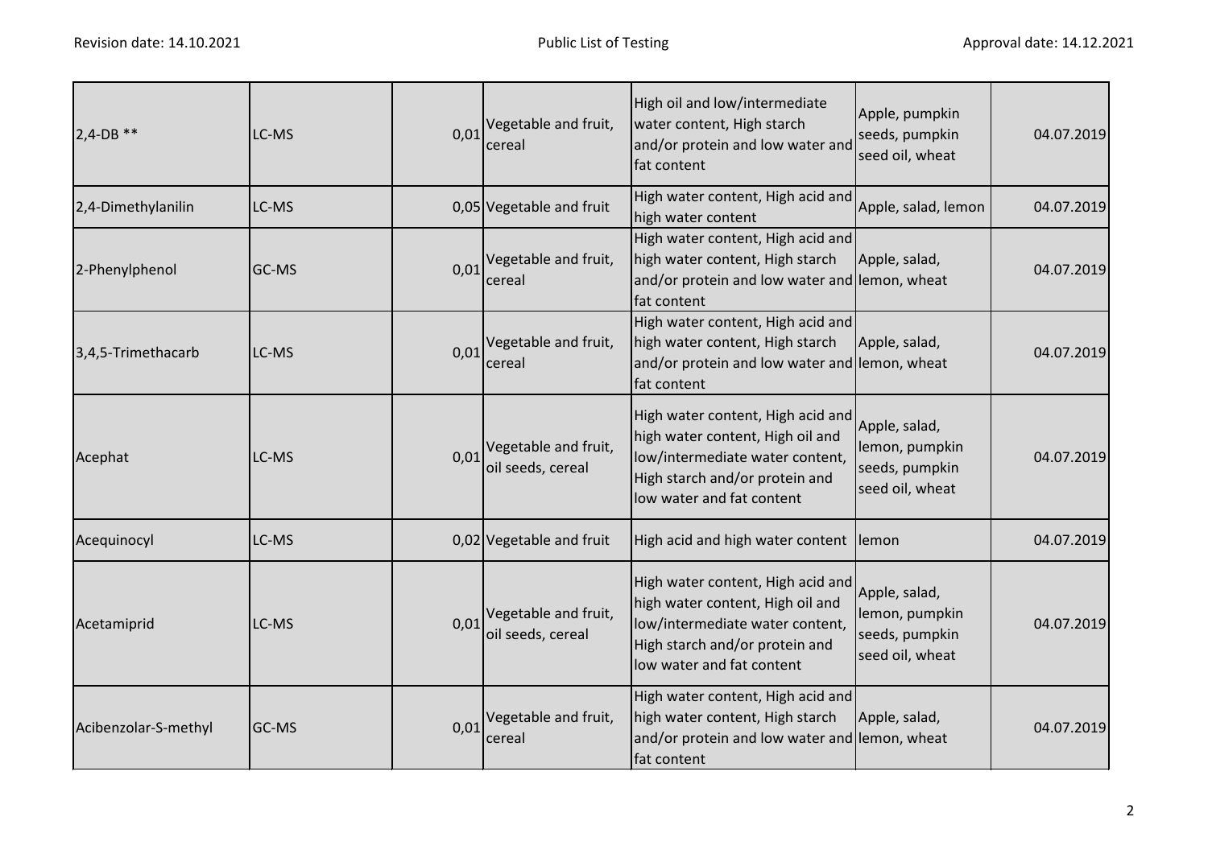| | | | | | | |
|---|---|---|---|---|---|---|
| 2,4-DB ** | LC-MS | 0,01 | Vegetable and fruit, cereal | High oil and low/intermediate water content, High starch and/or protein and low water and fat content | Apple, pumpkin seeds, pumpkin seed oil, wheat | 04.07.2019 |
| 2,4-Dimethylanilin | LC-MS | 0,05 | Vegetable and fruit | High water content, High acid and high water content | Apple, salad, lemon | 04.07.2019 |
| 2-Phenylphenol | GC-MS | 0,01 | Vegetable and fruit, cereal | High water content, High acid and high water content, High starch and/or protein and low water and fat content | Apple, salad, lemon, wheat | 04.07.2019 |
| 3,4,5-Trimethacarb | LC-MS | 0,01 | Vegetable and fruit, cereal | High water content, High acid and high water content, High starch and/or protein and low water and fat content | Apple, salad, lemon, wheat | 04.07.2019 |
| Acephat | LC-MS | 0,01 | Vegetable and fruit, oil seeds, cereal | High water content, High acid and high water content, High oil and low/intermediate water content, High starch and/or protein and low water and fat content | Apple, salad, lemon, pumpkin seeds, pumpkin seed oil, wheat | 04.07.2019 |
| Acequinocyl | LC-MS | 0,02 | Vegetable and fruit | High acid and high water content | lemon | 04.07.2019 |
| Acetamiprid | LC-MS | 0,01 | Vegetable and fruit, oil seeds, cereal | High water content, High acid and high water content, High oil and low/intermediate water content, High starch and/or protein and low water and fat content | Apple, salad, lemon, pumpkin seeds, pumpkin seed oil, wheat | 04.07.2019 |
| Acibenzolar-S-methyl | GC-MS | 0,01 | Vegetable and fruit, cereal | High water content, High acid and high water content, High starch and/or protein and low water and fat content | Apple, salad, lemon, wheat | 04.07.2019 |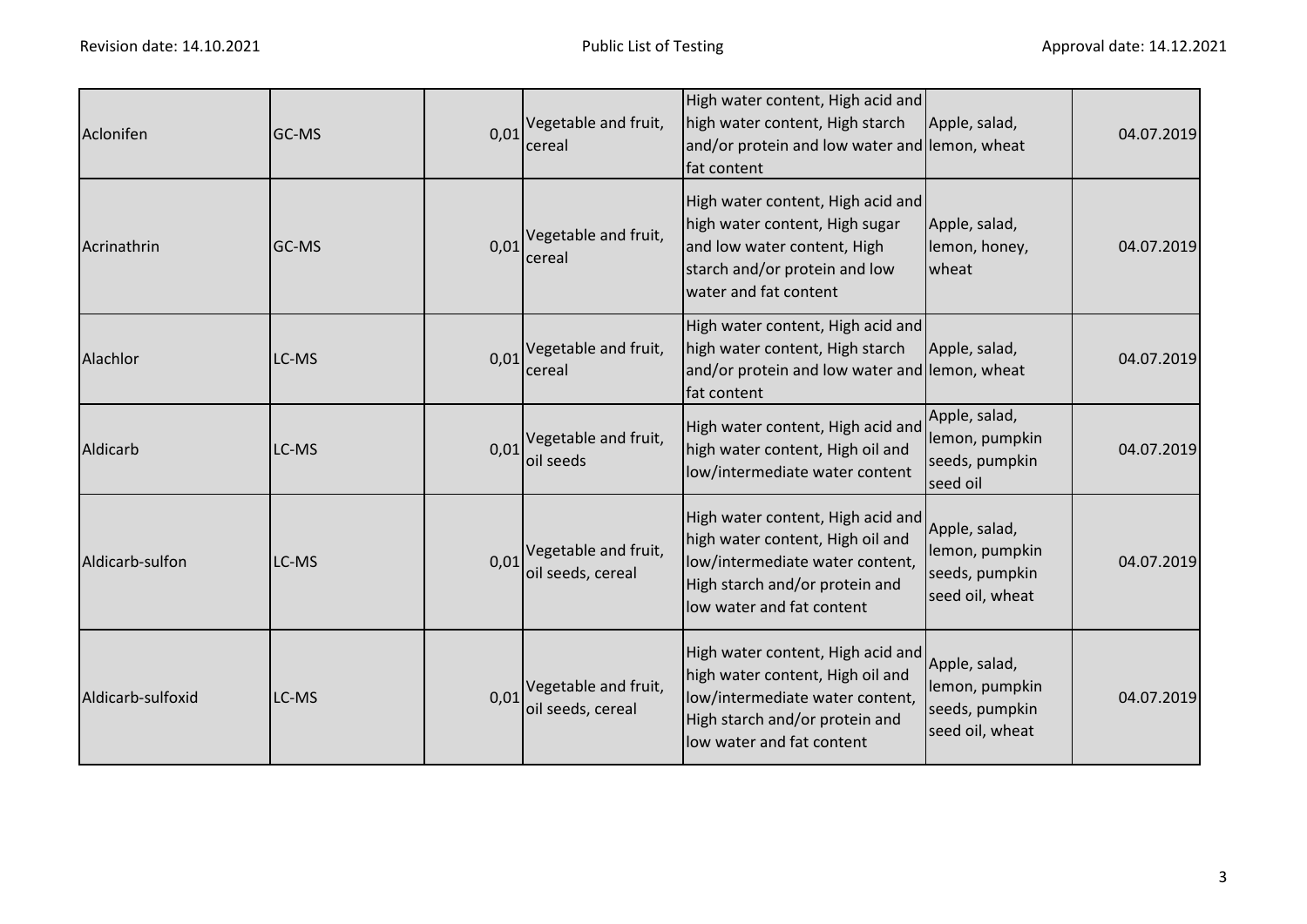| Aclonifen | GC-MS | 0,01 | Vegetable and fruit, cereal | High water content, High acid and high water content, High starch and/or protein and low water and fat content | Apple, salad, lemon, wheat | 04.07.2019 |
|---|---|---|---|---|---|---|
| Acrinathrin | GC-MS | 0,01 | Vegetable and fruit, cereal | High water content, High acid and high water content, High sugar and low water content, High starch and/or protein and low water and fat content | Apple, salad, lemon, honey, wheat | 04.07.2019 |
| Alachlor | LC-MS | 0,01 | Vegetable and fruit, cereal | High water content, High acid and high water content, High starch and/or protein and low water and fat content | Apple, salad, lemon, wheat | 04.07.2019 |
| Aldicarb | LC-MS | 0,01 | Vegetable and fruit, oil seeds | High water content, High acid and high water content, High oil and low/intermediate water content | Apple, salad, lemon, pumpkin seeds, pumpkin seed oil | 04.07.2019 |
| Aldicarb-sulfon | LC-MS | 0,01 | Vegetable and fruit, oil seeds, cereal | High water content, High acid and high water content, High oil and low/intermediate water content, High starch and/or protein and low water and fat content | Apple, salad, lemon, pumpkin seeds, pumpkin seed oil, wheat | 04.07.2019 |
| Aldicarb-sulfoxid | LC-MS | 0,01 | Vegetable and fruit, oil seeds, cereal | High water content, High acid and high water content, High oil and low/intermediate water content, High starch and/or protein and low water and fat content | Apple, salad, lemon, pumpkin seeds, pumpkin seed oil, wheat | 04.07.2019 |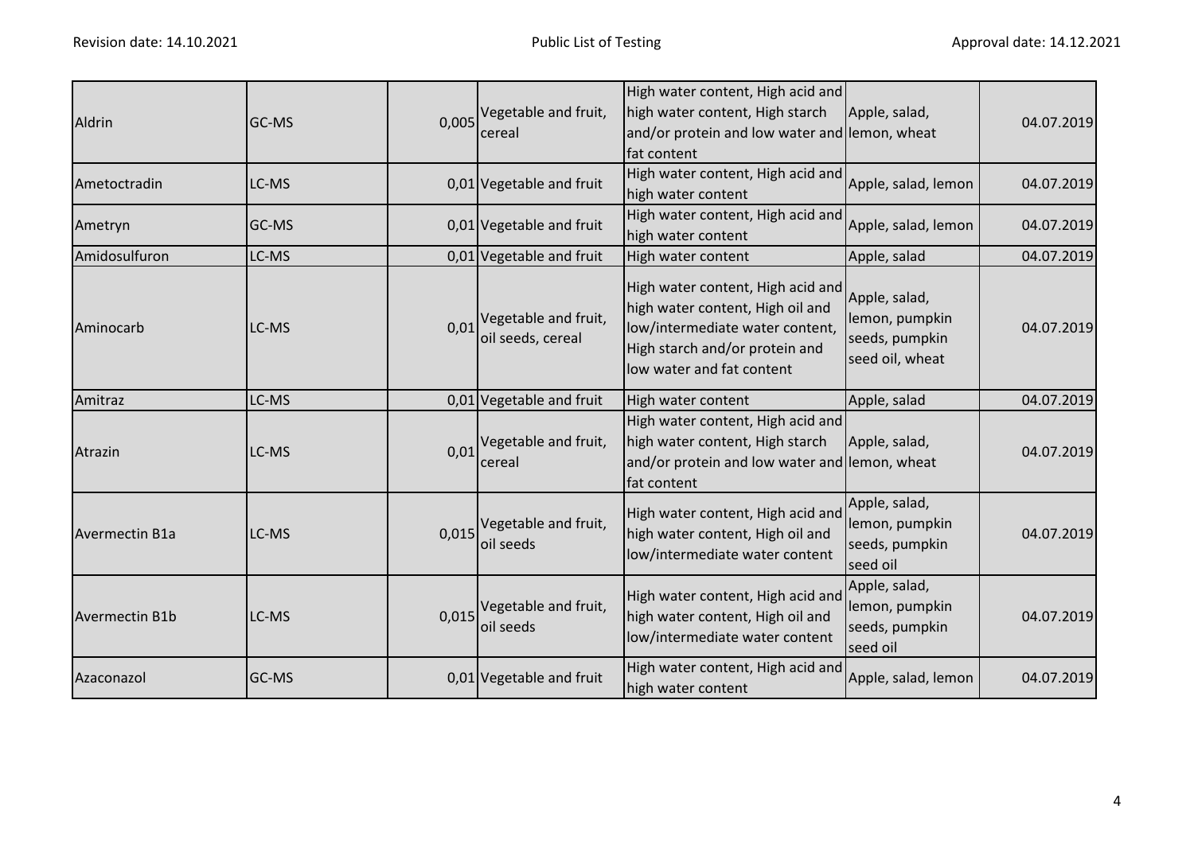| | | | | | | |
|---|---|---|---|---|---|---|
| Aldrin | GC-MS | 0,005 | Vegetable and fruit, cereal | High water content, High acid and high water content, High starch and/or protein and low water and fat content | Apple, salad, lemon, wheat | 04.07.2019 |
| Ametoctradin | LC-MS | 0,01 | Vegetable and fruit | High water content, High acid and high water content | Apple, salad, lemon | 04.07.2019 |
| Ametryn | GC-MS | 0,01 | Vegetable and fruit | High water content, High acid and high water content | Apple, salad, lemon | 04.07.2019 |
| Amidosulfuron | LC-MS | 0,01 | Vegetable and fruit | High water content | Apple, salad | 04.07.2019 |
| Aminocarb | LC-MS | 0,01 | Vegetable and fruit, oil seeds, cereal | High water content, High acid and high water content, High oil and low/intermediate water content, High starch and/or protein and low water and fat content | Apple, salad, lemon, pumpkin seeds, pumpkin seed oil, wheat | 04.07.2019 |
| Amitraz | LC-MS | 0,01 | Vegetable and fruit | High water content | Apple, salad | 04.07.2019 |
| Atrazin | LC-MS | 0,01 | Vegetable and fruit, cereal | High water content, High acid and high water content, High starch and/or protein and low water and fat content | Apple, salad, lemon, wheat | 04.07.2019 |
| Avermectin B1a | LC-MS | 0,015 | Vegetable and fruit, oil seeds | High water content, High acid and high water content, High oil and low/intermediate water content | Apple, salad, lemon, pumpkin seeds, pumpkin seed oil | 04.07.2019 |
| Avermectin B1b | LC-MS | 0,015 | Vegetable and fruit, oil seeds | High water content, High acid and high water content, High oil and low/intermediate water content | Apple, salad, lemon, pumpkin seeds, pumpkin seed oil | 04.07.2019 |
| Azaconazol | GC-MS | 0,01 | Vegetable and fruit | High water content, High acid and high water content | Apple, salad, lemon | 04.07.2019 |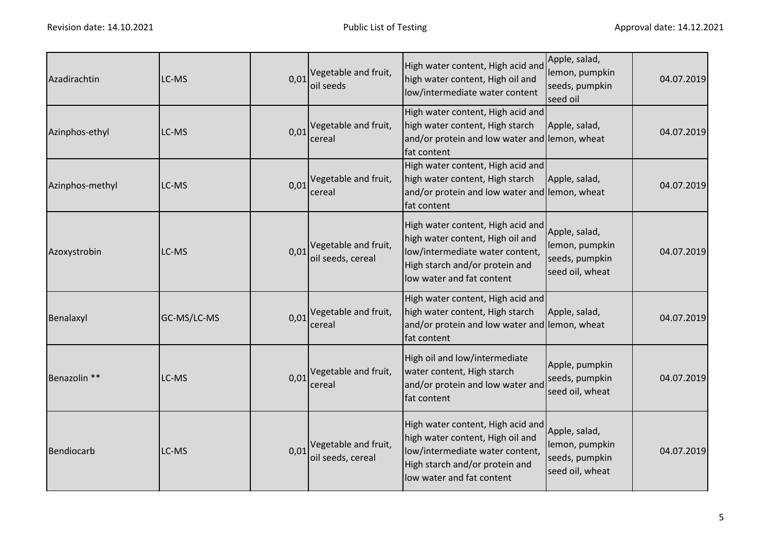| | | | | | | |
|---|---|---|---|---|---|---|
| Azadirachtin | LC-MS | 0,01 | Vegetable and fruit, oil seeds | High water content, High acid and high water content, High oil and low/intermediate water content | Apple, salad, lemon, pumpkin seeds, pumpkin seed oil | 04.07.2019 |
| Azinphos-ethyl | LC-MS | 0,01 | Vegetable and fruit, cereal | High water content, High acid and high water content, High starch and/or protein and low water and fat content | Apple, salad, lemon, wheat | 04.07.2019 |
| Azinphos-methyl | LC-MS | 0,01 | Vegetable and fruit, cereal | High water content, High acid and high water content, High starch and/or protein and low water and fat content | Apple, salad, lemon, wheat | 04.07.2019 |
| Azoxystrobin | LC-MS | 0,01 | Vegetable and fruit, oil seeds, cereal | High water content, High acid and high water content, High oil and low/intermediate water content, High starch and/or protein and low water and fat content | Apple, salad, lemon, pumpkin seeds, pumpkin seed oil, wheat | 04.07.2019 |
| Benalaxyl | GC-MS/LC-MS | 0,01 | Vegetable and fruit, cereal | High water content, High acid and high water content, High starch and/or protein and low water and fat content | Apple, salad, lemon, wheat | 04.07.2019 |
| Benazolin ** | LC-MS | 0,01 | Vegetable and fruit, cereal | High oil and low/intermediate water content, High starch and/or protein and low water and fat content | Apple, pumpkin seeds, pumpkin seed oil, wheat | 04.07.2019 |
| Bendiocarb | LC-MS | 0,01 | Vegetable and fruit, oil seeds, cereal | High water content, High acid and high water content, High oil and low/intermediate water content, High starch and/or protein and low water and fat content | Apple, salad, lemon, pumpkin seeds, pumpkin seed oil, wheat | 04.07.2019 |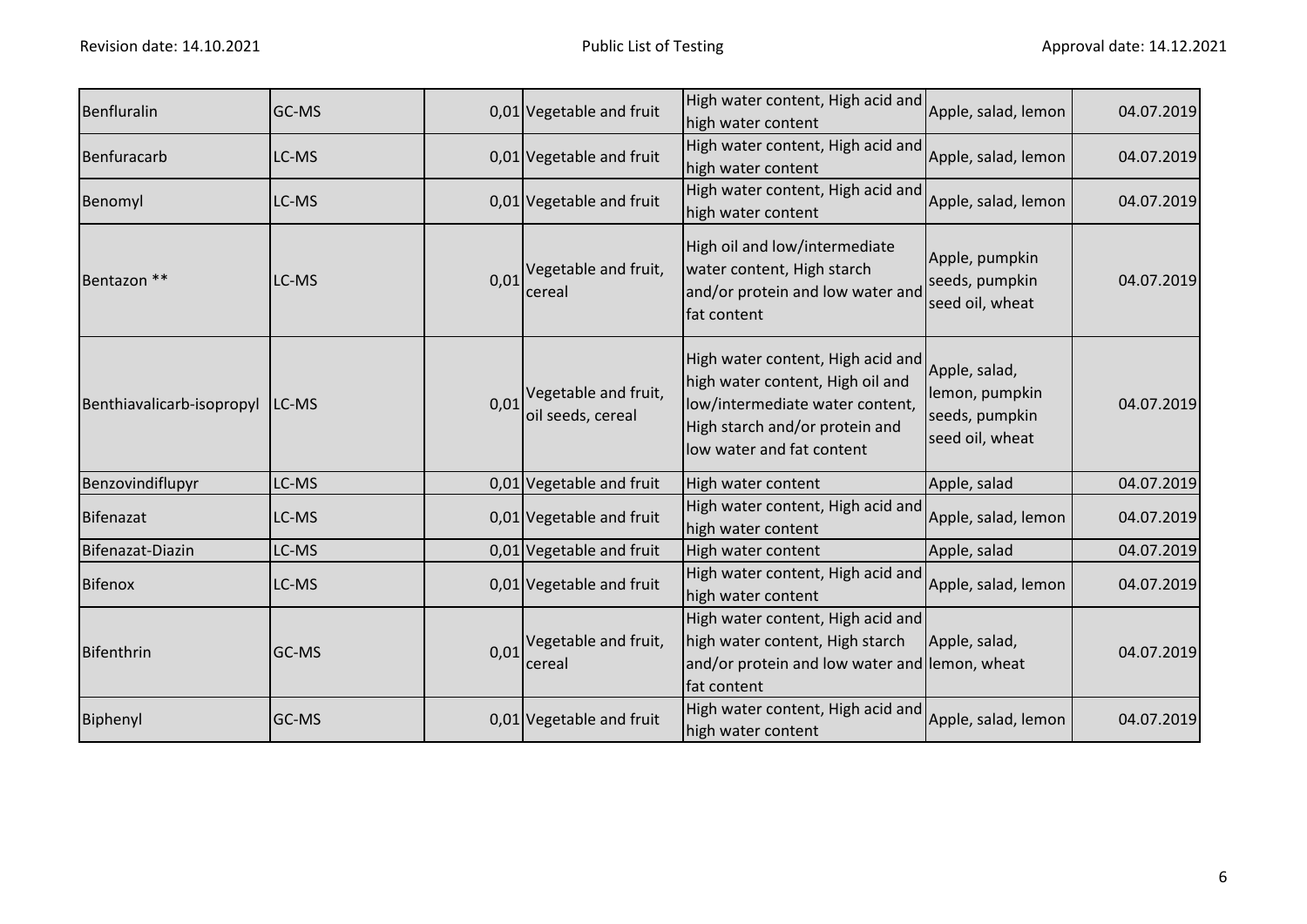| Benfluralin | GC-MS | 0,01 | Vegetable and fruit | High water content, High acid and high water content | Apple, salad, lemon | 04.07.2019 |
|---|---|---|---|---|---|---|
| Benfuracarb | LC-MS | 0,01 | Vegetable and fruit | High water content, High acid and high water content | Apple, salad, lemon | 04.07.2019 |
| Benomyl | LC-MS | 0,01 | Vegetable and fruit | High water content, High acid and high water content | Apple, salad, lemon | 04.07.2019 |
| Bentazon ** | LC-MS | 0,01 | Vegetable and fruit, cereal | High oil and low/intermediate water content, High starch and/or protein and low water and fat content | Apple, pumpkin seeds, pumpkin seed oil, wheat | 04.07.2019 |
| Benthiavalicarb-isopropyl | LC-MS | 0,01 | Vegetable and fruit, oil seeds, cereal | High water content, High acid and high water content, High oil and low/intermediate water content, High starch and/or protein and low water and fat content | Apple, salad, lemon, pumpkin seeds, pumpkin seed oil, wheat | 04.07.2019 |
| Benzovindiflupyr | LC-MS | 0,01 | Vegetable and fruit | High water content | Apple, salad | 04.07.2019 |
| Bifenazat | LC-MS | 0,01 | Vegetable and fruit | High water content, High acid and high water content | Apple, salad, lemon | 04.07.2019 |
| Bifenazat-Diazin | LC-MS | 0,01 | Vegetable and fruit | High water content | Apple, salad | 04.07.2019 |
| Bifenox | LC-MS | 0,01 | Vegetable and fruit | High water content, High acid and high water content | Apple, salad, lemon | 04.07.2019 |
| Bifenthrin | GC-MS | 0,01 | Vegetable and fruit, cereal | High water content, High acid and high water content, High starch and/or protein and low water and fat content | Apple, salad, lemon, wheat | 04.07.2019 |
| Biphenyl | GC-MS | 0,01 | Vegetable and fruit | High water content, High acid and high water content | Apple, salad, lemon | 04.07.2019 |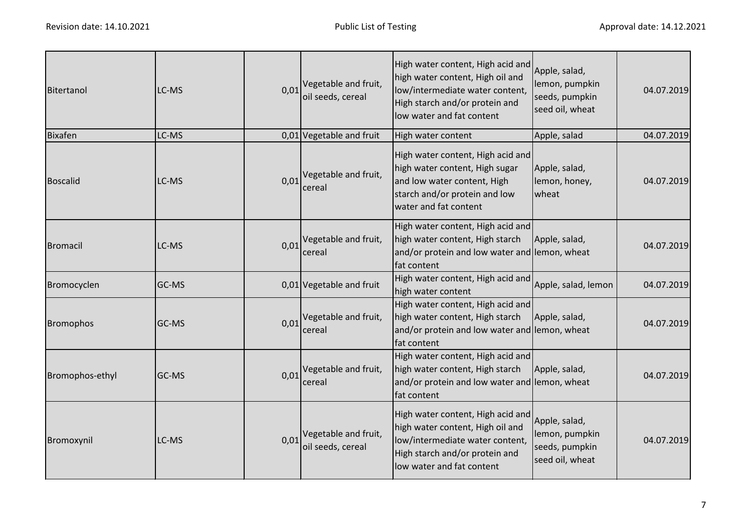| | | | | | | |
|---|---|---|---|---|---|---|
| Bitertanol | LC-MS | 0,01 | Vegetable and fruit, oil seeds, cereal | High water content, High acid and high water content, High oil and low/intermediate water content, High starch and/or protein and low water and fat content | Apple, salad, lemon, pumpkin seeds, pumpkin seed oil, wheat | 04.07.2019 |
| Bixafen | LC-MS | 0,01 | Vegetable and fruit | High water content | Apple, salad | 04.07.2019 |
| Boscalid | LC-MS | 0,01 | Vegetable and fruit, cereal | High water content, High acid and high water content, High sugar and low water content, High starch and/or protein and low water and fat content | Apple, salad, lemon, honey, wheat | 04.07.2019 |
| Bromacil | LC-MS | 0,01 | Vegetable and fruit, cereal | High water content, High acid and high water content, High starch and/or protein and low water and fat content | Apple, salad, lemon, wheat | 04.07.2019 |
| Bromocyclen | GC-MS | 0,01 | Vegetable and fruit | High water content, High acid and high water content | Apple, salad, lemon | 04.07.2019 |
| Bromophos | GC-MS | 0,01 | Vegetable and fruit, cereal | High water content, High acid and high water content, High starch and/or protein and low water and fat content | Apple, salad, lemon, wheat | 04.07.2019 |
| Bromophos-ethyl | GC-MS | 0,01 | Vegetable and fruit, cereal | High water content, High acid and high water content, High starch and/or protein and low water and fat content | Apple, salad, lemon, wheat | 04.07.2019 |
| Bromoxynil | LC-MS | 0,01 | Vegetable and fruit, oil seeds, cereal | High water content, High acid and high water content, High oil and low/intermediate water content, High starch and/or protein and low water and fat content | Apple, salad, lemon, pumpkin seeds, pumpkin seed oil, wheat | 04.07.2019 |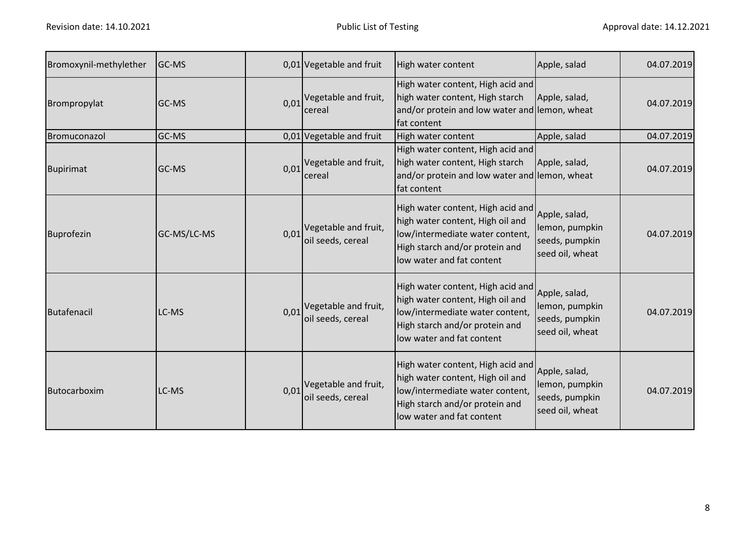| | | | | | | |
|---|---|---|---|---|---|---|
| Bromoxynil-methylether | GC-MS | 0,01 | Vegetable and fruit | High water content | Apple, salad | 04.07.2019 |
| Brompropylat | GC-MS | 0,01 | Vegetable and fruit, cereal | High water content, High acid and high water content, High starch and/or protein and low water and fat content | Apple, salad, lemon, wheat | 04.07.2019 |
| Bromuconazol | GC-MS | 0,01 | Vegetable and fruit | High water content | Apple, salad | 04.07.2019 |
| Bupirimat | GC-MS | 0,01 | Vegetable and fruit, cereal | High water content, High acid and high water content, High starch and/or protein and low water and fat content | Apple, salad, lemon, wheat | 04.07.2019 |
| Buprofezin | GC-MS/LC-MS | 0,01 | Vegetable and fruit, oil seeds, cereal | High water content, High acid and high water content, High oil and low/intermediate water content, High starch and/or protein and low water and fat content | Apple, salad, lemon, pumpkin seeds, pumpkin seed oil, wheat | 04.07.2019 |
| Butafenacil | LC-MS | 0,01 | Vegetable and fruit, oil seeds, cereal | High water content, High acid and high water content, High oil and low/intermediate water content, High starch and/or protein and low water and fat content | Apple, salad, lemon, pumpkin seeds, pumpkin seed oil, wheat | 04.07.2019 |
| Butocarboxim | LC-MS | 0,01 | Vegetable and fruit, oil seeds, cereal | High water content, High acid and high water content, High oil and low/intermediate water content, High starch and/or protein and low water and fat content | Apple, salad, lemon, pumpkin seeds, pumpkin seed oil, wheat | 04.07.2019 |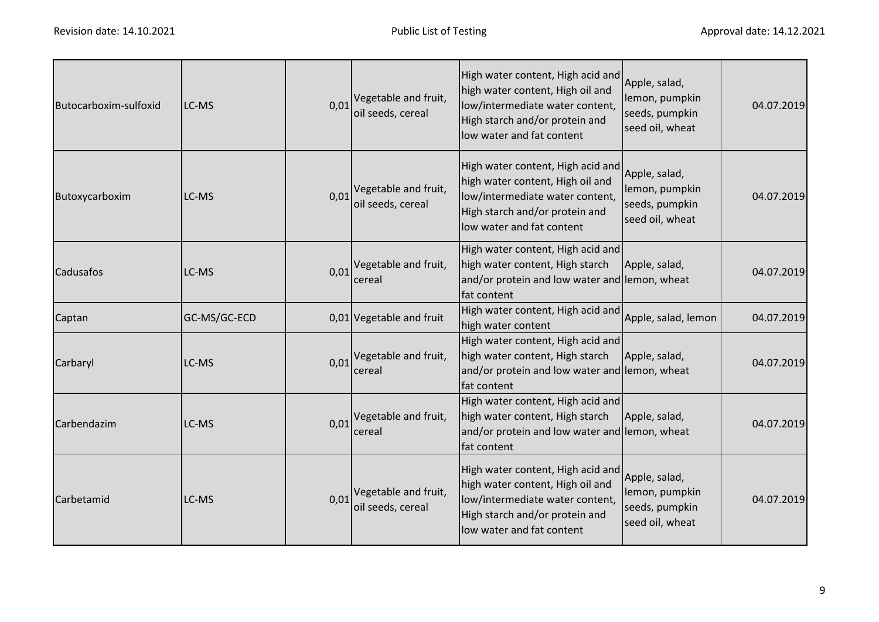| | | | | | | |
|---|---|---|---|---|---|---|
| Butocarboxim-sulfoxid | LC-MS | 0,01 | Vegetable and fruit, oil seeds, cereal | High water content, High acid and high water content, High oil and low/intermediate water content, High starch and/or protein and low water and fat content | Apple, salad, lemon, pumpkin seeds, pumpkin seed oil, wheat | 04.07.2019 |
| Butoxycarboxim | LC-MS | 0,01 | Vegetable and fruit, oil seeds, cereal | High water content, High acid and high water content, High oil and low/intermediate water content, High starch and/or protein and low water and fat content | Apple, salad, lemon, pumpkin seeds, pumpkin seed oil, wheat | 04.07.2019 |
| Cadusafos | LC-MS | 0,01 | Vegetable and fruit, cereal | High water content, High acid and high water content, High starch and/or protein and low water and fat content | Apple, salad, lemon, wheat | 04.07.2019 |
| Captan | GC-MS/GC-ECD | 0,01 | Vegetable and fruit | High water content, High acid and high water content | Apple, salad, lemon | 04.07.2019 |
| Carbaryl | LC-MS | 0,01 | Vegetable and fruit, cereal | High water content, High acid and high water content, High starch and/or protein and low water and fat content | Apple, salad, lemon, wheat | 04.07.2019 |
| Carbendazim | LC-MS | 0,01 | Vegetable and fruit, cereal | High water content, High acid and high water content, High starch and/or protein and low water and fat content | Apple, salad, lemon, wheat | 04.07.2019 |
| Carbetamid | LC-MS | 0,01 | Vegetable and fruit, oil seeds, cereal | High water content, High acid and high water content, High oil and low/intermediate water content, High starch and/or protein and low water and fat content | Apple, salad, lemon, pumpkin seeds, pumpkin seed oil, wheat | 04.07.2019 |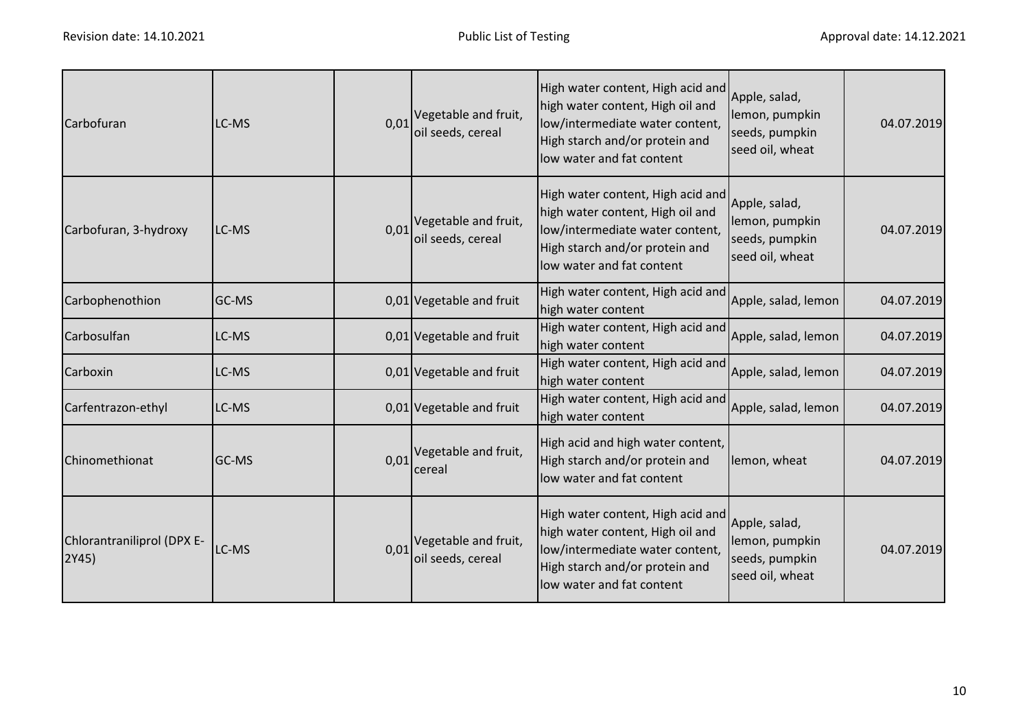| | | | | | | |
|---|---|---|---|---|---|---|
| Carbofuran | LC-MS | 0,01 | Vegetable and fruit, oil seeds, cereal | High water content, High acid and high water content, High oil and low/intermediate water content, High starch and/or protein and low water and fat content | Apple, salad, lemon, pumpkin seeds, pumpkin seed oil, wheat | 04.07.2019 |
| Carbofuran, 3-hydroxy | LC-MS | 0,01 | Vegetable and fruit, oil seeds, cereal | High water content, High acid and high water content, High oil and low/intermediate water content, High starch and/or protein and low water and fat content | Apple, salad, lemon, pumpkin seeds, pumpkin seed oil, wheat | 04.07.2019 |
| Carbophenothion | GC-MS | 0,01 | Vegetable and fruit | High water content, High acid and high water content | Apple, salad, lemon | 04.07.2019 |
| Carbosulfan | LC-MS | 0,01 | Vegetable and fruit | High water content, High acid and high water content | Apple, salad, lemon | 04.07.2019 |
| Carboxin | LC-MS | 0,01 | Vegetable and fruit | High water content, High acid and high water content | Apple, salad, lemon | 04.07.2019 |
| Carfentrazon-ethyl | LC-MS | 0,01 | Vegetable and fruit | High water content, High acid and high water content | Apple, salad, lemon | 04.07.2019 |
| Chinomethionat | GC-MS | 0,01 | Vegetable and fruit, cereal | High acid and high water content, High starch and/or protein and low water and fat content | lemon, wheat | 04.07.2019 |
| Chlorantraniliprol (DPX E-2Y45) | LC-MS | 0,01 | Vegetable and fruit, oil seeds, cereal | High water content, High acid and high water content, High oil and low/intermediate water content, High starch and/or protein and low water and fat content | Apple, salad, lemon, pumpkin seeds, pumpkin seed oil, wheat | 04.07.2019 |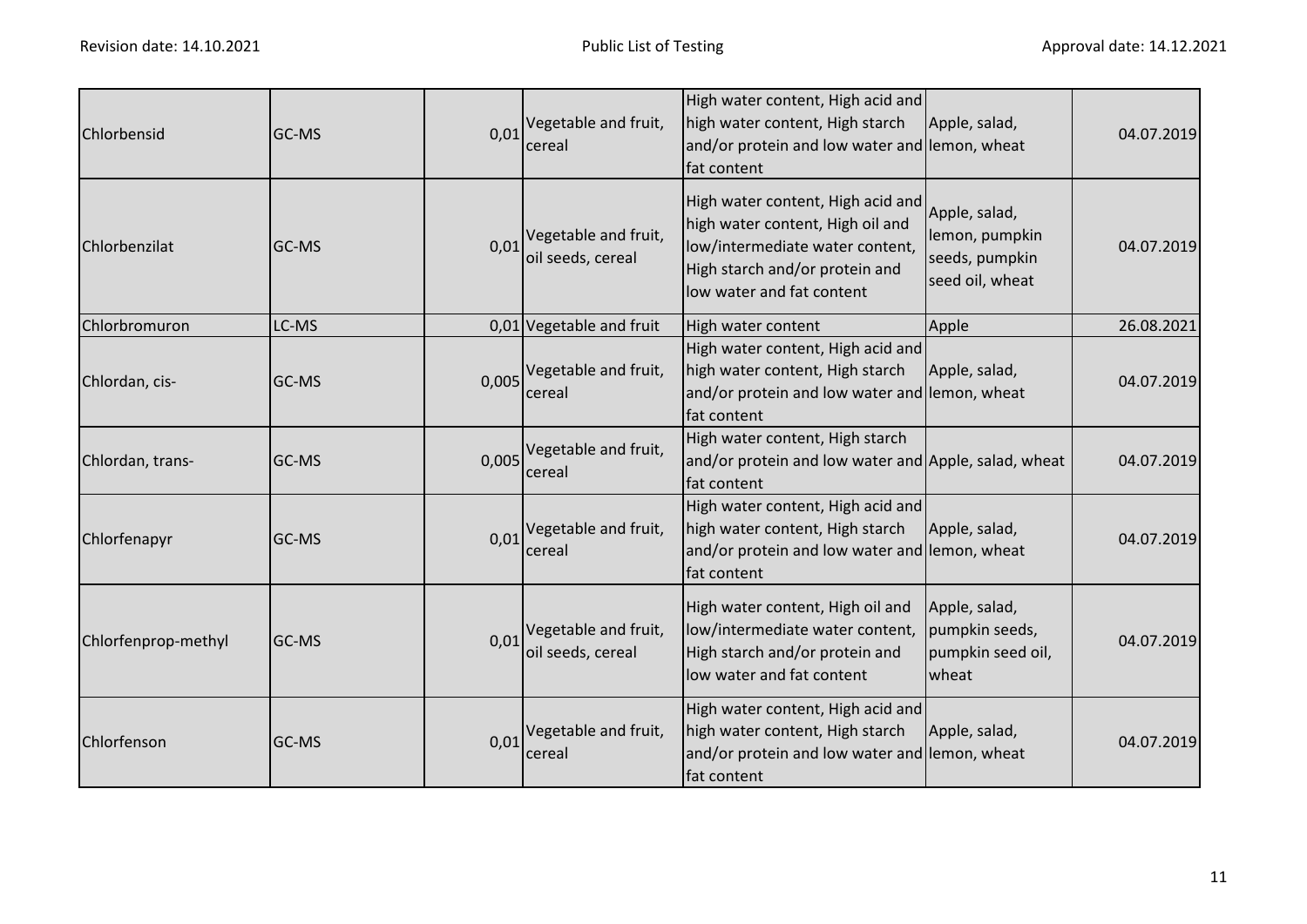| Chlorbensid | GC-MS | 0,01 | Vegetable and fruit, cereal | High water content, High acid and high water content, High starch and/or protein and low water and fat content | Apple, salad, lemon, wheat | 04.07.2019 |
|---|---|---|---|---|---|---|
| Chlorbenzilat | GC-MS | 0,01 | Vegetable and fruit, oil seeds, cereal | High water content, High acid and high water content, High oil and low/intermediate water content, High starch and/or protein and low water and fat content | Apple, salad, lemon, pumpkin seeds, pumpkin seed oil, wheat | 04.07.2019 |
| Chlorbromuron | LC-MS | 0,01 | Vegetable and fruit | High water content | Apple | 26.08.2021 |
| Chlordan, cis- | GC-MS | 0,005 | Vegetable and fruit, cereal | High water content, High acid and high water content, High starch and/or protein and low water and fat content | Apple, salad, lemon, wheat | 04.07.2019 |
| Chlordan, trans- | GC-MS | 0,005 | Vegetable and fruit, cereal | High water content, High starch and/or protein and low water and fat content | Apple, salad, wheat | 04.07.2019 |
| Chlorfenapyr | GC-MS | 0,01 | Vegetable and fruit, cereal | High water content, High acid and high water content, High starch and/or protein and low water and fat content | Apple, salad, lemon, wheat | 04.07.2019 |
| Chlorfenprop-methyl | GC-MS | 0,01 | Vegetable and fruit, oil seeds, cereal | High water content, High oil and low/intermediate water content, High starch and/or protein and low water and fat content | Apple, salad, pumpkin seeds, pumpkin seed oil, wheat | 04.07.2019 |
| Chlorfenson | GC-MS | 0,01 | Vegetable and fruit, cereal | High water content, High acid and high water content, High starch and/or protein and low water and fat content | Apple, salad, lemon, wheat | 04.07.2019 |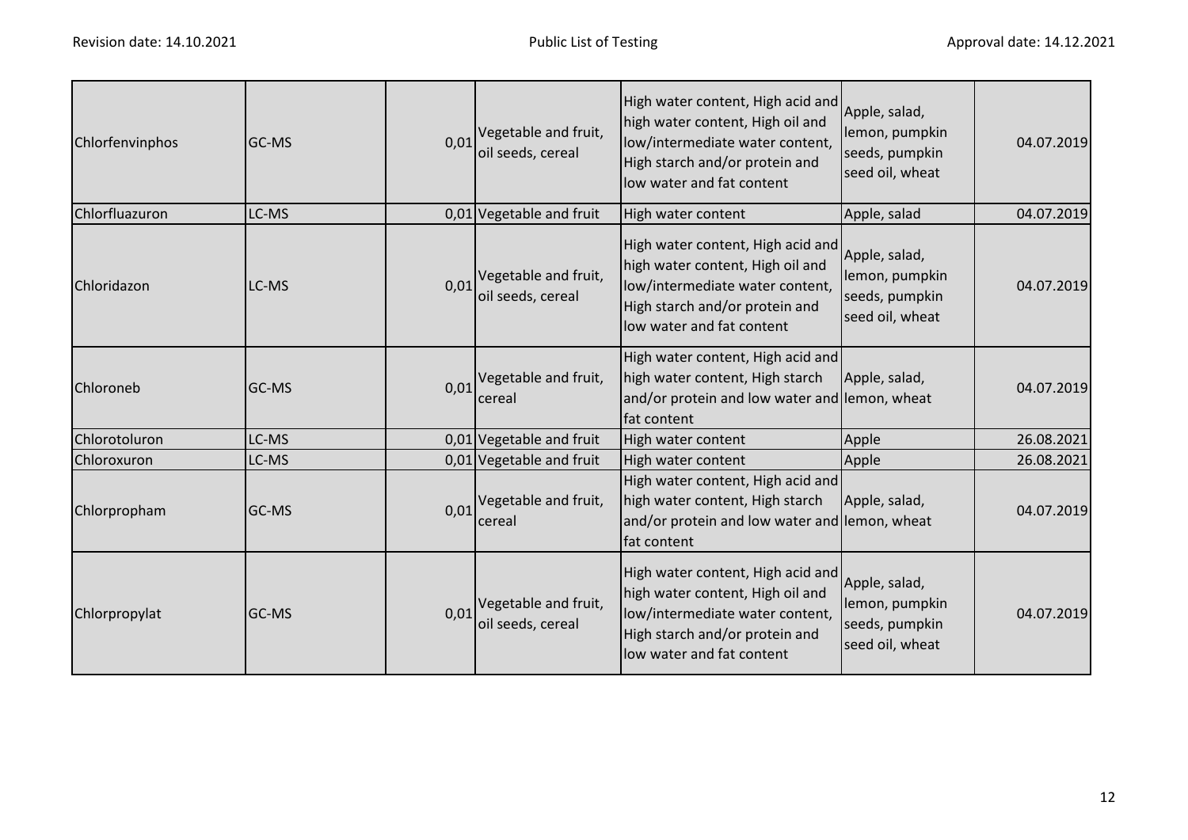| Chlorfenvinphos | GC-MS | 0,01 | Vegetable and fruit, oil seeds, cereal | High water content, High acid and high water content, High oil and low/intermediate water content, High starch and/or protein and low water and fat content | Apple, salad, lemon, pumpkin seeds, pumpkin seed oil, wheat | 04.07.2019 |
|---|---|---|---|---|---|---|
| Chlorfluazuron | LC-MS | 0,01 | Vegetable and fruit | High water content | Apple, salad | 04.07.2019 |
| Chloridazon | LC-MS | 0,01 | Vegetable and fruit, oil seeds, cereal | High water content, High acid and high water content, High oil and low/intermediate water content, High starch and/or protein and low water and fat content | Apple, salad, lemon, pumpkin seeds, pumpkin seed oil, wheat | 04.07.2019 |
| Chloroneb | GC-MS | 0,01 | Vegetable and fruit, cereal | High water content, High acid and high water content, High starch and/or protein and low water and fat content | Apple, salad, lemon, wheat | 04.07.2019 |
| Chlorotoluron | LC-MS | 0,01 | Vegetable and fruit | High water content | Apple | 26.08.2021 |
| Chloroxuron | LC-MS | 0,01 | Vegetable and fruit | High water content | Apple | 26.08.2021 |
| Chlorpropham | GC-MS | 0,01 | Vegetable and fruit, cereal | High water content, High acid and high water content, High starch and/or protein and low water and fat content | Apple, salad, lemon, wheat | 04.07.2019 |
| Chlorpropylat | GC-MS | 0,01 | Vegetable and fruit, oil seeds, cereal | High water content, High acid and high water content, High oil and low/intermediate water content, High starch and/or protein and low water and fat content | Apple, salad, lemon, pumpkin seeds, pumpkin seed oil, wheat | 04.07.2019 |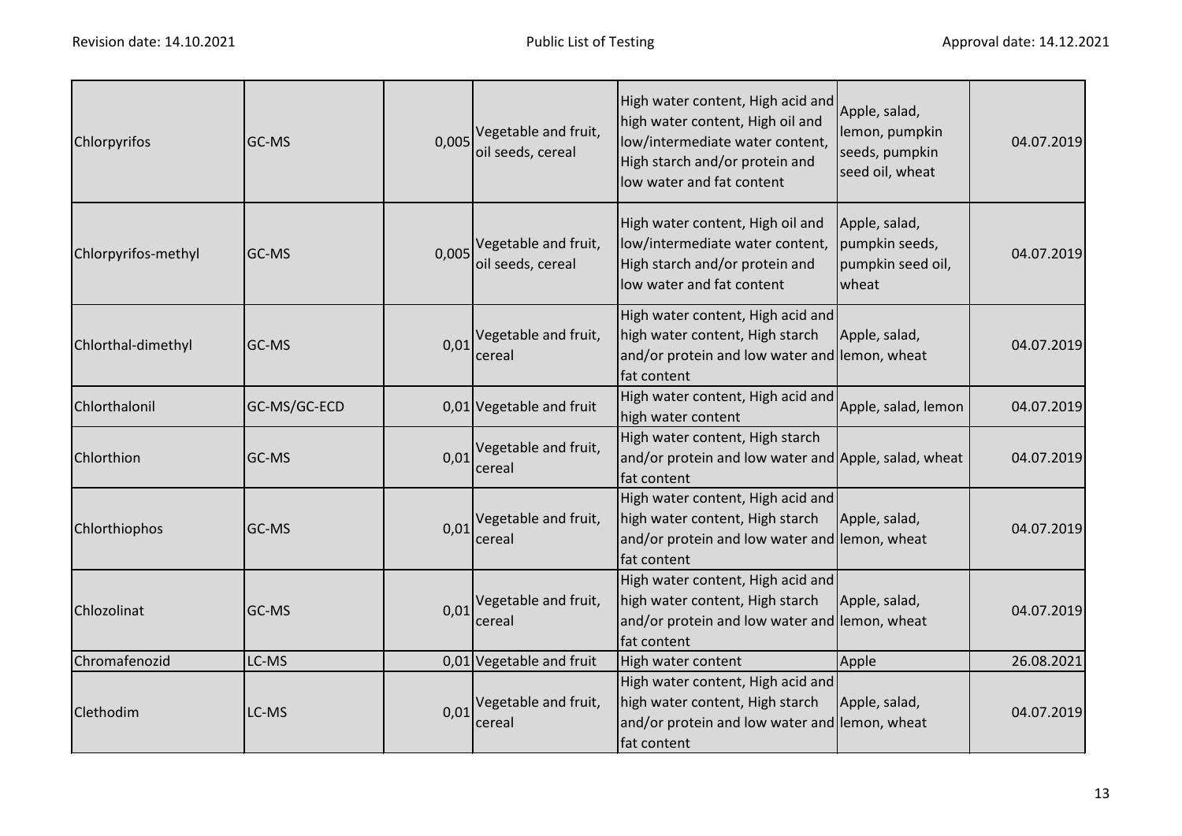| Chlorpyrifos | GC-MS | 0,005 | Vegetable and fruit, oil seeds, cereal | High water content, High acid and high water content, High oil and low/intermediate water content, High starch and/or protein and low water and fat content | Apple, salad, lemon, pumpkin seeds, pumpkin seed oil, wheat | 04.07.2019 |
|---|---|---|---|---|---|---|
| Chlorpyrifos-methyl | GC-MS | 0,005 | Vegetable and fruit, oil seeds, cereal | High water content, High oil and low/intermediate water content, High starch and/or protein and low water and fat content | Apple, salad, pumpkin seeds, pumpkin seed oil, wheat | 04.07.2019 |
| Chlorthal-dimethyl | GC-MS | 0,01 | Vegetable and fruit, cereal | High water content, High acid and high water content, High starch and/or protein and low water and fat content | Apple, salad, lemon, wheat | 04.07.2019 |
| Chlorthalonil | GC-MS/GC-ECD | 0,01 | Vegetable and fruit | High water content, High acid and high water content | Apple, salad, lemon | 04.07.2019 |
| Chlorthion | GC-MS | 0,01 | Vegetable and fruit, cereal | High water content, High starch and/or protein and low water and fat content | Apple, salad, wheat | 04.07.2019 |
| Chlorthiophos | GC-MS | 0,01 | Vegetable and fruit, cereal | High water content, High acid and high water content, High starch and/or protein and low water and fat content | Apple, salad, lemon, wheat | 04.07.2019 |
| Chlozolinat | GC-MS | 0,01 | Vegetable and fruit, cereal | High water content, High acid and high water content, High starch and/or protein and low water and fat content | Apple, salad, lemon, wheat | 04.07.2019 |
| Chromafenozid | LC-MS | 0,01 | Vegetable and fruit | High water content | Apple | 26.08.2021 |
| Clethodim | LC-MS | 0,01 | Vegetable and fruit, cereal | High water content, High acid and high water content, High starch and/or protein and low water and fat content | Apple, salad, lemon, wheat | 04.07.2019 |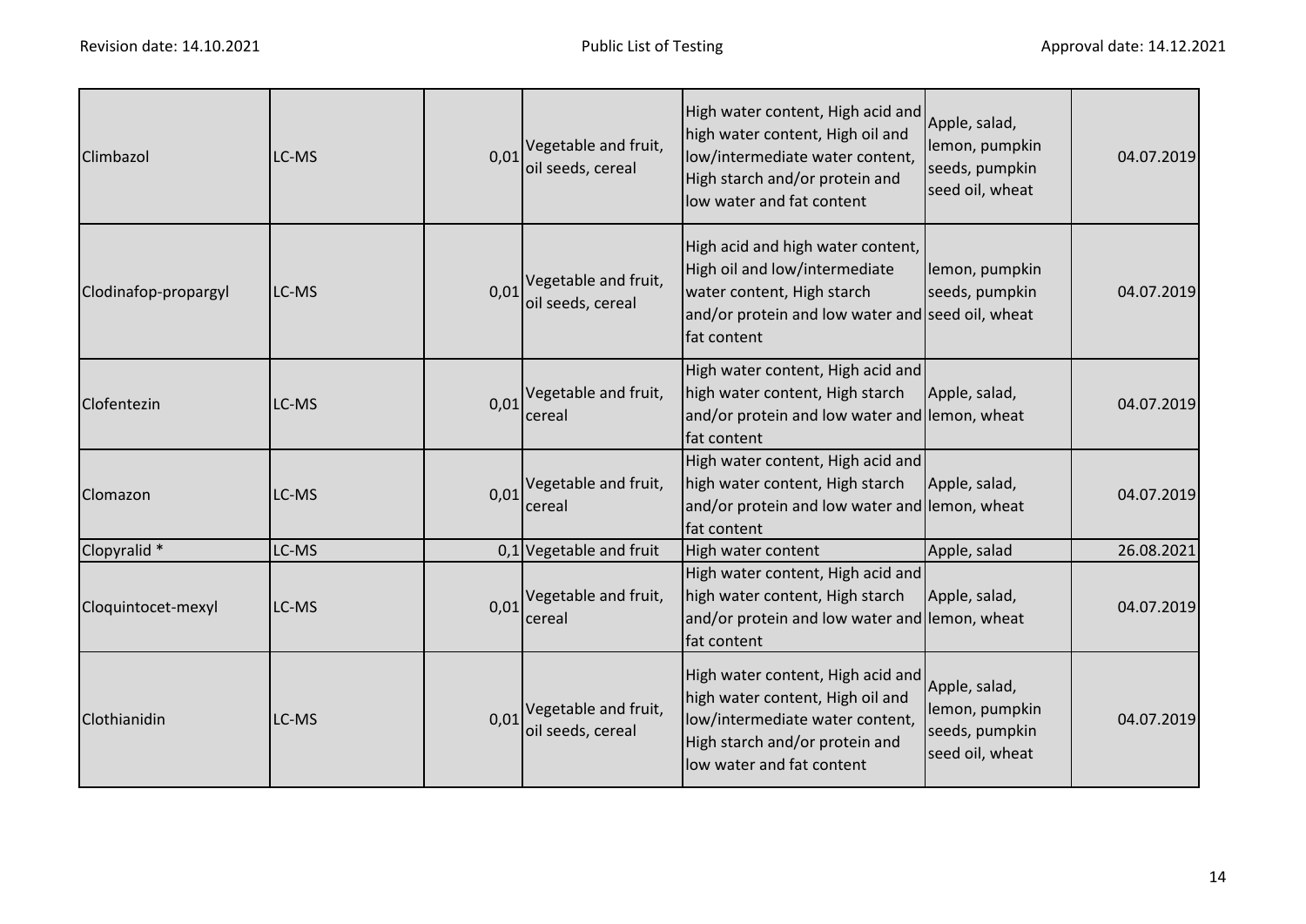| | | | | | | |
|---|---|---|---|---|---|---|
| Climbazol | LC-MS | 0,01 | Vegetable and fruit, oil seeds, cereal | High water content, High acid and high water content, High oil and low/intermediate water content, High starch and/or protein and low water and fat content | Apple, salad, lemon, pumpkin seeds, pumpkin seed oil, wheat | 04.07.2019 |
| Clodinafop-propargyl | LC-MS | 0,01 | Vegetable and fruit, oil seeds, cereal | High acid and high water content, High oil and low/intermediate water content, High starch and/or protein and low water and fat content | lemon, pumpkin seeds, pumpkin seed oil, wheat | 04.07.2019 |
| Clofentezin | LC-MS | 0,01 | Vegetable and fruit, cereal | High water content, High acid and high water content, High starch and/or protein and low water and fat content | Apple, salad, lemon, wheat | 04.07.2019 |
| Clomazon | LC-MS | 0,01 | Vegetable and fruit, cereal | High water content, High acid and high water content, High starch and/or protein and low water and fat content | Apple, salad, lemon, wheat | 04.07.2019 |
| Clopyralid * | LC-MS | 0,1 | Vegetable and fruit | High water content | Apple, salad | 26.08.2021 |
| Cloquintocet-mexyl | LC-MS | 0,01 | Vegetable and fruit, cereal | High water content, High acid and high water content, High starch and/or protein and low water and fat content | Apple, salad, lemon, wheat | 04.07.2019 |
| Clothianidin | LC-MS | 0,01 | Vegetable and fruit, oil seeds, cereal | High water content, High acid and high water content, High oil and low/intermediate water content, High starch and/or protein and low water and fat content | Apple, salad, lemon, pumpkin seeds, pumpkin seed oil, wheat | 04.07.2019 |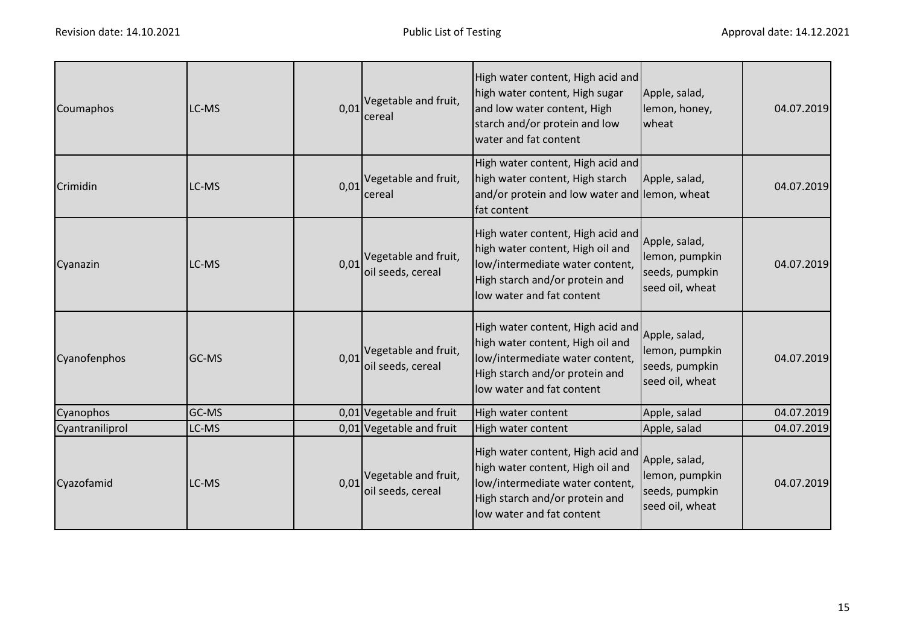| Coumaphos | LC-MS | 0,01 | Vegetable and fruit, cereal | High water content, High acid and high water content, High sugar and low water content, High starch and/or protein and low water and fat content | Apple, salad, lemon, honey, wheat | 04.07.2019 |
|---|---|---|---|---|---|---|
| Crimidin | LC-MS | 0,01 | Vegetable and fruit, cereal | High water content, High acid and high water content, High starch and/or protein and low water and fat content | Apple, salad, lemon, wheat | 04.07.2019 |
| Cyanazin | LC-MS | 0,01 | Vegetable and fruit, oil seeds, cereal | High water content, High acid and high water content, High oil and low/intermediate water content, High starch and/or protein and low water and fat content | Apple, salad, lemon, pumpkin seeds, pumpkin seed oil, wheat | 04.07.2019 |
| Cyanofenphos | GC-MS | 0,01 | Vegetable and fruit, oil seeds, cereal | High water content, High acid and high water content, High oil and low/intermediate water content, High starch and/or protein and low water and fat content | Apple, salad, lemon, pumpkin seeds, pumpkin seed oil, wheat | 04.07.2019 |
| Cyanophos | GC-MS | 0,01 | Vegetable and fruit | High water content | Apple, salad | 04.07.2019 |
| Cyantraniliprol | LC-MS | 0,01 | Vegetable and fruit | High water content | Apple, salad | 04.07.2019 |
| Cyazofamid | LC-MS | 0,01 | Vegetable and fruit, oil seeds, cereal | High water content, High acid and high water content, High oil and low/intermediate water content, High starch and/or protein and low water and fat content | Apple, salad, lemon, pumpkin seeds, pumpkin seed oil, wheat | 04.07.2019 |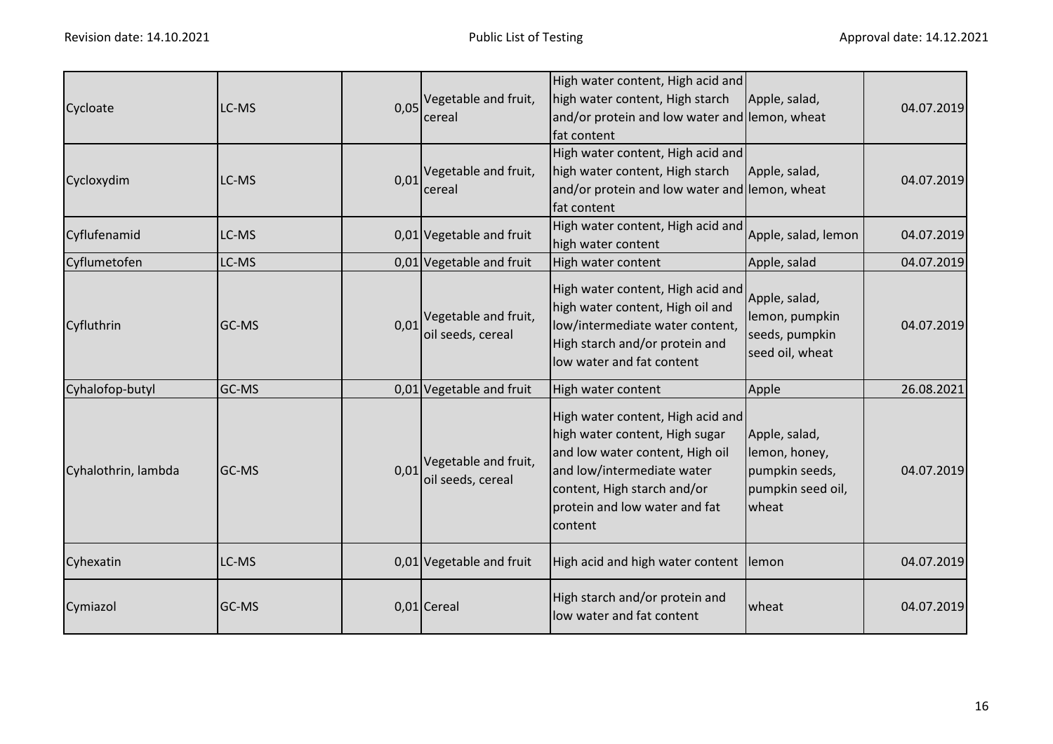| Cycloate | LC-MS | 0,05 | Vegetable and fruit, cereal | High water content, High acid and high water content, High starch and/or protein and low water and fat content | Apple, salad, lemon, wheat | 04.07.2019 |
|---|---|---|---|---|---|---|
| Cycloxydim | LC-MS | 0,01 | Vegetable and fruit, cereal | High water content, High acid and high water content, High starch and/or protein and low water and fat content | Apple, salad, lemon, wheat | 04.07.2019 |
| Cyflufenamid | LC-MS | 0,01 | Vegetable and fruit | High water content, High acid and high water content | Apple, salad, lemon | 04.07.2019 |
| Cyflumetofen | LC-MS | 0,01 | Vegetable and fruit | High water content | Apple, salad | 04.07.2019 |
| Cyfluthrin | GC-MS | 0,01 | Vegetable and fruit, oil seeds, cereal | High water content, High acid and high water content, High oil and low/intermediate water content, High starch and/or protein and low water and fat content | Apple, salad, lemon, pumpkin seeds, pumpkin seed oil, wheat | 04.07.2019 |
| Cyhalofop-butyl | GC-MS | 0,01 | Vegetable and fruit | High water content | Apple | 26.08.2021 |
| Cyhalothrin, lambda | GC-MS | 0,01 | Vegetable and fruit, oil seeds, cereal | High water content, High acid and high water content, High sugar and low water content, High oil and low/intermediate water content, High starch and/or protein and low water and fat content | Apple, salad, lemon, honey, pumpkin seeds, pumpkin seed oil, wheat | 04.07.2019 |
| Cyhexatin | LC-MS | 0,01 | Vegetable and fruit | High acid and high water content | lemon | 04.07.2019 |
| Cymiazol | GC-MS | 0,01 | Cereal | High starch and/or protein and low water and fat content | wheat | 04.07.2019 |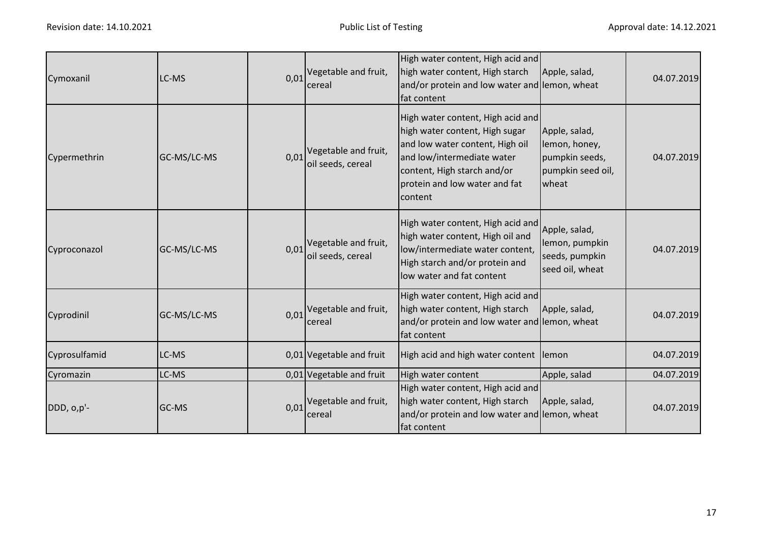| Cymoxanil | LC-MS | 0,01 | Vegetable and fruit, cereal | High water content, High acid and high water content, High starch and/or protein and low water and fat content | Apple, salad, lemon, wheat | 04.07.2019 |
|---|---|---|---|---|---|---|
| Cypermethrin | GC-MS/LC-MS | 0,01 | Vegetable and fruit, oil seeds, cereal | High water content, High acid and high water content, High sugar and low water content, High oil and low/intermediate water content, High starch and/or protein and low water and fat content | Apple, salad, lemon, honey, pumpkin seeds, pumpkin seed oil, wheat | 04.07.2019 |
| Cyproconazol | GC-MS/LC-MS | 0,01 | Vegetable and fruit, oil seeds, cereal | High water content, High acid and high water content, High oil and low/intermediate water content, High starch and/or protein and low water and fat content | Apple, salad, lemon, pumpkin seeds, pumpkin seed oil, wheat | 04.07.2019 |
| Cyprodinil | GC-MS/LC-MS | 0,01 | Vegetable and fruit, cereal | High water content, High acid and high water content, High starch and/or protein and low water and fat content | Apple, salad, lemon, wheat | 04.07.2019 |
| Cyprosulfamid | LC-MS | 0,01 | Vegetable and fruit | High acid and high water content | lemon | 04.07.2019 |
| Cyromazin | LC-MS | 0,01 | Vegetable and fruit | High water content | Apple, salad | 04.07.2019 |
| DDD, o,p'- | GC-MS | 0,01 | Vegetable and fruit, cereal | High water content, High acid and high water content, High starch and/or protein and low water and fat content | Apple, salad, lemon, wheat | 04.07.2019 |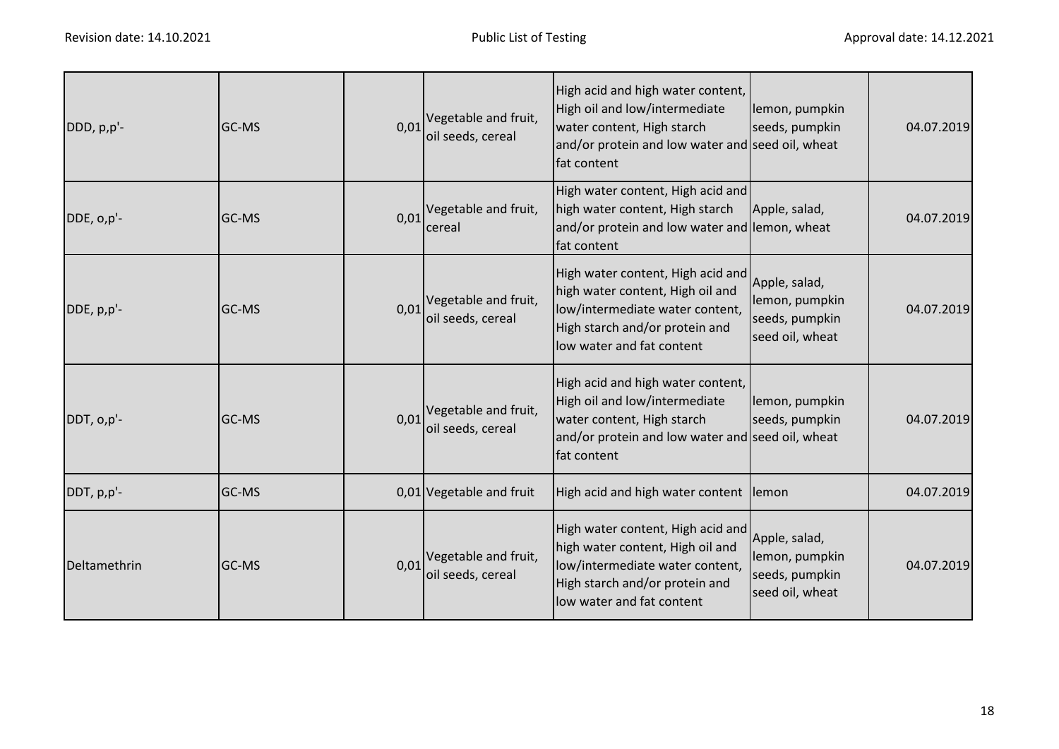| | | | | | | |
|---|---|---|---|---|---|---|
| DDD, p,p'- | GC-MS | 0,01 | Vegetable and fruit, oil seeds, cereal | High acid and high water content, High oil and low/intermediate water content, High starch and/or protein and low water and fat content | lemon, pumpkin seeds, pumpkin seed oil, wheat | 04.07.2019 |
| DDE, o,p'- | GC-MS | 0,01 | Vegetable and fruit, cereal | High water content, High acid and high water content, High starch and/or protein and low water and fat content | Apple, salad, lemon, wheat | 04.07.2019 |
| DDE, p,p'- | GC-MS | 0,01 | Vegetable and fruit, oil seeds, cereal | High water content, High acid and high water content, High oil and low/intermediate water content, High starch and/or protein and low water and fat content | Apple, salad, lemon, pumpkin seeds, pumpkin seed oil, wheat | 04.07.2019 |
| DDT, o,p'- | GC-MS | 0,01 | Vegetable and fruit, oil seeds, cereal | High acid and high water content, High oil and low/intermediate water content, High starch and/or protein and low water and fat content | lemon, pumpkin seeds, pumpkin seed oil, wheat | 04.07.2019 |
| DDT, p,p'- | GC-MS | 0,01 | Vegetable and fruit | High acid and high water content | lemon | 04.07.2019 |
| Deltamethrin | GC-MS | 0,01 | Vegetable and fruit, oil seeds, cereal | High water content, High acid and high water content, High oil and low/intermediate water content, High starch and/or protein and low water and fat content | Apple, salad, lemon, pumpkin seeds, pumpkin seed oil, wheat | 04.07.2019 |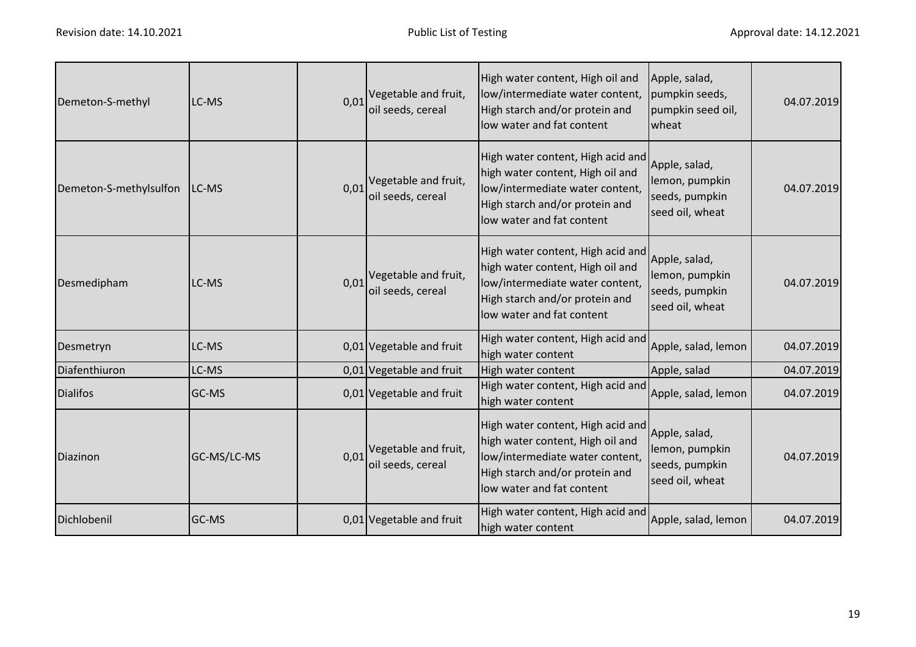| | | | | | | |
|---|---|---|---|---|---|---|
| Demeton-S-methyl | LC-MS | 0,01 | Vegetable and fruit, oil seeds, cereal | High water content, High oil and low/intermediate water content, High starch and/or protein and low water and fat content | Apple, salad, pumpkin seeds, pumpkin seed oil, wheat | 04.07.2019 |
| Demeton-S-methylsulfon | LC-MS | 0,01 | Vegetable and fruit, oil seeds, cereal | High water content, High acid and high water content, High oil and low/intermediate water content, High starch and/or protein and low water and fat content | Apple, salad, lemon, pumpkin seeds, pumpkin seed oil, wheat | 04.07.2019 |
| Desmedipham | LC-MS | 0,01 | Vegetable and fruit, oil seeds, cereal | High water content, High acid and high water content, High oil and low/intermediate water content, High starch and/or protein and low water and fat content | Apple, salad, lemon, pumpkin seeds, pumpkin seed oil, wheat | 04.07.2019 |
| Desmetryn | LC-MS | 0,01 | Vegetable and fruit | High water content, High acid and high water content | Apple, salad, lemon | 04.07.2019 |
| Diafenthiuron | LC-MS | 0,01 | Vegetable and fruit | High water content | Apple, salad | 04.07.2019 |
| Dialifos | GC-MS | 0,01 | Vegetable and fruit | High water content, High acid and high water content | Apple, salad, lemon | 04.07.2019 |
| Diazinon | GC-MS/LC-MS | 0,01 | Vegetable and fruit, oil seeds, cereal | High water content, High acid and high water content, High oil and low/intermediate water content, High starch and/or protein and low water and fat content | Apple, salad, lemon, pumpkin seeds, pumpkin seed oil, wheat | 04.07.2019 |
| Dichlobenil | GC-MS | 0,01 | Vegetable and fruit | High water content, High acid and high water content | Apple, salad, lemon | 04.07.2019 |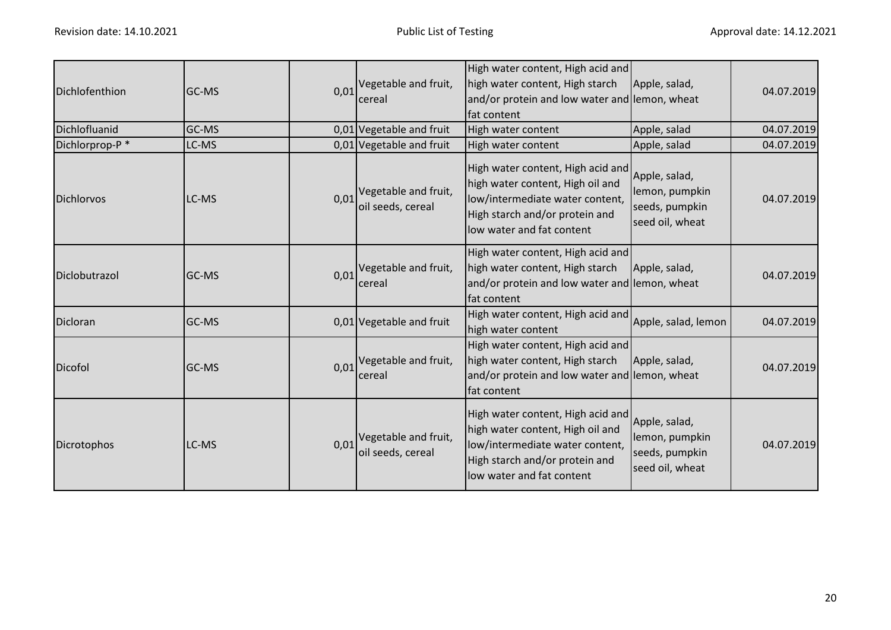| | | | | | | |
|---|---|---|---|---|---|---|
| Dichlofenthion | GC-MS | 0,01 | Vegetable and fruit, cereal | High water content, High acid and high water content, High starch and/or protein and low water and fat content | Apple, salad, lemon, wheat | 04.07.2019 |
| Dichlofluanid | GC-MS | 0,01 | Vegetable and fruit | High water content | Apple, salad | 04.07.2019 |
| Dichlorprop-P * | LC-MS | 0,01 | Vegetable and fruit | High water content | Apple, salad | 04.07.2019 |
| Dichlorvos | LC-MS | 0,01 | Vegetable and fruit, oil seeds, cereal | High water content, High acid and high water content, High oil and low/intermediate water content, High starch and/or protein and low water and fat content | Apple, salad, lemon, pumpkin seeds, pumpkin seed oil, wheat | 04.07.2019 |
| Diclobutrazol | GC-MS | 0,01 | Vegetable and fruit, cereal | High water content, High acid and high water content, High starch and/or protein and low water and fat content | Apple, salad, lemon, wheat | 04.07.2019 |
| Dicloran | GC-MS | 0,01 | Vegetable and fruit | High water content, High acid and high water content | Apple, salad, lemon | 04.07.2019 |
| Dicofol | GC-MS | 0,01 | Vegetable and fruit, cereal | High water content, High acid and high water content, High starch and/or protein and low water and fat content | Apple, salad, lemon, wheat | 04.07.2019 |
| Dicrotophos | LC-MS | 0,01 | Vegetable and fruit, oil seeds, cereal | High water content, High acid and high water content, High oil and low/intermediate water content, High starch and/or protein and low water and fat content | Apple, salad, lemon, pumpkin seeds, pumpkin seed oil, wheat | 04.07.2019 |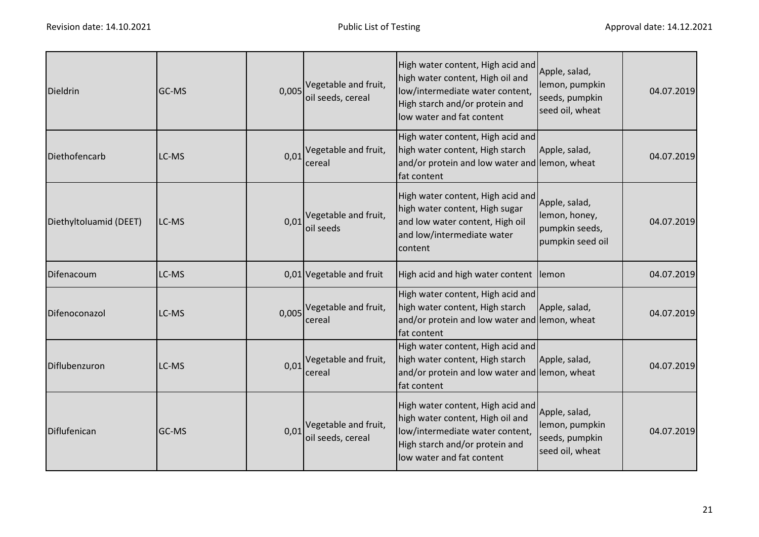| | | | | | | |
|---|---|---|---|---|---|---|
| Dieldrin | GC-MS | 0,005 | Vegetable and fruit, oil seeds, cereal | High water content, High acid and high water content, High oil and low/intermediate water content, High starch and/or protein and low water and fat content | Apple, salad, lemon, pumpkin seeds, pumpkin seed oil, wheat | 04.07.2019 |
| Diethofencarb | LC-MS | 0,01 | Vegetable and fruit, cereal | High water content, High acid and high water content, High starch and/or protein and low water and fat content | Apple, salad, lemon, wheat | 04.07.2019 |
| Diethyltoluamid (DEET) | LC-MS | 0,01 | Vegetable and fruit, oil seeds | High water content, High acid and high water content, High sugar and low water content, High oil and low/intermediate water content | Apple, salad, lemon, honey, pumpkin seeds, pumpkin seed oil | 04.07.2019 |
| Difenacoum | LC-MS | 0,01 | Vegetable and fruit | High acid and high water content | lemon | 04.07.2019 |
| Difenoconazol | LC-MS | 0,005 | Vegetable and fruit, cereal | High water content, High acid and high water content, High starch and/or protein and low water and fat content | Apple, salad, lemon, wheat | 04.07.2019 |
| Diflubenzuron | LC-MS | 0,01 | Vegetable and fruit, cereal | High water content, High acid and high water content, High starch and/or protein and low water and fat content | Apple, salad, lemon, wheat | 04.07.2019 |
| Diflufenican | GC-MS | 0,01 | Vegetable and fruit, oil seeds, cereal | High water content, High acid and high water content, High oil and low/intermediate water content, High starch and/or protein and low water and fat content | Apple, salad, lemon, pumpkin seeds, pumpkin seed oil, wheat | 04.07.2019 |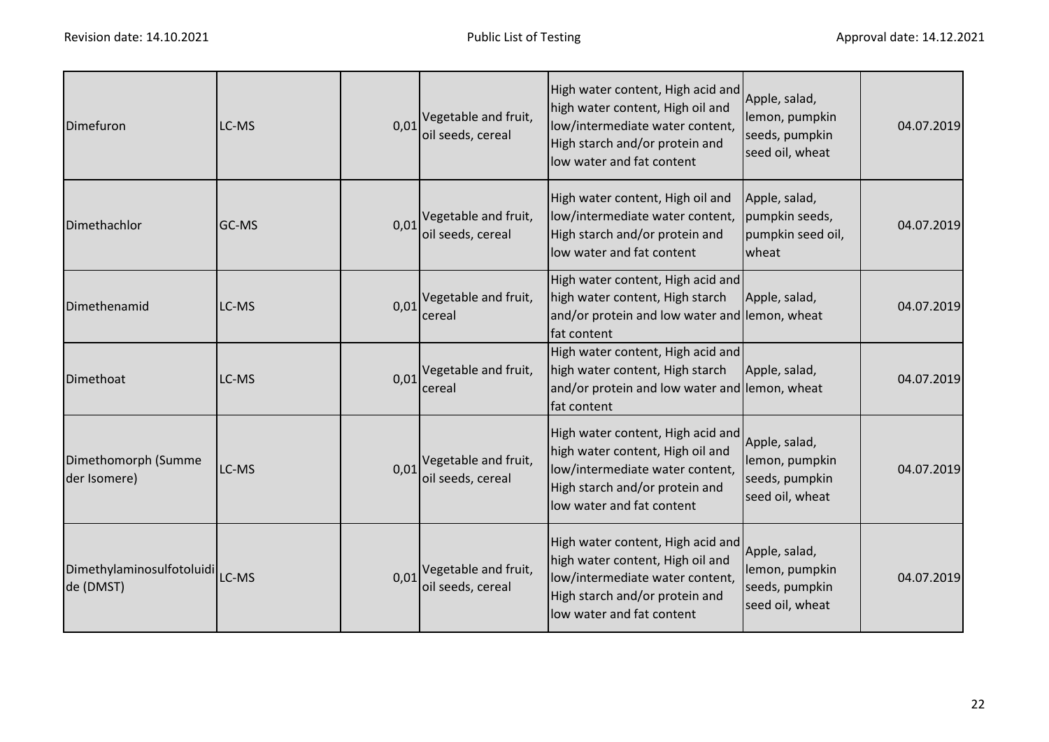| | | | | | | |
|---|---|---|---|---|---|---|
| Dimefuron | LC-MS | 0,01 | Vegetable and fruit, oil seeds, cereal | High water content, High acid and high water content, High oil and low/intermediate water content, High starch and/or protein and low water and fat content | Apple, salad, lemon, pumpkin seeds, pumpkin seed oil, wheat | 04.07.2019 |
| Dimethachlor | GC-MS | 0,01 | Vegetable and fruit, oil seeds, cereal | High water content, High oil and low/intermediate water content, High starch and/or protein and low water and fat content | Apple, salad, pumpkin seeds, pumpkin seed oil, wheat | 04.07.2019 |
| Dimethenamid | LC-MS | 0,01 | Vegetable and fruit, cereal | High water content, High acid and high water content, High starch and/or protein and low water and fat content | Apple, salad, lemon, wheat | 04.07.2019 |
| Dimethoat | LC-MS | 0,01 | Vegetable and fruit, cereal | High water content, High acid and high water content, High starch and/or protein and low water and fat content | Apple, salad, lemon, wheat | 04.07.2019 |
| Dimethomorph (Summe der Isomere) | LC-MS | 0,01 | Vegetable and fruit, oil seeds, cereal | High water content, High acid and high water content, High oil and low/intermediate water content, High starch and/or protein and low water and fat content | Apple, salad, lemon, pumpkin seeds, pumpkin seed oil, wheat | 04.07.2019 |
| Dimethylaminosulfotoluidide (DMST) | LC-MS | 0,01 | Vegetable and fruit, oil seeds, cereal | High water content, High acid and high water content, High oil and low/intermediate water content, High starch and/or protein and low water and fat content | Apple, salad, lemon, pumpkin seeds, pumpkin seed oil, wheat | 04.07.2019 |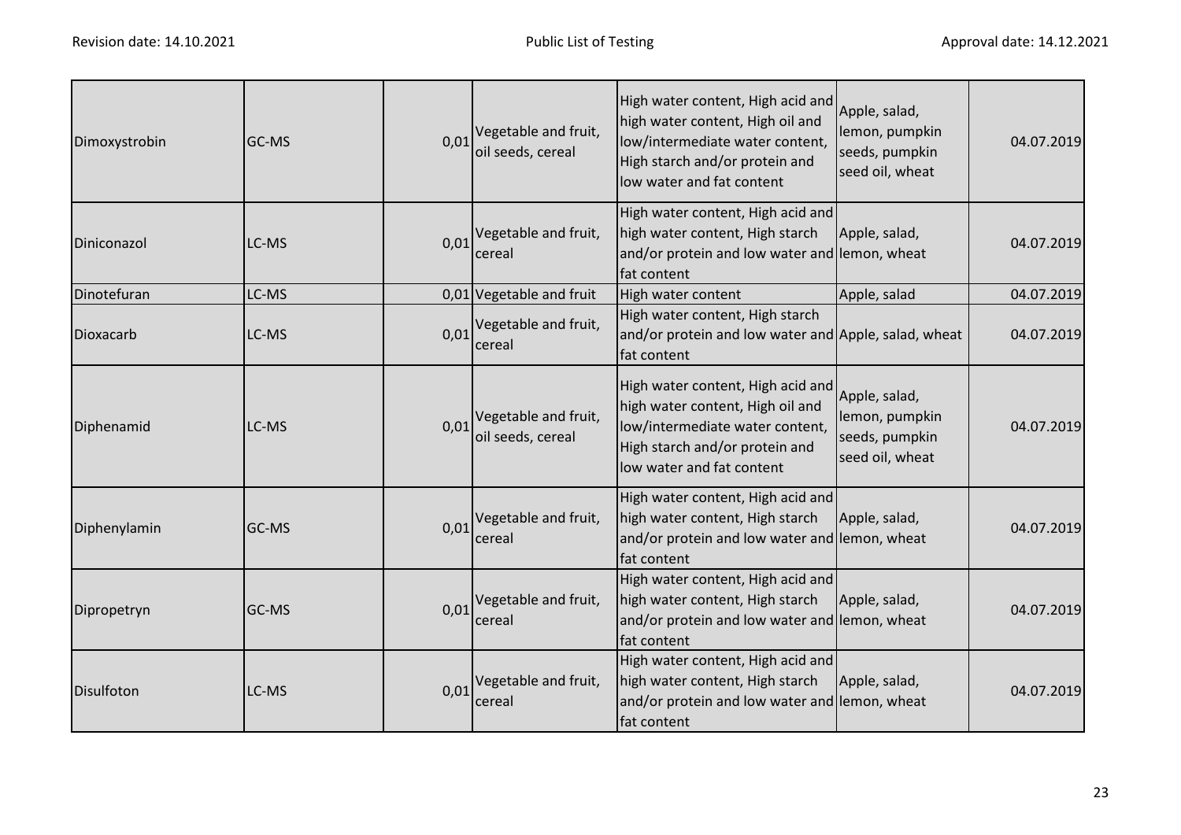| | | | | | | |
|---|---|---|---|---|---|---|
| Dimoxystrobin | GC-MS | 0,01 | Vegetable and fruit, oil seeds, cereal | High water content, High acid and high water content, High oil and low/intermediate water content, High starch and/or protein and low water and fat content | Apple, salad, lemon, pumpkin seeds, pumpkin seed oil, wheat | 04.07.2019 |
| Diniconazol | LC-MS | 0,01 | Vegetable and fruit, cereal | High water content, High acid and high water content, High starch and/or protein and low water and fat content | Apple, salad, lemon, wheat | 04.07.2019 |
| Dinotefuran | LC-MS | 0,01 | Vegetable and fruit | High water content | Apple, salad | 04.07.2019 |
| Dioxacarb | LC-MS | 0,01 | Vegetable and fruit, cereal | High water content, High starch and/or protein and low water and fat content | Apple, salad, wheat | 04.07.2019 |
| Diphenamid | LC-MS | 0,01 | Vegetable and fruit, oil seeds, cereal | High water content, High acid and high water content, High oil and low/intermediate water content, High starch and/or protein and low water and fat content | Apple, salad, lemon, pumpkin seeds, pumpkin seed oil, wheat | 04.07.2019 |
| Diphenylamin | GC-MS | 0,01 | Vegetable and fruit, cereal | High water content, High acid and high water content, High starch and/or protein and low water and fat content | Apple, salad, lemon, wheat | 04.07.2019 |
| Dipropetryn | GC-MS | 0,01 | Vegetable and fruit, cereal | High water content, High acid and high water content, High starch and/or protein and low water and fat content | Apple, salad, lemon, wheat | 04.07.2019 |
| Disulfoton | LC-MS | 0,01 | Vegetable and fruit, cereal | High water content, High acid and high water content, High starch and/or protein and low water and fat content | Apple, salad, lemon, wheat | 04.07.2019 |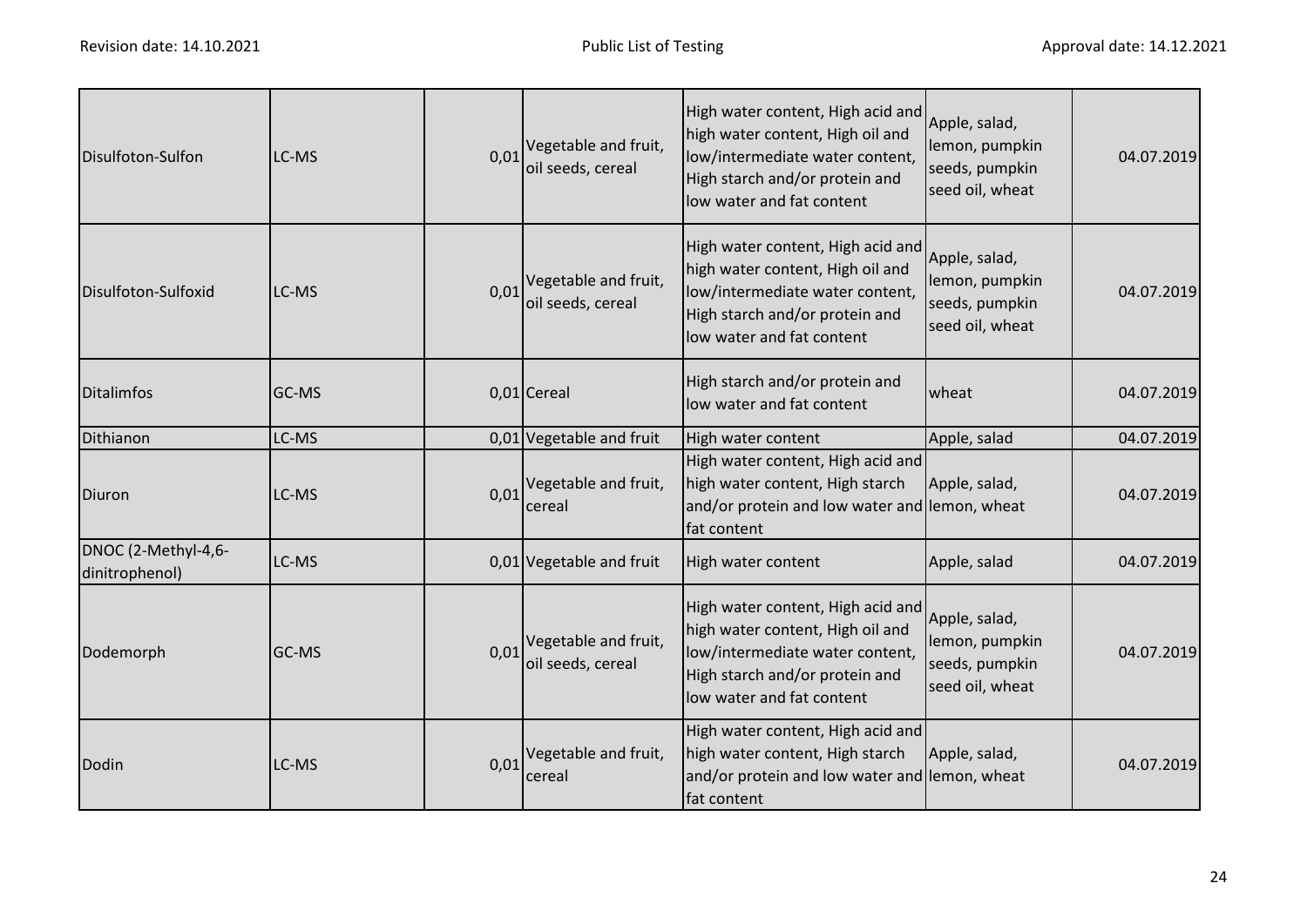| | | | | | | |
|---|---|---|---|---|---|---|
| Disulfoton-Sulfon | LC-MS | 0,01 | Vegetable and fruit, oil seeds, cereal | High water content, High acid and high water content, High oil and low/intermediate water content, High starch and/or protein and low water and fat content | Apple, salad, lemon, pumpkin seeds, pumpkin seed oil, wheat | 04.07.2019 |
| Disulfoton-Sulfoxid | LC-MS | 0,01 | Vegetable and fruit, oil seeds, cereal | High water content, High acid and high water content, High oil and low/intermediate water content, High starch and/or protein and low water and fat content | Apple, salad, lemon, pumpkin seeds, pumpkin seed oil, wheat | 04.07.2019 |
| Ditalimfos | GC-MS | 0,01 | Cereal | High starch and/or protein and low water and fat content | wheat | 04.07.2019 |
| Dithianon | LC-MS | 0,01 | Vegetable and fruit | High water content | Apple, salad | 04.07.2019 |
| Diuron | LC-MS | 0,01 | Vegetable and fruit, cereal | High water content, High acid and high water content, High starch and/or protein and low water and fat content | Apple, salad, lemon, wheat | 04.07.2019 |
| DNOC (2-Methyl-4,6-dinitrophenol) | LC-MS | 0,01 | Vegetable and fruit | High water content | Apple, salad | 04.07.2019 |
| Dodemorph | GC-MS | 0,01 | Vegetable and fruit, oil seeds, cereal | High water content, High acid and high water content, High oil and low/intermediate water content, High starch and/or protein and low water and fat content | Apple, salad, lemon, pumpkin seeds, pumpkin seed oil, wheat | 04.07.2019 |
| Dodin | LC-MS | 0,01 | Vegetable and fruit, cereal | High water content, High acid and high water content, High starch and/or protein and low water and fat content | Apple, salad, lemon, wheat | 04.07.2019 |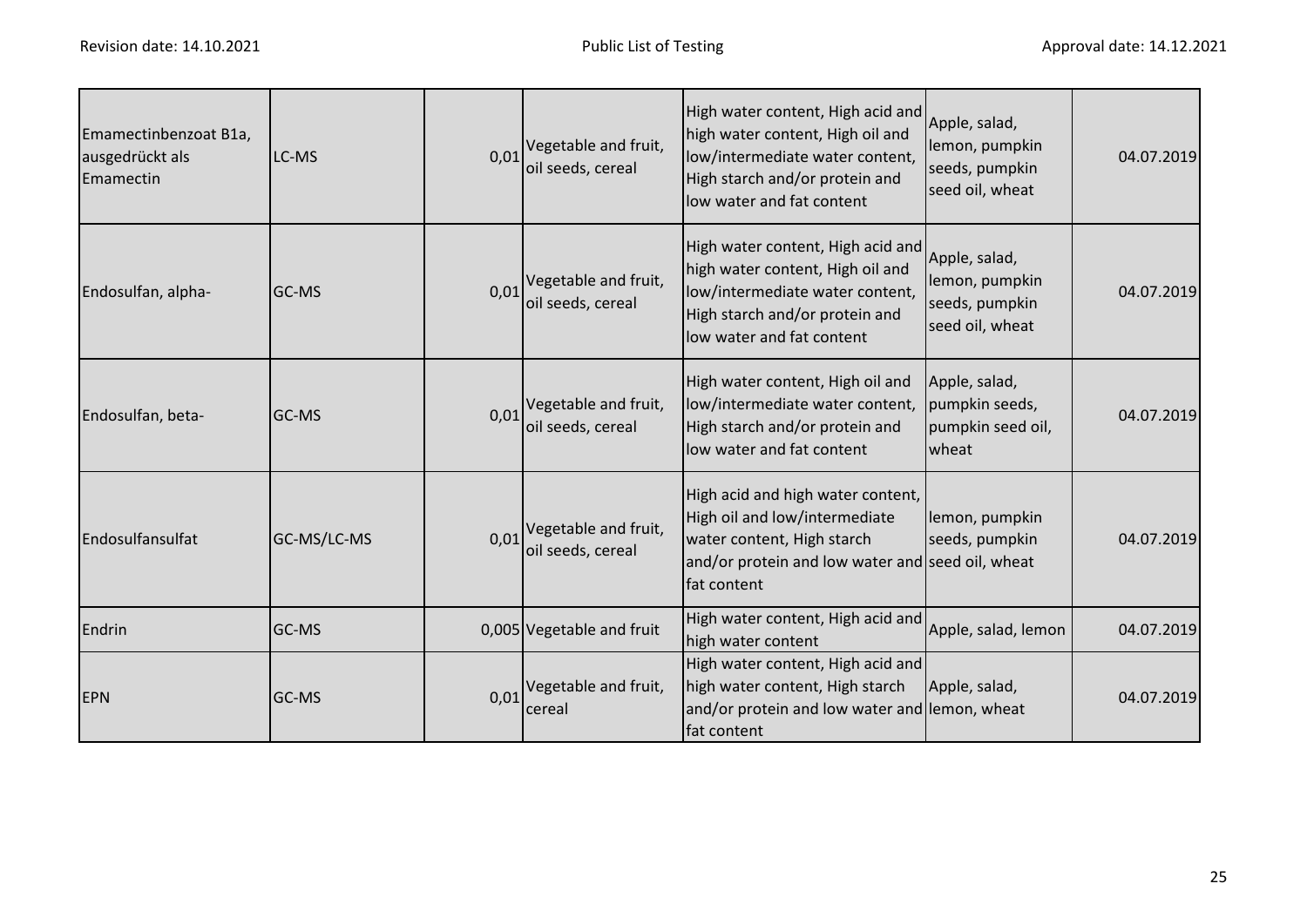| | | | | | | |
|---|---|---|---|---|---|---|
| Emamectinbenzoat B1a, ausgedrückt als Emamectin | LC-MS | 0,01 | Vegetable and fruit, oil seeds, cereal | High water content, High acid and high water content, High oil and low/intermediate water content, High starch and/or protein and low water and fat content | Apple, salad, lemon, pumpkin seeds, pumpkin seed oil, wheat | 04.07.2019 |
| Endosulfan, alpha- | GC-MS | 0,01 | Vegetable and fruit, oil seeds, cereal | High water content, High acid and high water content, High oil and low/intermediate water content, High starch and/or protein and low water and fat content | Apple, salad, lemon, pumpkin seeds, pumpkin seed oil, wheat | 04.07.2019 |
| Endosulfan, beta- | GC-MS | 0,01 | Vegetable and fruit, oil seeds, cereal | High water content, High oil and low/intermediate water content, High starch and/or protein and low water and fat content | Apple, salad, pumpkin seeds, pumpkin seed oil, wheat | 04.07.2019 |
| Endosulfansulfat | GC-MS/LC-MS | 0,01 | Vegetable and fruit, oil seeds, cereal | High acid and high water content, High oil and low/intermediate water content, High starch and/or protein and low water and fat content | lemon, pumpkin seeds, pumpkin seed oil, wheat | 04.07.2019 |
| Endrin | GC-MS | 0,005 | Vegetable and fruit | High water content, High acid and high water content | Apple, salad, lemon | 04.07.2019 |
| EPN | GC-MS | 0,01 | Vegetable and fruit, cereal | High water content, High acid and high water content, High starch and/or protein and low water and fat content | Apple, salad, lemon, wheat | 04.07.2019 |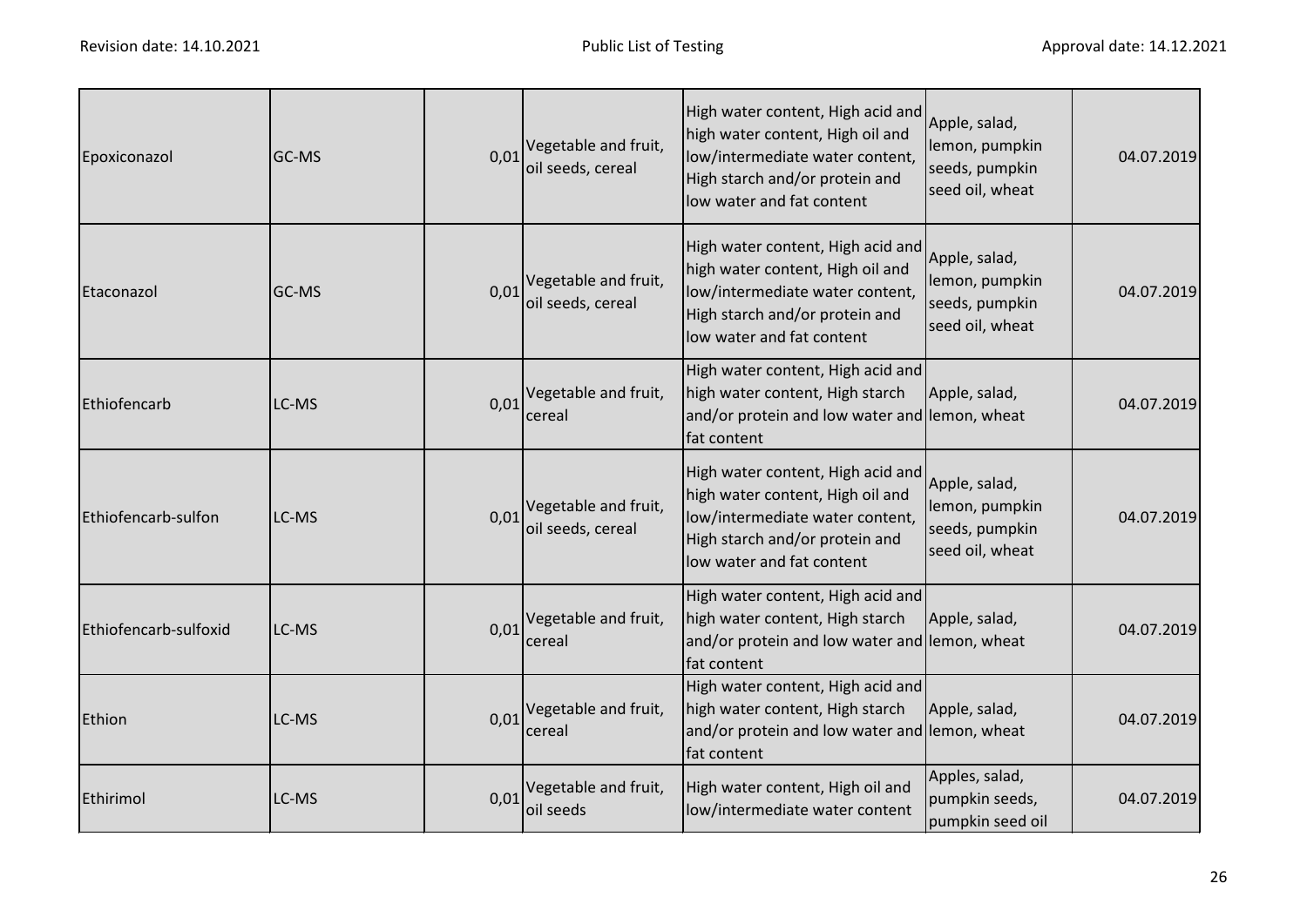| | | | | | | |
|---|---|---|---|---|---|---|
| Epoxiconazol | GC-MS | 0,01 | Vegetable and fruit, oil seeds, cereal | High water content, High acid and high water content, High oil and low/intermediate water content, High starch and/or protein and low water and fat content | Apple, salad, lemon, pumpkin seeds, pumpkin seed oil, wheat | 04.07.2019 |
| Etaconazol | GC-MS | 0,01 | Vegetable and fruit, oil seeds, cereal | High water content, High acid and high water content, High oil and low/intermediate water content, High starch and/or protein and low water and fat content | Apple, salad, lemon, pumpkin seeds, pumpkin seed oil, wheat | 04.07.2019 |
| Ethiofencarb | LC-MS | 0,01 | Vegetable and fruit, cereal | High water content, High acid and high water content, High starch and/or protein and low water and fat content | Apple, salad, lemon, wheat | 04.07.2019 |
| Ethiofencarb-sulfon | LC-MS | 0,01 | Vegetable and fruit, oil seeds, cereal | High water content, High acid and high water content, High oil and low/intermediate water content, High starch and/or protein and low water and fat content | Apple, salad, lemon, pumpkin seeds, pumpkin seed oil, wheat | 04.07.2019 |
| Ethiofencarb-sulfoxid | LC-MS | 0,01 | Vegetable and fruit, cereal | High water content, High acid and high water content, High starch and/or protein and low water and fat content | Apple, salad, lemon, wheat | 04.07.2019 |
| Ethion | LC-MS | 0,01 | Vegetable and fruit, cereal | High water content, High acid and high water content, High starch and/or protein and low water and fat content | Apple, salad, lemon, wheat | 04.07.2019 |
| Ethirimol | LC-MS | 0,01 | Vegetable and fruit, oil seeds | High water content, High oil and low/intermediate water content | Apples, salad, pumpkin seeds, pumpkin seed oil | 04.07.2019 |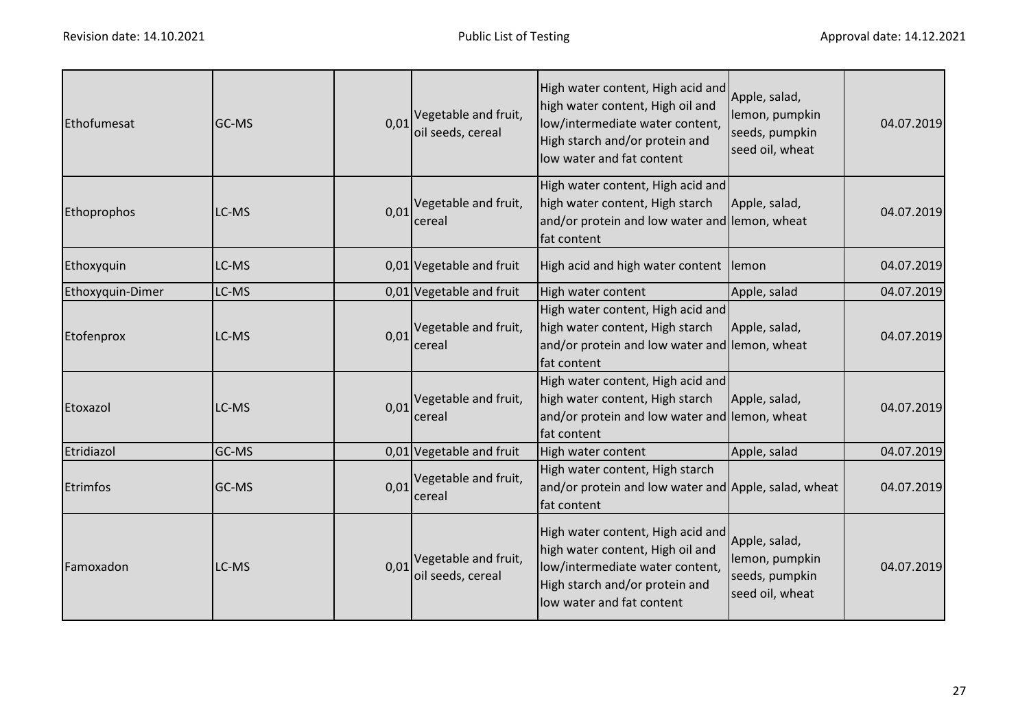| Ethofumesat | GC-MS | 0,01 | Vegetable and fruit, oil seeds, cereal | High water content, High acid and high water content, High oil and low/intermediate water content, High starch and/or protein and low water and fat content | Apple, salad, lemon, pumpkin seeds, pumpkin seed oil, wheat | 04.07.2019 |
|---|---|---|---|---|---|---|
| Ethoprophos | LC-MS | 0,01 | Vegetable and fruit, cereal | High water content, High acid and high water content, High starch and/or protein and low water and fat content | Apple, salad, lemon, wheat | 04.07.2019 |
| Ethoxyquin | LC-MS | 0,01 | Vegetable and fruit | High acid and high water content | lemon | 04.07.2019 |
| Ethoxyquin-Dimer | LC-MS | 0,01 | Vegetable and fruit | High water content | Apple, salad | 04.07.2019 |
| Etofenprox | LC-MS | 0,01 | Vegetable and fruit, cereal | High water content, High acid and high water content, High starch and/or protein and low water and fat content | Apple, salad, lemon, wheat | 04.07.2019 |
| Etoxazol | LC-MS | 0,01 | Vegetable and fruit, cereal | High water content, High acid and high water content, High starch and/or protein and low water and fat content | Apple, salad, lemon, wheat | 04.07.2019 |
| Etridiazol | GC-MS | 0,01 | Vegetable and fruit | High water content | Apple, salad | 04.07.2019 |
| Etrimfos | GC-MS | 0,01 | Vegetable and fruit, cereal | High water content, High starch and/or protein and low water and fat content | Apple, salad, wheat | 04.07.2019 |
| Famoxadon | LC-MS | 0,01 | Vegetable and fruit, oil seeds, cereal | High water content, High acid and high water content, High oil and low/intermediate water content, High starch and/or protein and low water and fat content | Apple, salad, lemon, pumpkin seeds, pumpkin seed oil, wheat | 04.07.2019 |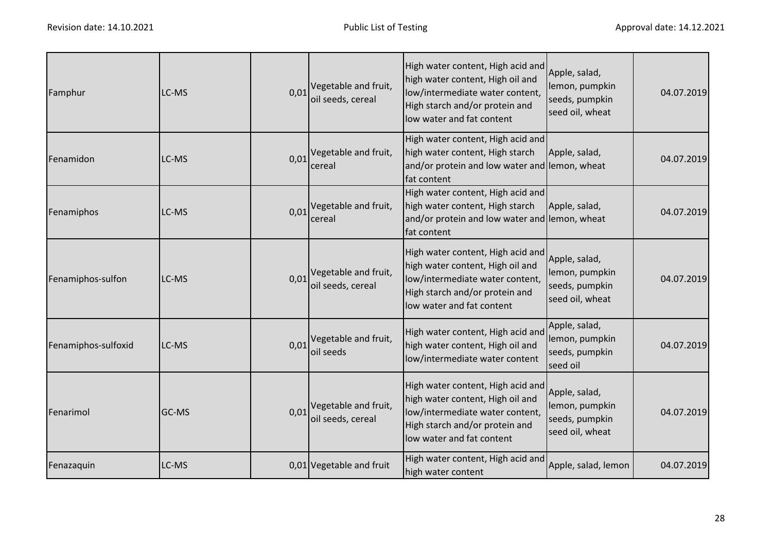| | | | | | | |
|---|---|---|---|---|---|---|
| Famphur | LC-MS | 0,01 | Vegetable and fruit, oil seeds, cereal | High water content, High acid and high water content, High oil and low/intermediate water content, High starch and/or protein and low water and fat content | Apple, salad, lemon, pumpkin seeds, pumpkin seed oil, wheat | 04.07.2019 |
| Fenamidon | LC-MS | 0,01 | Vegetable and fruit, cereal | High water content, High acid and high water content, High starch and/or protein and low water and fat content | Apple, salad, lemon, wheat | 04.07.2019 |
| Fenamiphos | LC-MS | 0,01 | Vegetable and fruit, cereal | High water content, High acid and high water content, High starch and/or protein and low water and fat content | Apple, salad, lemon, wheat | 04.07.2019 |
| Fenamiphos-sulfon | LC-MS | 0,01 | Vegetable and fruit, oil seeds, cereal | High water content, High acid and high water content, High oil and low/intermediate water content, High starch and/or protein and low water and fat content | Apple, salad, lemon, pumpkin seeds, pumpkin seed oil, wheat | 04.07.2019 |
| Fenamiphos-sulfoxid | LC-MS | 0,01 | Vegetable and fruit, oil seeds | High water content, High acid and high water content, High oil and low/intermediate water content | Apple, salad, lemon, pumpkin seeds, pumpkin seed oil | 04.07.2019 |
| Fenarimol | GC-MS | 0,01 | Vegetable and fruit, oil seeds, cereal | High water content, High acid and high water content, High oil and low/intermediate water content, High starch and/or protein and low water and fat content | Apple, salad, lemon, pumpkin seeds, pumpkin seed oil, wheat | 04.07.2019 |
| Fenazaquin | LC-MS | 0,01 | Vegetable and fruit | High water content, High acid and high water content | Apple, salad, lemon | 04.07.2019 |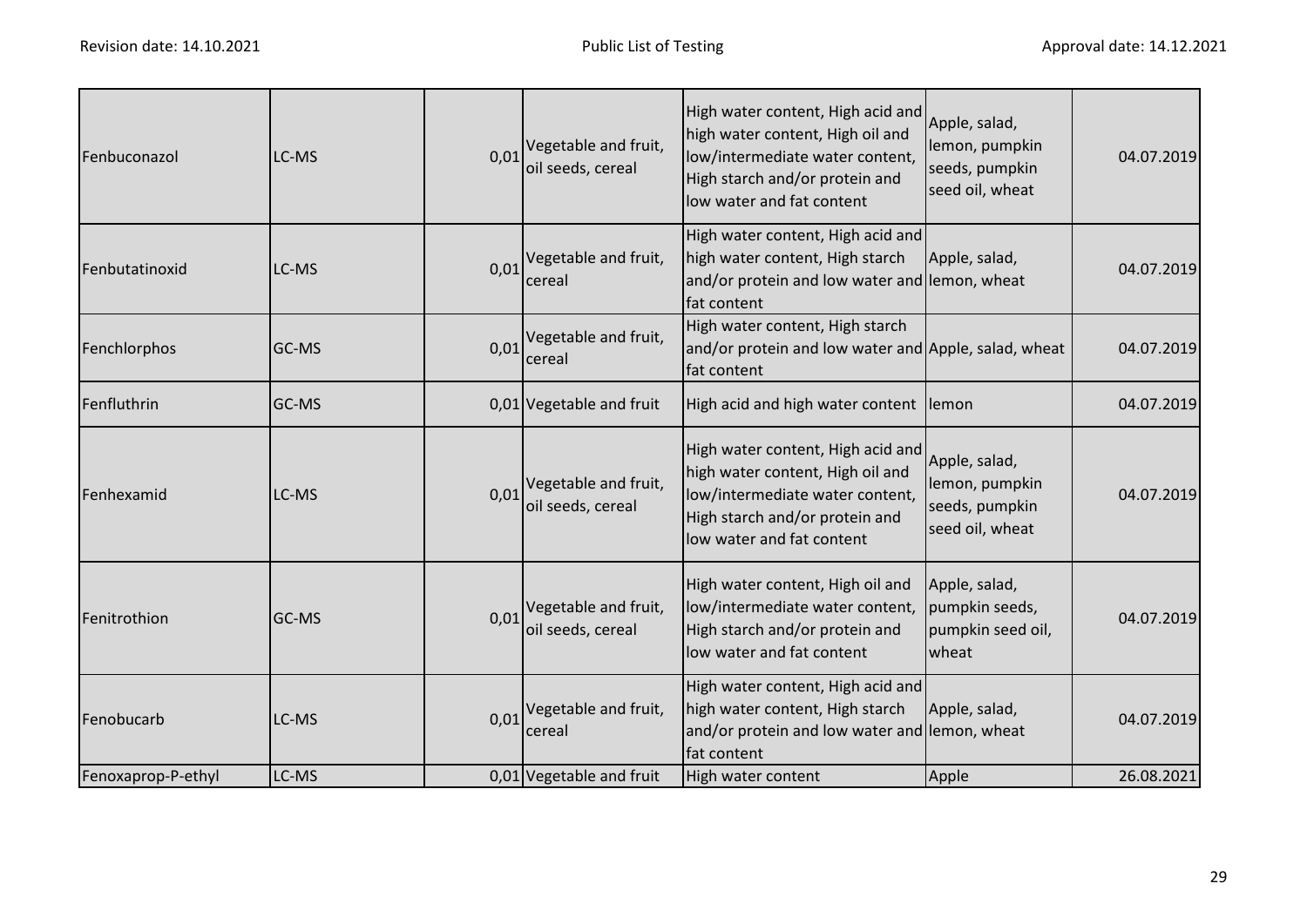| Fenbuconazol | LC-MS | 0,01 | Vegetable and fruit, oil seeds, cereal | High water content, High acid and high water content, High oil and low/intermediate water content, High starch and/or protein and low water and fat content | Apple, salad, lemon, pumpkin seeds, pumpkin seed oil, wheat | 04.07.2019 |
|---|---|---|---|---|---|---|
| Fenbutatinoxid | LC-MS | 0,01 | Vegetable and fruit, cereal | High water content, High acid and high water content, High starch and/or protein and low water and fat content | Apple, salad, lemon, wheat | 04.07.2019 |
| Fenchlorphos | GC-MS | 0,01 | Vegetable and fruit, cereal | High water content, High starch and/or protein and low water and fat content | Apple, salad, wheat | 04.07.2019 |
| Fenfluthrin | GC-MS | 0,01 | Vegetable and fruit | High acid and high water content | lemon | 04.07.2019 |
| Fenhexamid | LC-MS | 0,01 | Vegetable and fruit, oil seeds, cereal | High water content, High acid and high water content, High oil and low/intermediate water content, High starch and/or protein and low water and fat content | Apple, salad, lemon, pumpkin seeds, pumpkin seed oil, wheat | 04.07.2019 |
| Fenitrothion | GC-MS | 0,01 | Vegetable and fruit, oil seeds, cereal | High water content, High oil and low/intermediate water content, High starch and/or protein and low water and fat content | Apple, salad, pumpkin seeds, pumpkin seed oil, wheat | 04.07.2019 |
| Fenobucarb | LC-MS | 0,01 | Vegetable and fruit, cereal | High water content, High acid and high water content, High starch and/or protein and low water and fat content | Apple, salad, lemon, wheat | 04.07.2019 |
| Fenoxaprop-P-ethyl | LC-MS | 0,01 | Vegetable and fruit | High water content | Apple | 26.08.2021 |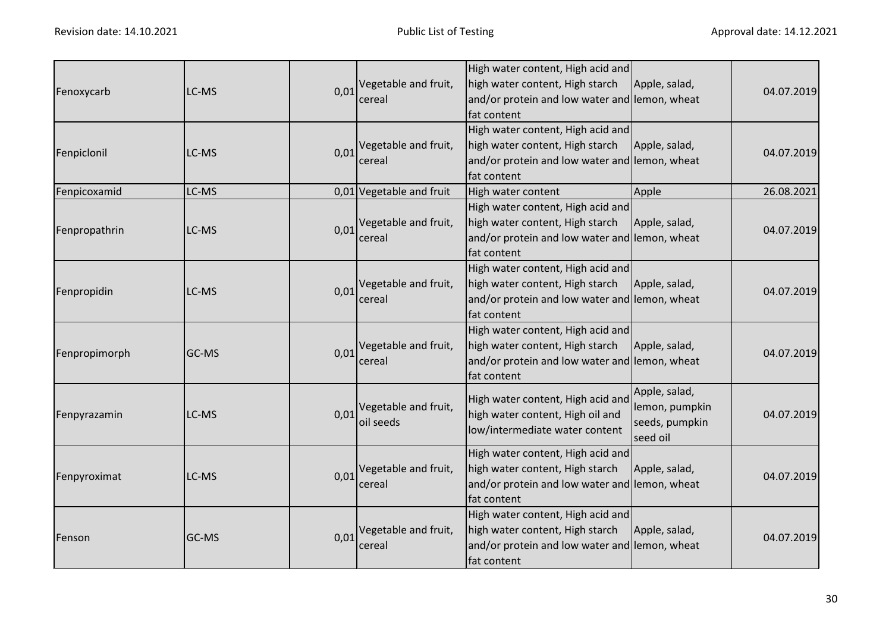| | | | | | | |
|---|---|---|---|---|---|---|
| Fenoxycarb | LC-MS | 0,01 | Vegetable and fruit, cereal | High water content, High acid and high water content, High starch and/or protein and low water and fat content | Apple, salad, lemon, wheat | 04.07.2019 |
| Fenpiclonil | LC-MS | 0,01 | Vegetable and fruit, cereal | High water content, High acid and high water content, High starch and/or protein and low water and fat content | Apple, salad, lemon, wheat | 04.07.2019 |
| Fenpicoxamid | LC-MS | 0,01 | Vegetable and fruit | High water content | Apple | 26.08.2021 |
| Fenpropathrin | LC-MS | 0,01 | Vegetable and fruit, cereal | High water content, High acid and high water content, High starch and/or protein and low water and fat content | Apple, salad, lemon, wheat | 04.07.2019 |
| Fenpropidin | LC-MS | 0,01 | Vegetable and fruit, cereal | High water content, High acid and high water content, High starch and/or protein and low water and fat content | Apple, salad, lemon, wheat | 04.07.2019 |
| Fenpropimorph | GC-MS | 0,01 | Vegetable and fruit, cereal | High water content, High acid and high water content, High starch and/or protein and low water and fat content | Apple, salad, lemon, wheat | 04.07.2019 |
| Fenpyrazamin | LC-MS | 0,01 | Vegetable and fruit, oil seeds | High water content, High acid and high water content, High oil and low/intermediate water content | Apple, salad, lemon, pumpkin seeds, pumpkin seed oil | 04.07.2019 |
| Fenpyroximat | LC-MS | 0,01 | Vegetable and fruit, cereal | High water content, High acid and high water content, High starch and/or protein and low water and fat content | Apple, salad, lemon, wheat | 04.07.2019 |
| Fenson | GC-MS | 0,01 | Vegetable and fruit, cereal | High water content, High acid and high water content, High starch and/or protein and low water and fat content | Apple, salad, lemon, wheat | 04.07.2019 |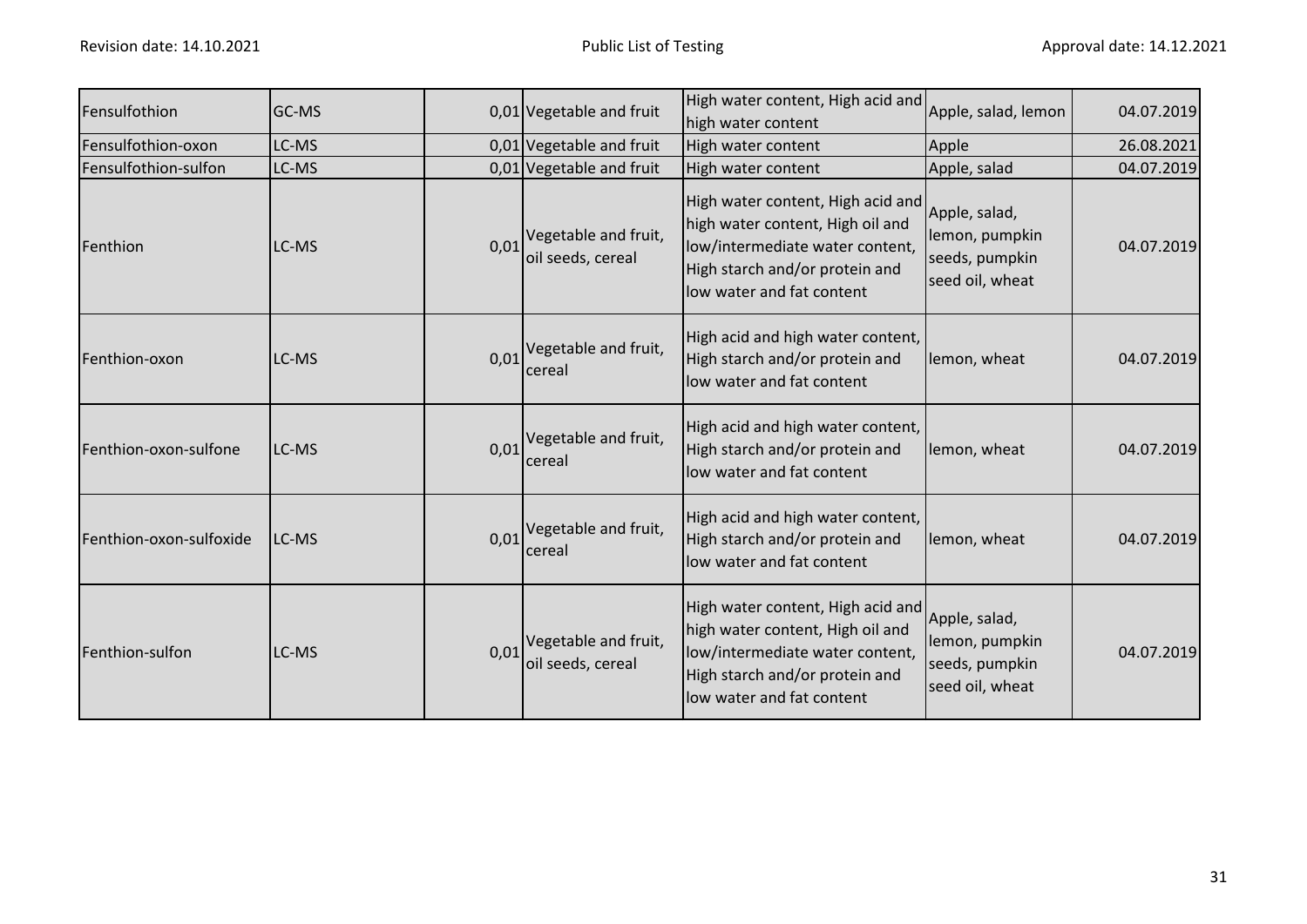| Fensulfothion | GC-MS | 0,01 | Vegetable and fruit | High water content, High acid and high water content | Apple, salad, lemon | 04.07.2019 |
|---|---|---|---|---|---|---|
| Fensulfothion-oxon | LC-MS | 0,01 | Vegetable and fruit | High water content | Apple | 26.08.2021 |
| Fensulfothion-sulfon | LC-MS | 0,01 | Vegetable and fruit | High water content | Apple, salad | 04.07.2019 |
| Fenthion | LC-MS | 0,01 | Vegetable and fruit, oil seeds, cereal | High water content, High acid and high water content, High oil and low/intermediate water content, High starch and/or protein and low water and fat content | Apple, salad, lemon, pumpkin seeds, pumpkin seed oil, wheat | 04.07.2019 |
| Fenthion-oxon | LC-MS | 0,01 | Vegetable and fruit, cereal | High acid and high water content, High starch and/or protein and low water and fat content | lemon, wheat | 04.07.2019 |
| Fenthion-oxon-sulfone | LC-MS | 0,01 | Vegetable and fruit, cereal | High acid and high water content, High starch and/or protein and low water and fat content | lemon, wheat | 04.07.2019 |
| Fenthion-oxon-sulfoxide | LC-MS | 0,01 | Vegetable and fruit, cereal | High acid and high water content, High starch and/or protein and low water and fat content | lemon, wheat | 04.07.2019 |
| Fenthion-sulfon | LC-MS | 0,01 | Vegetable and fruit, oil seeds, cereal | High water content, High acid and high water content, High oil and low/intermediate water content, High starch and/or protein and low water and fat content | Apple, salad, lemon, pumpkin seeds, pumpkin seed oil, wheat | 04.07.2019 |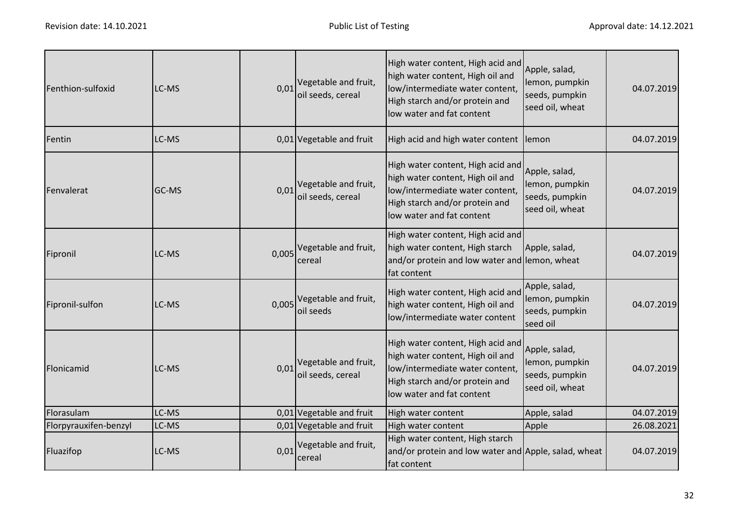| Fenthion-sulfoxid | LC-MS | 0,01 | Vegetable and fruit, oil seeds, cereal | High water content, High acid and high water content, High oil and low/intermediate water content, High starch and/or protein and low water and fat content | Apple, salad, lemon, pumpkin seeds, pumpkin seed oil, wheat | 04.07.2019 |
|---|---|---|---|---|---|---|
| Fentin | LC-MS | 0,01 | Vegetable and fruit | High acid and high water content | lemon | 04.07.2019 |
| Fenvalerat | GC-MS | 0,01 | Vegetable and fruit, oil seeds, cereal | High water content, High acid and high water content, High oil and low/intermediate water content, High starch and/or protein and low water and fat content | Apple, salad, lemon, pumpkin seeds, pumpkin seed oil, wheat | 04.07.2019 |
| Fipronil | LC-MS | 0,005 | Vegetable and fruit, cereal | High water content, High acid and high water content, High starch and/or protein and low water and fat content | Apple, salad, lemon, wheat | 04.07.2019 |
| Fipronil-sulfon | LC-MS | 0,005 | Vegetable and fruit, oil seeds | High water content, High acid and high water content, High oil and low/intermediate water content | Apple, salad, lemon, pumpkin seeds, pumpkin seed oil | 04.07.2019 |
| Flonicamid | LC-MS | 0,01 | Vegetable and fruit, oil seeds, cereal | High water content, High acid and high water content, High oil and low/intermediate water content, High starch and/or protein and low water and fat content | Apple, salad, lemon, pumpkin seeds, pumpkin seed oil, wheat | 04.07.2019 |
| Florasulam | LC-MS | 0,01 | Vegetable and fruit | High water content | Apple, salad | 04.07.2019 |
| Florpyrauxifen-benzyl | LC-MS | 0,01 | Vegetable and fruit | High water content | Apple | 26.08.2021 |
| Fluazifop | LC-MS | 0,01 | Vegetable and fruit, cereal | High water content, High starch and/or protein and low water and fat content | Apple, salad, wheat | 04.07.2019 |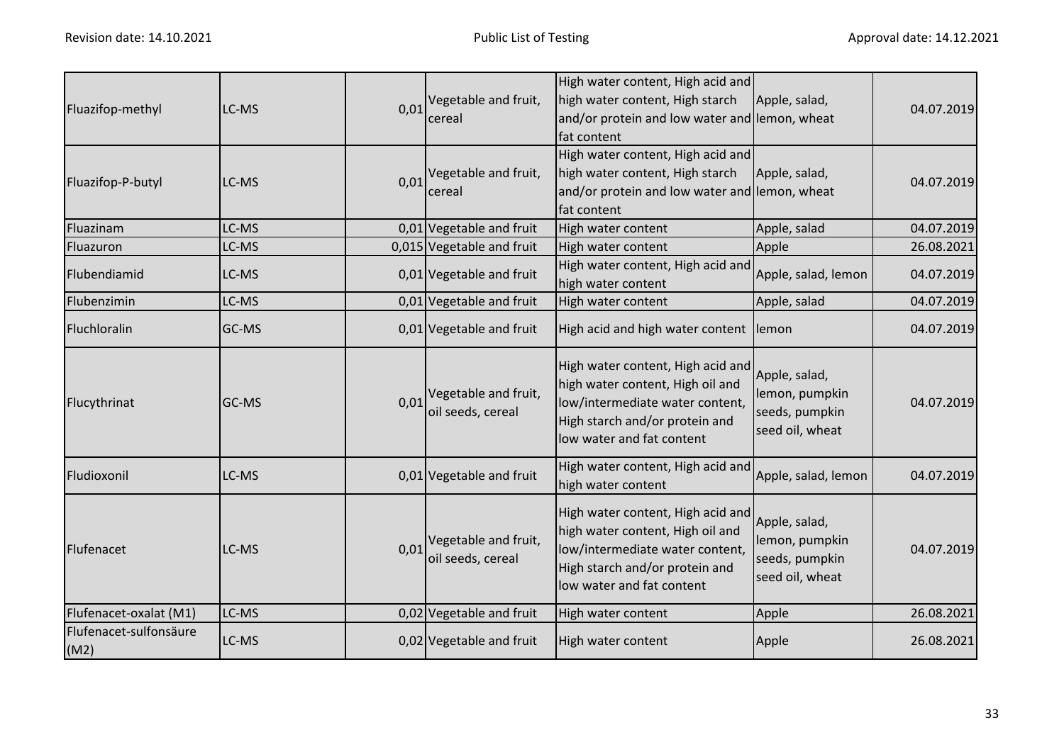| Fluazifop-methyl | LC-MS | 0,01 | Vegetable and fruit, cereal | High water content, High acid and high water content, High starch and/or protein and low water and fat content | Apple, salad, lemon, wheat | 04.07.2019 |
|---|---|---|---|---|---|---|
| Fluazifop-P-butyl | LC-MS | 0,01 | Vegetable and fruit, cereal | High water content, High acid and high water content, High starch and/or protein and low water and fat content | Apple, salad, lemon, wheat | 04.07.2019 |
| Fluazinam | LC-MS | 0,01 | Vegetable and fruit | High water content | Apple, salad | 04.07.2019 |
| Fluazuron | LC-MS | 0,015 | Vegetable and fruit | High water content | Apple | 26.08.2021 |
| Flubendiamid | LC-MS | 0,01 | Vegetable and fruit | High water content, High acid and high water content | Apple, salad, lemon | 04.07.2019 |
| Flubenzimin | LC-MS | 0,01 | Vegetable and fruit | High water content | Apple, salad | 04.07.2019 |
| Fluchloralin | GC-MS | 0,01 | Vegetable and fruit | High acid and high water content | lemon | 04.07.2019 |
| Flucythrinat | GC-MS | 0,01 | Vegetable and fruit, oil seeds, cereal | High water content, High acid and high water content, High oil and low/intermediate water content, High starch and/or protein and low water and fat content | Apple, salad, lemon, pumpkin seeds, pumpkin seed oil, wheat | 04.07.2019 |
| Fludioxonil | LC-MS | 0,01 | Vegetable and fruit | High water content, High acid and high water content | Apple, salad, lemon | 04.07.2019 |
| Flufenacet | LC-MS | 0,01 | Vegetable and fruit, oil seeds, cereal | High water content, High acid and high water content, High oil and low/intermediate water content, High starch and/or protein and low water and fat content | Apple, salad, lemon, pumpkin seeds, pumpkin seed oil, wheat | 04.07.2019 |
| Flufenacet-oxalat (M1) | LC-MS | 0,02 | Vegetable and fruit | High water content | Apple | 26.08.2021 |
| Flufenacet-sulfonsäure (M2) | LC-MS | 0,02 | Vegetable and fruit | High water content | Apple | 26.08.2021 |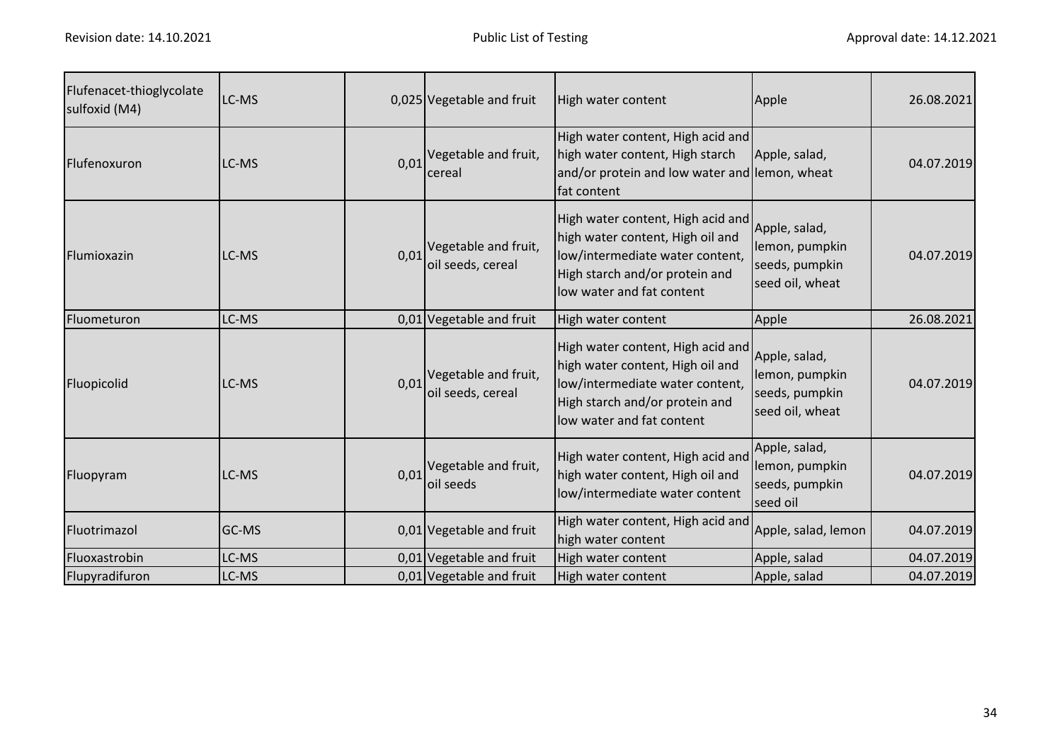| Flufenacet-thioglycolate sulfoxid (M4) | LC-MS | 0,025 | Vegetable and fruit | High water content | Apple | 26.08.2021 |
|---|---|---|---|---|---|---|
| Flufenoxuron | LC-MS | 0,01 | Vegetable and fruit, cereal | High water content, High acid and high water content, High starch and/or protein and low water and fat content | Apple, salad, lemon, wheat | 04.07.2019 |
| Flumioxazin | LC-MS | 0,01 | Vegetable and fruit, oil seeds, cereal | High water content, High acid and high water content, High oil and low/intermediate water content, High starch and/or protein and low water and fat content | Apple, salad, lemon, pumpkin seeds, pumpkin seed oil, wheat | 04.07.2019 |
| Fluometuron | LC-MS | 0,01 | Vegetable and fruit | High water content | Apple | 26.08.2021 |
| Fluopicolid | LC-MS | 0,01 | Vegetable and fruit, oil seeds, cereal | High water content, High acid and high water content, High oil and low/intermediate water content, High starch and/or protein and low water and fat content | Apple, salad, lemon, pumpkin seeds, pumpkin seed oil, wheat | 04.07.2019 |
| Fluopyram | LC-MS | 0,01 | Vegetable and fruit, oil seeds | High water content, High acid and high water content, High oil and low/intermediate water content | Apple, salad, lemon, pumpkin seeds, pumpkin seed oil | 04.07.2019 |
| Fluotrimazol | GC-MS | 0,01 | Vegetable and fruit | High water content, High acid and high water content | Apple, salad, lemon | 04.07.2019 |
| Fluoxastrobin | LC-MS | 0,01 | Vegetable and fruit | High water content | Apple, salad | 04.07.2019 |
| Flupyradifuron | LC-MS | 0,01 | Vegetable and fruit | High water content | Apple, salad | 04.07.2019 |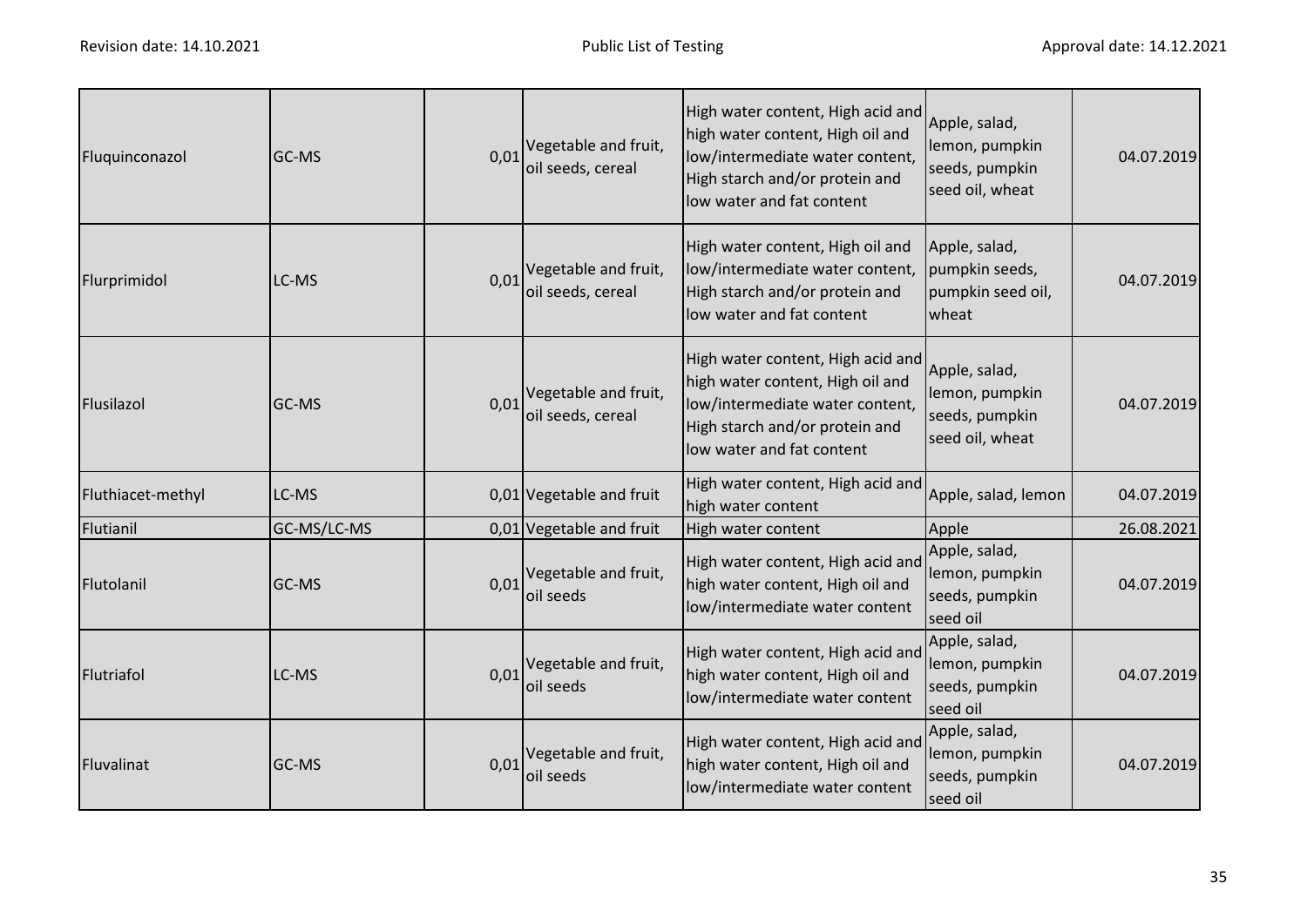| | | | | | | |
|---|---|---|---|---|---|---|
| Fluquinconazol | GC-MS | 0,01 | Vegetable and fruit, oil seeds, cereal | High water content, High acid and high water content, High oil and low/intermediate water content, High starch and/or protein and low water and fat content | Apple, salad, lemon, pumpkin seeds, pumpkin seed oil, wheat | 04.07.2019 |
| Flurprimidol | LC-MS | 0,01 | Vegetable and fruit, oil seeds, cereal | High water content, High oil and low/intermediate water content, High starch and/or protein and low water and fat content | Apple, salad, pumpkin seeds, pumpkin seed oil, wheat | 04.07.2019 |
| Flusilazol | GC-MS | 0,01 | Vegetable and fruit, oil seeds, cereal | High water content, High acid and high water content, High oil and low/intermediate water content, High starch and/or protein and low water and fat content | Apple, salad, lemon, pumpkin seeds, pumpkin seed oil, wheat | 04.07.2019 |
| Fluthiacet-methyl | LC-MS | 0,01 | Vegetable and fruit | High water content, High acid and high water content | Apple, salad, lemon | 04.07.2019 |
| Flutianil | GC-MS/LC-MS | 0,01 | Vegetable and fruit | High water content | Apple | 26.08.2021 |
| Flutolanil | GC-MS | 0,01 | Vegetable and fruit, oil seeds | High water content, High acid and high water content, High oil and low/intermediate water content | Apple, salad, lemon, pumpkin seeds, pumpkin seed oil | 04.07.2019 |
| Flutriafol | LC-MS | 0,01 | Vegetable and fruit, oil seeds | High water content, High acid and high water content, High oil and low/intermediate water content | Apple, salad, lemon, pumpkin seeds, pumpkin seed oil | 04.07.2019 |
| Fluvalinat | GC-MS | 0,01 | Vegetable and fruit, oil seeds | High water content, High acid and high water content, High oil and low/intermediate water content | Apple, salad, lemon, pumpkin seeds, pumpkin seed oil | 04.07.2019 |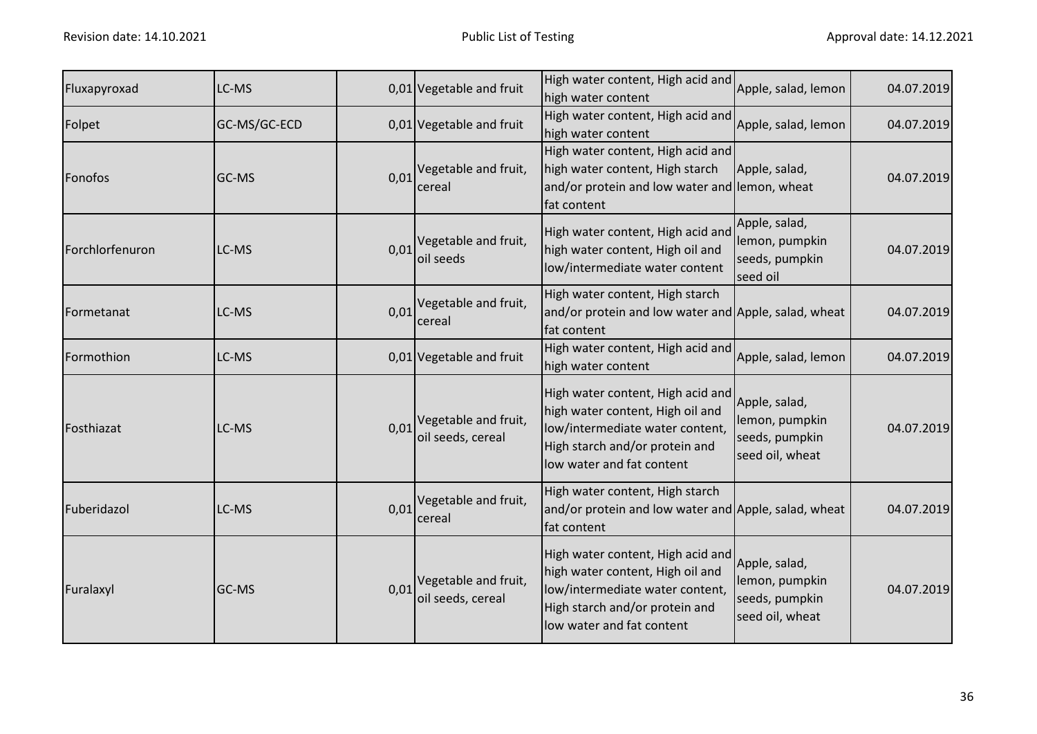| | | | | | | |
|---|---|---|---|---|---|---|
| Fluxapyroxad | LC-MS | 0,01 | Vegetable and fruit | High water content, High acid and high water content | Apple, salad, lemon | 04.07.2019 |
| Folpet | GC-MS/GC-ECD | 0,01 | Vegetable and fruit | High water content, High acid and high water content | Apple, salad, lemon | 04.07.2019 |
| Fonofos | GC-MS | 0,01 | Vegetable and fruit, cereal | High water content, High acid and high water content, High starch and/or protein and low water and fat content | Apple, salad, lemon, wheat | 04.07.2019 |
| Forchlorfenuron | LC-MS | 0,01 | Vegetable and fruit, oil seeds | High water content, High acid and high water content, High oil and low/intermediate water content | Apple, salad, lemon, pumpkin seeds, pumpkin seed oil | 04.07.2019 |
| Formetanat | LC-MS | 0,01 | Vegetable and fruit, cereal | High water content, High starch and/or protein and low water and fat content | Apple, salad, wheat | 04.07.2019 |
| Formothion | LC-MS | 0,01 | Vegetable and fruit | High water content, High acid and high water content | Apple, salad, lemon | 04.07.2019 |
| Fosthiazat | LC-MS | 0,01 | Vegetable and fruit, oil seeds, cereal | High water content, High acid and high water content, High oil and low/intermediate water content, High starch and/or protein and low water and fat content | Apple, salad, lemon, pumpkin seeds, pumpkin seed oil, wheat | 04.07.2019 |
| Fuberidazol | LC-MS | 0,01 | Vegetable and fruit, cereal | High water content, High starch and/or protein and low water and fat content | Apple, salad, wheat | 04.07.2019 |
| Furalaxyl | GC-MS | 0,01 | Vegetable and fruit, oil seeds, cereal | High water content, High acid and high water content, High oil and low/intermediate water content, High starch and/or protein and low water and fat content | Apple, salad, lemon, pumpkin seeds, pumpkin seed oil, wheat | 04.07.2019 |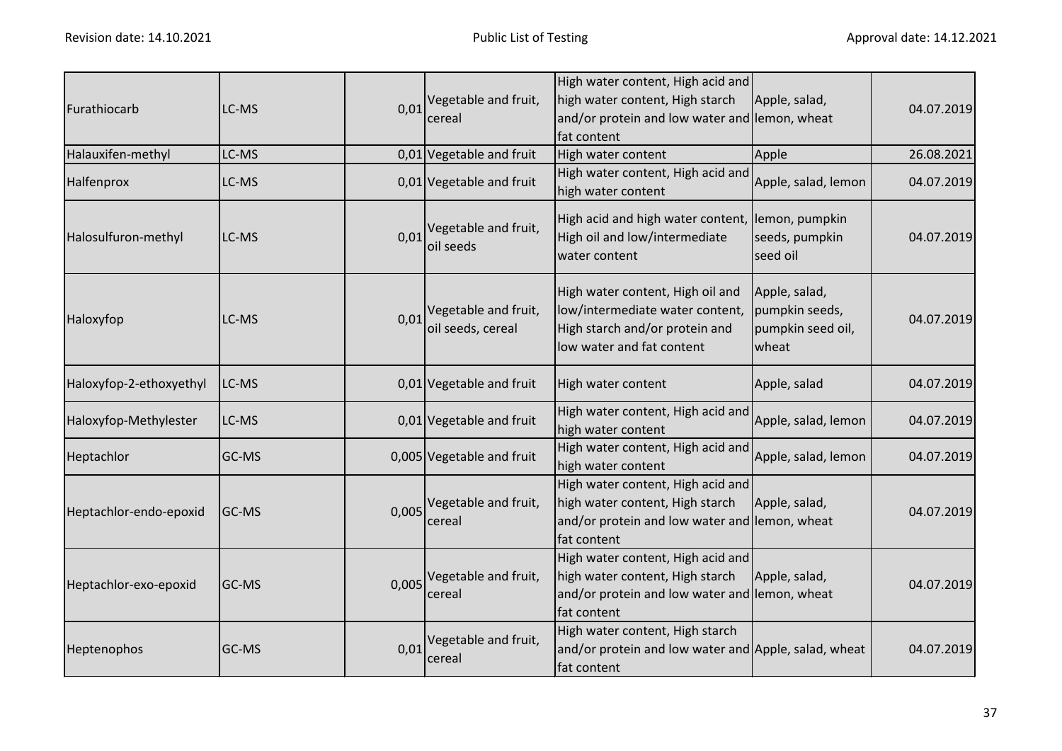| | | | | | | |
|---|---|---|---|---|---|---|
| Furathiocarb | LC-MS | 0,01 | Vegetable and fruit, cereal | High water content, High acid and high water content, High starch and/or protein and low water and fat content | Apple, salad, lemon, wheat | 04.07.2019 |
| Halauxifen-methyl | LC-MS | 0,01 | Vegetable and fruit | High water content | Apple | 26.08.2021 |
| Halfenprox | LC-MS | 0,01 | Vegetable and fruit | High water content, High acid and high water content | Apple, salad, lemon | 04.07.2019 |
| Halosulfuron-methyl | LC-MS | 0,01 | Vegetable and fruit, oil seeds | High acid and high water content, High oil and low/intermediate water content | lemon, pumpkin seeds, pumpkin seed oil | 04.07.2019 |
| Haloxyfop | LC-MS | 0,01 | Vegetable and fruit, oil seeds, cereal | High water content, High oil and low/intermediate water content, High starch and/or protein and low water and fat content | Apple, salad, pumpkin seeds, pumpkin seed oil, wheat | 04.07.2019 |
| Haloxyfop-2-ethoxyethyl | LC-MS | 0,01 | Vegetable and fruit | High water content | Apple, salad | 04.07.2019 |
| Haloxyfop-Methylester | LC-MS | 0,01 | Vegetable and fruit | High water content, High acid and high water content | Apple, salad, lemon | 04.07.2019 |
| Heptachlor | GC-MS | 0,005 | Vegetable and fruit | High water content, High acid and high water content | Apple, salad, lemon | 04.07.2019 |
| Heptachlor-endo-epoxid | GC-MS | 0,005 | Vegetable and fruit, cereal | High water content, High acid and high water content, High starch and/or protein and low water and fat content | Apple, salad, lemon, wheat | 04.07.2019 |
| Heptachlor-exo-epoxid | GC-MS | 0,005 | Vegetable and fruit, cereal | High water content, High acid and high water content, High starch and/or protein and low water and fat content | Apple, salad, lemon, wheat | 04.07.2019 |
| Heptenophos | GC-MS | 0,01 | Vegetable and fruit, cereal | High water content, High starch and/or protein and low water and fat content | Apple, salad, wheat | 04.07.2019 |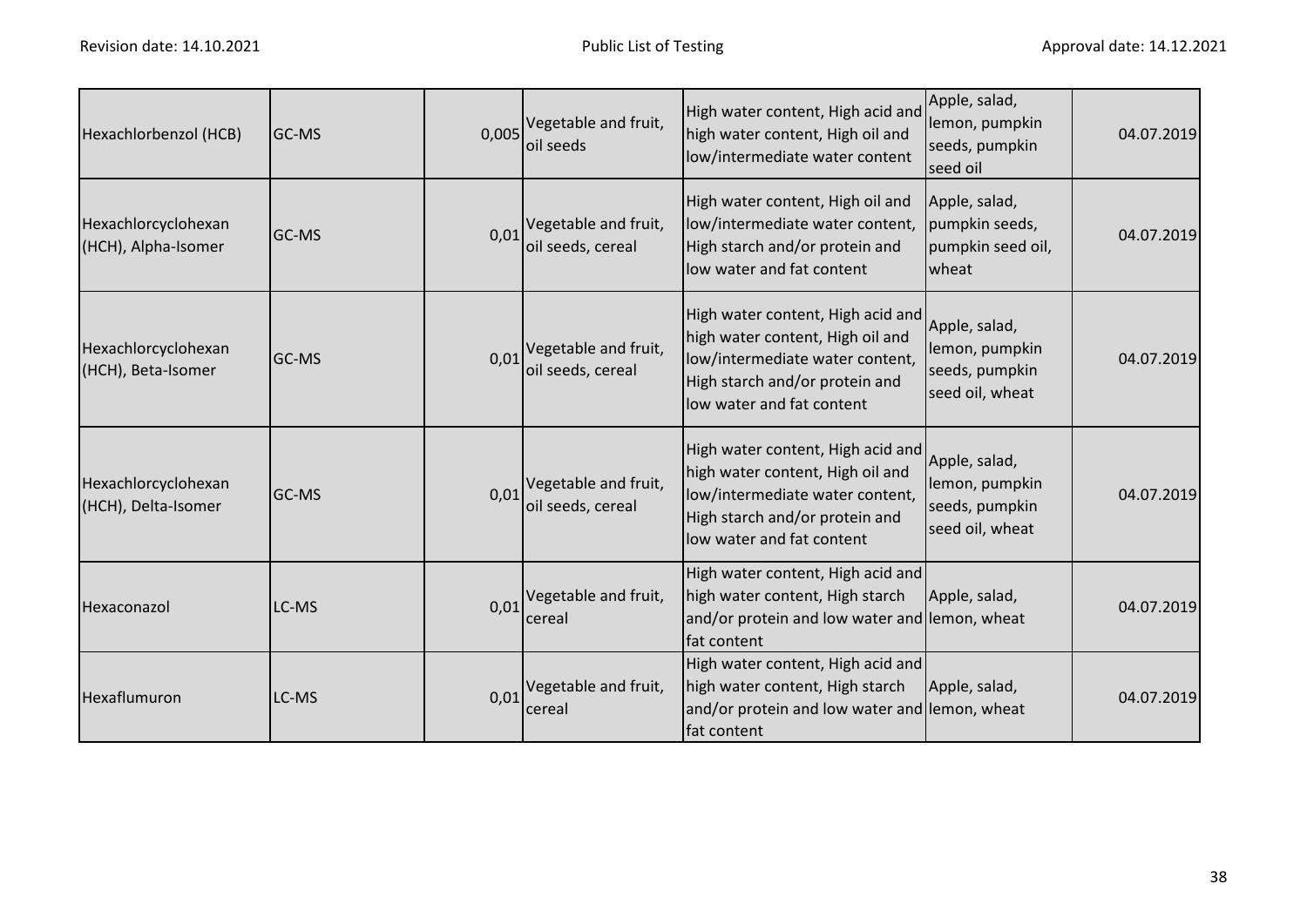| | | | | | | |
|---|---|---|---|---|---|---|
| Hexachlorbenzol (HCB) | GC-MS | 0,005 | Vegetable and fruit, oil seeds | High water content, High acid and high water content, High oil and low/intermediate water content | Apple, salad, lemon, pumpkin seeds, pumpkin seed oil | 04.07.2019 |
| Hexachlorcyclohexan (HCH), Alpha-Isomer | GC-MS | 0,01 | Vegetable and fruit, oil seeds, cereal | High water content, High oil and low/intermediate water content, High starch and/or protein and low water and fat content | Apple, salad, pumpkin seeds, pumpkin seed oil, wheat | 04.07.2019 |
| Hexachlorcyclohexan (HCH), Beta-Isomer | GC-MS | 0,01 | Vegetable and fruit, oil seeds, cereal | High water content, High acid and high water content, High oil and low/intermediate water content, High starch and/or protein and low water and fat content | Apple, salad, lemon, pumpkin seeds, pumpkin seed oil, wheat | 04.07.2019 |
| Hexachlorcyclohexan (HCH), Delta-Isomer | GC-MS | 0,01 | Vegetable and fruit, oil seeds, cereal | High water content, High acid and high water content, High oil and low/intermediate water content, High starch and/or protein and low water and fat content | Apple, salad, lemon, pumpkin seeds, pumpkin seed oil, wheat | 04.07.2019 |
| Hexaconazol | LC-MS | 0,01 | Vegetable and fruit, cereal | High water content, High acid and high water content, High starch and/or protein and low water and fat content | Apple, salad, lemon, wheat | 04.07.2019 |
| Hexaflumuron | LC-MS | 0,01 | Vegetable and fruit, cereal | High water content, High acid and high water content, High starch and/or protein and low water and fat content | Apple, salad, lemon, wheat | 04.07.2019 |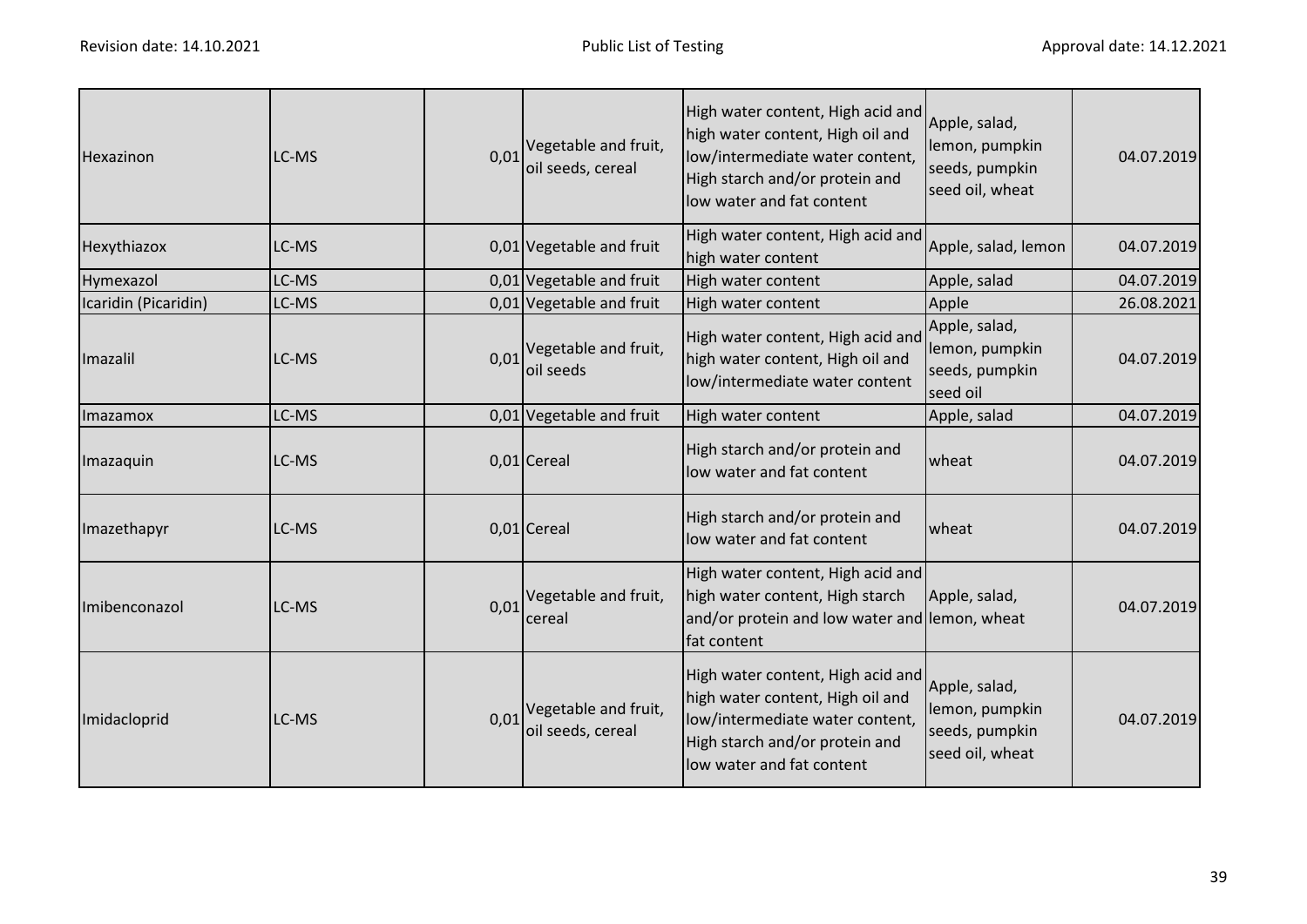| Hexazinon | LC-MS | 0,01 | Vegetable and fruit, oil seeds, cereal | High water content, High acid and high water content, High oil and low/intermediate water content, High starch and/or protein and low water and fat content | Apple, salad, lemon, pumpkin seeds, pumpkin seed oil, wheat | 04.07.2019 |
|---|---|---|---|---|---|---|
| Hexythiazox | LC-MS | 0,01 | Vegetable and fruit | High water content, High acid and high water content | Apple, salad, lemon | 04.07.2019 |
| Hymexazol | LC-MS | 0,01 | Vegetable and fruit | High water content | Apple, salad | 04.07.2019 |
| Icaridin (Picaridin) | LC-MS | 0,01 | Vegetable and fruit | High water content | Apple | 26.08.2021 |
| Imazalil | LC-MS | 0,01 | Vegetable and fruit, oil seeds | High water content, High acid and high water content, High oil and low/intermediate water content | Apple, salad, lemon, pumpkin seeds, pumpkin seed oil | 04.07.2019 |
| Imazamox | LC-MS | 0,01 | Vegetable and fruit | High water content | Apple, salad | 04.07.2019 |
| Imazaquin | LC-MS | 0,01 | Cereal | High starch and/or protein and low water and fat content | wheat | 04.07.2019 |
| Imazethapyr | LC-MS | 0,01 | Cereal | High starch and/or protein and low water and fat content | wheat | 04.07.2019 |
| Imibenconazol | LC-MS | 0,01 | Vegetable and fruit, cereal | High water content, High acid and high water content, High starch and/or protein and low water and fat content | Apple, salad, lemon, wheat | 04.07.2019 |
| Imidacloprid | LC-MS | 0,01 | Vegetable and fruit, oil seeds, cereal | High water content, High acid and high water content, High oil and low/intermediate water content, High starch and/or protein and low water and fat content | Apple, salad, lemon, pumpkin seeds, pumpkin seed oil, wheat | 04.07.2019 |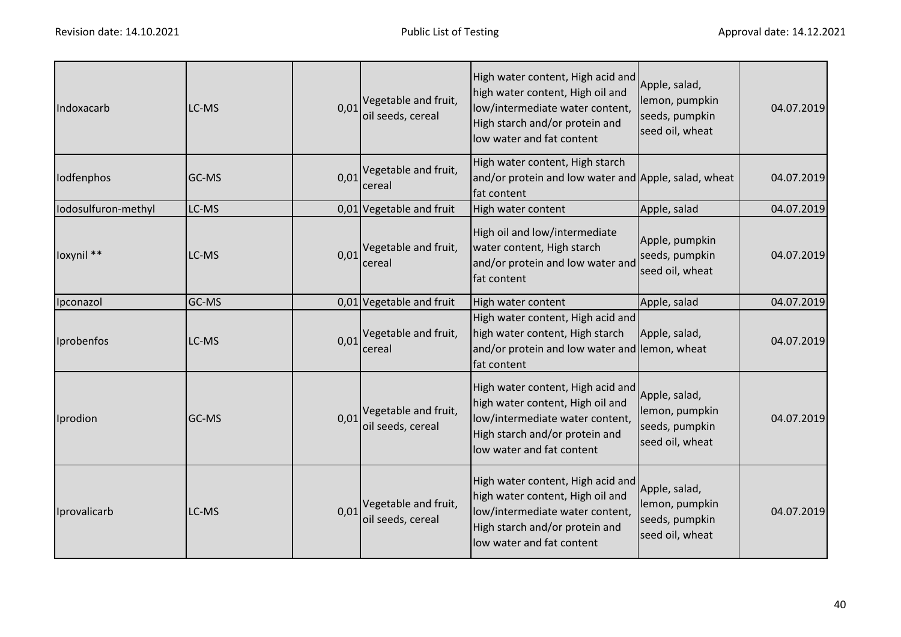| | | | | | | |
|---|---|---|---|---|---|---|
| Indoxacarb | LC-MS | 0,01 | Vegetable and fruit, oil seeds, cereal | High water content, High acid and high water content, High oil and low/intermediate water content, High starch and/or protein and low water and fat content | Apple, salad, lemon, pumpkin seeds, pumpkin seed oil, wheat | 04.07.2019 |
| Iodfenphos | GC-MS | 0,01 | Vegetable and fruit, cereal | High water content, High starch and/or protein and low water and fat content | Apple, salad, wheat | 04.07.2019 |
| Iodosulfuron-methyl | LC-MS | 0,01 | Vegetable and fruit | High water content | Apple, salad | 04.07.2019 |
| Ioxynil ** | LC-MS | 0,01 | Vegetable and fruit, cereal | High oil and low/intermediate water content, High starch and/or protein and low water and fat content | Apple, pumpkin seeds, pumpkin seed oil, wheat | 04.07.2019 |
| Ipconazol | GC-MS | 0,01 | Vegetable and fruit | High water content | Apple, salad | 04.07.2019 |
| Iprobenfos | LC-MS | 0,01 | Vegetable and fruit, cereal | High water content, High acid and high water content, High starch and/or protein and low water and fat content | Apple, salad, lemon, wheat | 04.07.2019 |
| Iprodion | GC-MS | 0,01 | Vegetable and fruit, oil seeds, cereal | High water content, High acid and high water content, High oil and low/intermediate water content, High starch and/or protein and low water and fat content | Apple, salad, lemon, pumpkin seeds, pumpkin seed oil, wheat | 04.07.2019 |
| Iprovalicarb | LC-MS | 0,01 | Vegetable and fruit, oil seeds, cereal | High water content, High acid and high water content, High oil and low/intermediate water content, High starch and/or protein and low water and fat content | Apple, salad, lemon, pumpkin seeds, pumpkin seed oil, wheat | 04.07.2019 |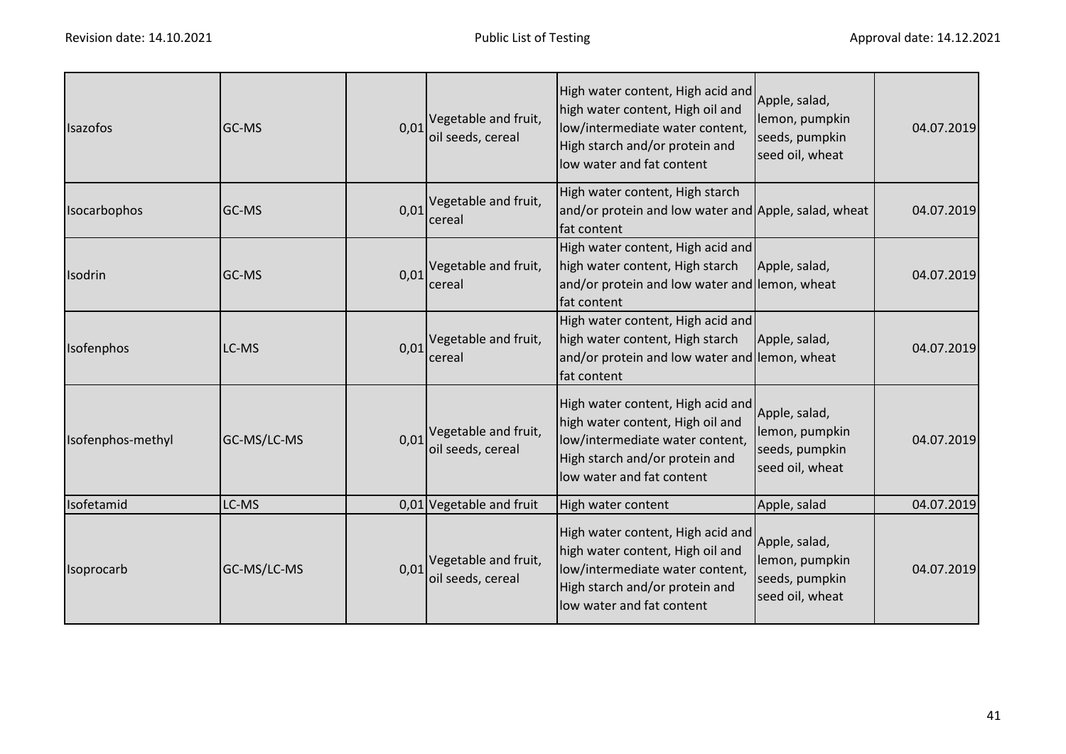| Isazofos | GC-MS | 0,01 | Vegetable and fruit, oil seeds, cereal | High water content, High acid and high water content, High oil and low/intermediate water content, High starch and/or protein and low water and fat content | Apple, salad, lemon, pumpkin seeds, pumpkin seed oil, wheat | 04.07.2019 |
|---|---|---|---|---|---|---|
| Isocarbophos | GC-MS | 0,01 | Vegetable and fruit, cereal | High water content, High starch and/or protein and low water and fat content | Apple, salad, wheat | 04.07.2019 |
| Isodrin | GC-MS | 0,01 | Vegetable and fruit, cereal | High water content, High acid and high water content, High starch and/or protein and low water and fat content | Apple, salad, lemon, wheat | 04.07.2019 |
| Isofenphos | LC-MS | 0,01 | Vegetable and fruit, cereal | High water content, High acid and high water content, High starch and/or protein and low water and fat content | Apple, salad, lemon, wheat | 04.07.2019 |
| Isofenphos-methyl | GC-MS/LC-MS | 0,01 | Vegetable and fruit, oil seeds, cereal | High water content, High acid and high water content, High oil and low/intermediate water content, High starch and/or protein and low water and fat content | Apple, salad, lemon, pumpkin seeds, pumpkin seed oil, wheat | 04.07.2019 |
| Isofetamid | LC-MS | 0,01 | Vegetable and fruit | High water content | Apple, salad | 04.07.2019 |
| Isoprocarb | GC-MS/LC-MS | 0,01 | Vegetable and fruit, oil seeds, cereal | High water content, High acid and high water content, High oil and low/intermediate water content, High starch and/or protein and low water and fat content | Apple, salad, lemon, pumpkin seeds, pumpkin seed oil, wheat | 04.07.2019 |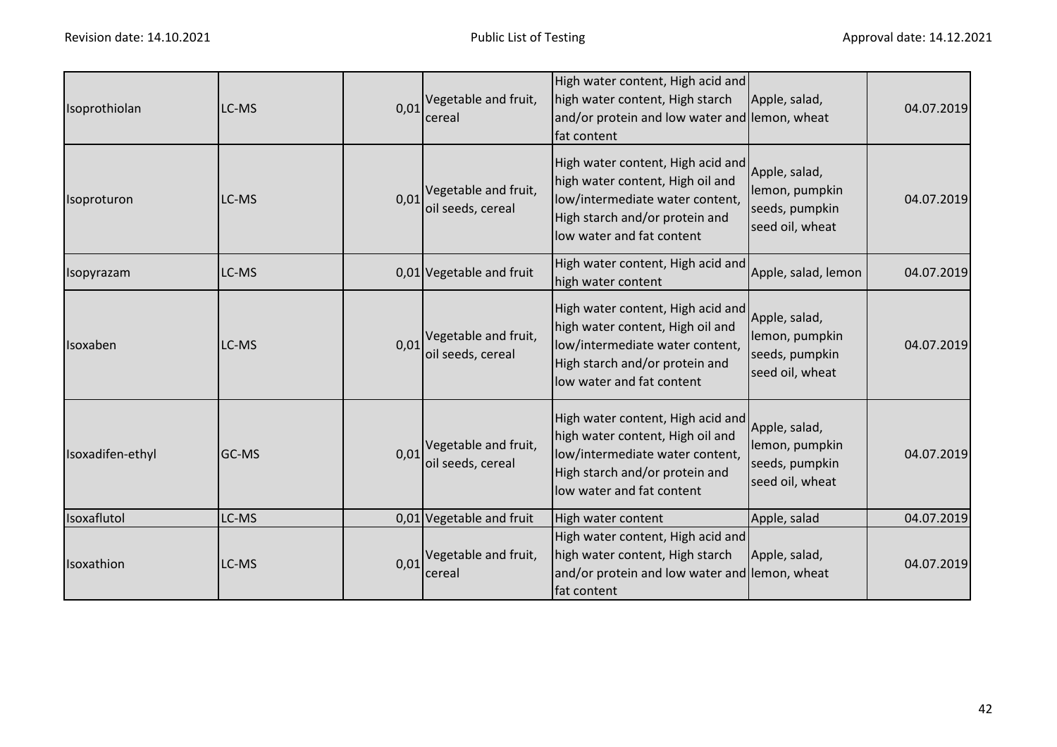| | | | | | | |
|---|---|---|---|---|---|---|
| Isoprothiolan | LC-MS | 0,01 | Vegetable and fruit, cereal | High water content, High acid and high water content, High starch and/or protein and low water and fat content | Apple, salad, lemon, wheat | 04.07.2019 |
| Isoproturon | LC-MS | 0,01 | Vegetable and fruit, oil seeds, cereal | High water content, High acid and high water content, High oil and low/intermediate water content, High starch and/or protein and low water and fat content | Apple, salad, lemon, pumpkin seeds, pumpkin seed oil, wheat | 04.07.2019 |
| Isopyrazam | LC-MS | 0,01 | Vegetable and fruit | High water content, High acid and high water content | Apple, salad, lemon | 04.07.2019 |
| Isoxaben | LC-MS | 0,01 | Vegetable and fruit, oil seeds, cereal | High water content, High acid and high water content, High oil and low/intermediate water content, High starch and/or protein and low water and fat content | Apple, salad, lemon, pumpkin seeds, pumpkin seed oil, wheat | 04.07.2019 |
| Isoxadifen-ethyl | GC-MS | 0,01 | Vegetable and fruit, oil seeds, cereal | High water content, High acid and high water content, High oil and low/intermediate water content, High starch and/or protein and low water and fat content | Apple, salad, lemon, pumpkin seeds, pumpkin seed oil, wheat | 04.07.2019 |
| Isoxaflutol | LC-MS | 0,01 | Vegetable and fruit | High water content | Apple, salad | 04.07.2019 |
| Isoxathion | LC-MS | 0,01 | Vegetable and fruit, cereal | High water content, High acid and high water content, High starch and/or protein and low water and fat content | Apple, salad, lemon, wheat | 04.07.2019 |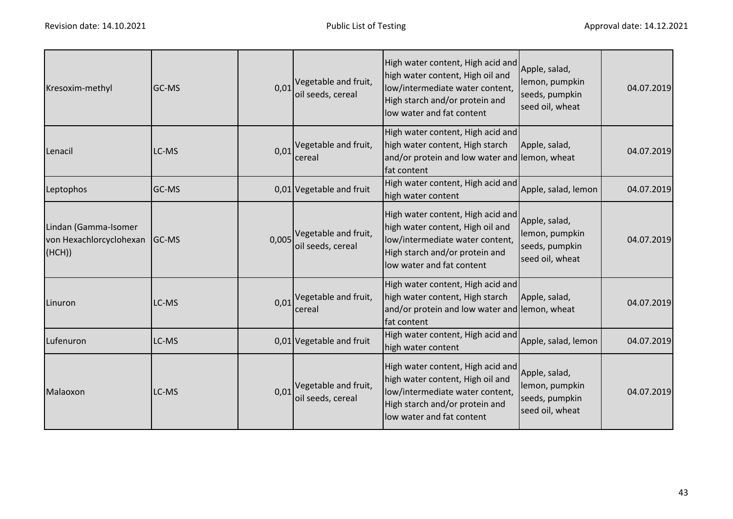| | | | | | | |
|---|---|---|---|---|---|---|
| Kresoxim-methyl | GC-MS | 0,01 | Vegetable and fruit, oil seeds, cereal | High water content, High acid and high water content, High oil and low/intermediate water content, High starch and/or protein and low water and fat content | Apple, salad, lemon, pumpkin seeds, pumpkin seed oil, wheat | 04.07.2019 |
| Lenacil | LC-MS | 0,01 | Vegetable and fruit, cereal | High water content, High acid and high water content, High starch and/or protein and low water and fat content | Apple, salad, lemon, wheat | 04.07.2019 |
| Leptophos | GC-MS | 0,01 | Vegetable and fruit | High water content, High acid and high water content | Apple, salad, lemon | 04.07.2019 |
| Lindan (Gamma-Isomer von Hexachlorcyclohexan (HCH)) | GC-MS | 0,005 | Vegetable and fruit, oil seeds, cereal | High water content, High acid and high water content, High oil and low/intermediate water content, High starch and/or protein and low water and fat content | Apple, salad, lemon, pumpkin seeds, pumpkin seed oil, wheat | 04.07.2019 |
| Linuron | LC-MS | 0,01 | Vegetable and fruit, cereal | High water content, High acid and high water content, High starch and/or protein and low water and fat content | Apple, salad, lemon, wheat | 04.07.2019 |
| Lufenuron | LC-MS | 0,01 | Vegetable and fruit | High water content, High acid and high water content | Apple, salad, lemon | 04.07.2019 |
| Malaoxon | LC-MS | 0,01 | Vegetable and fruit, oil seeds, cereal | High water content, High acid and high water content, High oil and low/intermediate water content, High starch and/or protein and low water and fat content | Apple, salad, lemon, pumpkin seeds, pumpkin seed oil, wheat | 04.07.2019 |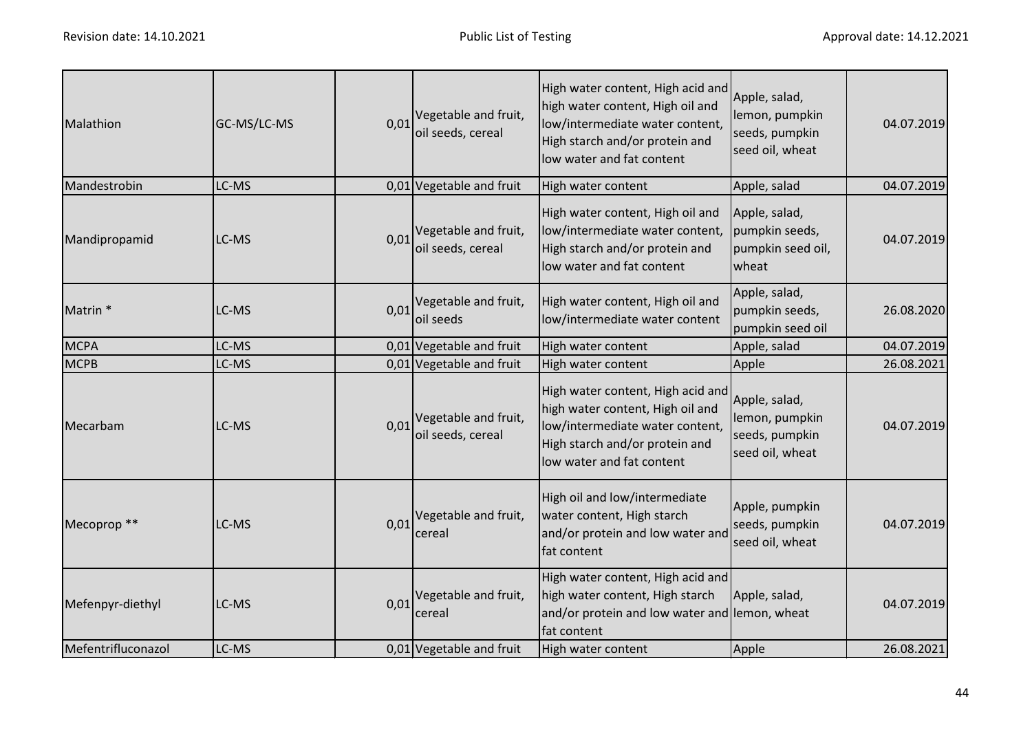| | | | | | | |
|---|---|---|---|---|---|---|
| Malathion | GC-MS/LC-MS | 0,01 | Vegetable and fruit, oil seeds, cereal | High water content, High acid and high water content, High oil and low/intermediate water content, High starch and/or protein and low water and fat content | Apple, salad, lemon, pumpkin seeds, pumpkin seed oil, wheat | 04.07.2019 |
| Mandestrobin | LC-MS | 0,01 | Vegetable and fruit | High water content | Apple, salad | 04.07.2019 |
| Mandipropamid | LC-MS | 0,01 | Vegetable and fruit, oil seeds, cereal | High water content, High oil and low/intermediate water content, High starch and/or protein and low water and fat content | Apple, salad, pumpkin seeds, pumpkin seed oil, wheat | 04.07.2019 |
| Matrin * | LC-MS | 0,01 | Vegetable and fruit, oil seeds | High water content, High oil and low/intermediate water content | Apple, salad, pumpkin seeds, pumpkin seed oil | 26.08.2020 |
| MCPA | LC-MS | 0,01 | Vegetable and fruit | High water content | Apple, salad | 04.07.2019 |
| MCPB | LC-MS | 0,01 | Vegetable and fruit | High water content | Apple | 26.08.2021 |
| Mecarbam | LC-MS | 0,01 | Vegetable and fruit, oil seeds, cereal | High water content, High acid and high water content, High oil and low/intermediate water content, High starch and/or protein and low water and fat content | Apple, salad, lemon, pumpkin seeds, pumpkin seed oil, wheat | 04.07.2019 |
| Mecoprop ** | LC-MS | 0,01 | Vegetable and fruit, cereal | High oil and low/intermediate water content, High starch and/or protein and low water and fat content | Apple, pumpkin seeds, pumpkin seed oil, wheat | 04.07.2019 |
| Mefenpyr-diethyl | LC-MS | 0,01 | Vegetable and fruit, cereal | High water content, High acid and high water content, High starch and/or protein and low water and fat content | Apple, salad, lemon, wheat | 04.07.2019 |
| Mefentrifluconazol | LC-MS | 0,01 | Vegetable and fruit | High water content | Apple | 26.08.2021 |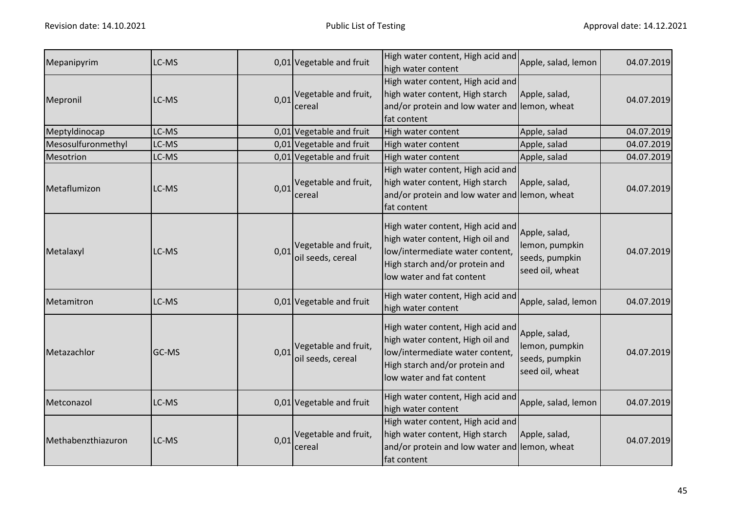| | | | | | | |
|---|---|---|---|---|---|---|
| Mepanipyrim | LC-MS | 0,01 | Vegetable and fruit | High water content, High acid and high water content | Apple, salad, lemon | 04.07.2019 |
| Mepronil | LC-MS | 0,01 | Vegetable and fruit, cereal | High water content, High acid and high water content, High starch and/or protein and low water and fat content | Apple, salad, lemon, wheat | 04.07.2019 |
| Meptyldinocap | LC-MS | 0,01 | Vegetable and fruit | High water content | Apple, salad | 04.07.2019 |
| Mesosulfuronmethyl | LC-MS | 0,01 | Vegetable and fruit | High water content | Apple, salad | 04.07.2019 |
| Mesotrion | LC-MS | 0,01 | Vegetable and fruit | High water content | Apple, salad | 04.07.2019 |
| Metaflumizon | LC-MS | 0,01 | Vegetable and fruit, cereal | High water content, High acid and high water content, High starch and/or protein and low water and fat content | Apple, salad, lemon, wheat | 04.07.2019 |
| Metalaxyl | LC-MS | 0,01 | Vegetable and fruit, oil seeds, cereal | High water content, High acid and high water content, High oil and low/intermediate water content, High starch and/or protein and low water and fat content | Apple, salad, lemon, pumpkin seeds, pumpkin seed oil, wheat | 04.07.2019 |
| Metamitron | LC-MS | 0,01 | Vegetable and fruit | High water content, High acid and high water content | Apple, salad, lemon | 04.07.2019 |
| Metazachlor | GC-MS | 0,01 | Vegetable and fruit, oil seeds, cereal | High water content, High acid and high water content, High oil and low/intermediate water content, High starch and/or protein and low water and fat content | Apple, salad, lemon, pumpkin seeds, pumpkin seed oil, wheat | 04.07.2019 |
| Metconazol | LC-MS | 0,01 | Vegetable and fruit | High water content, High acid and high water content | Apple, salad, lemon | 04.07.2019 |
| Methabenzthiazuron | LC-MS | 0,01 | Vegetable and fruit, cereal | High water content, High acid and high water content, High starch and/or protein and low water and fat content | Apple, salad, lemon, wheat | 04.07.2019 |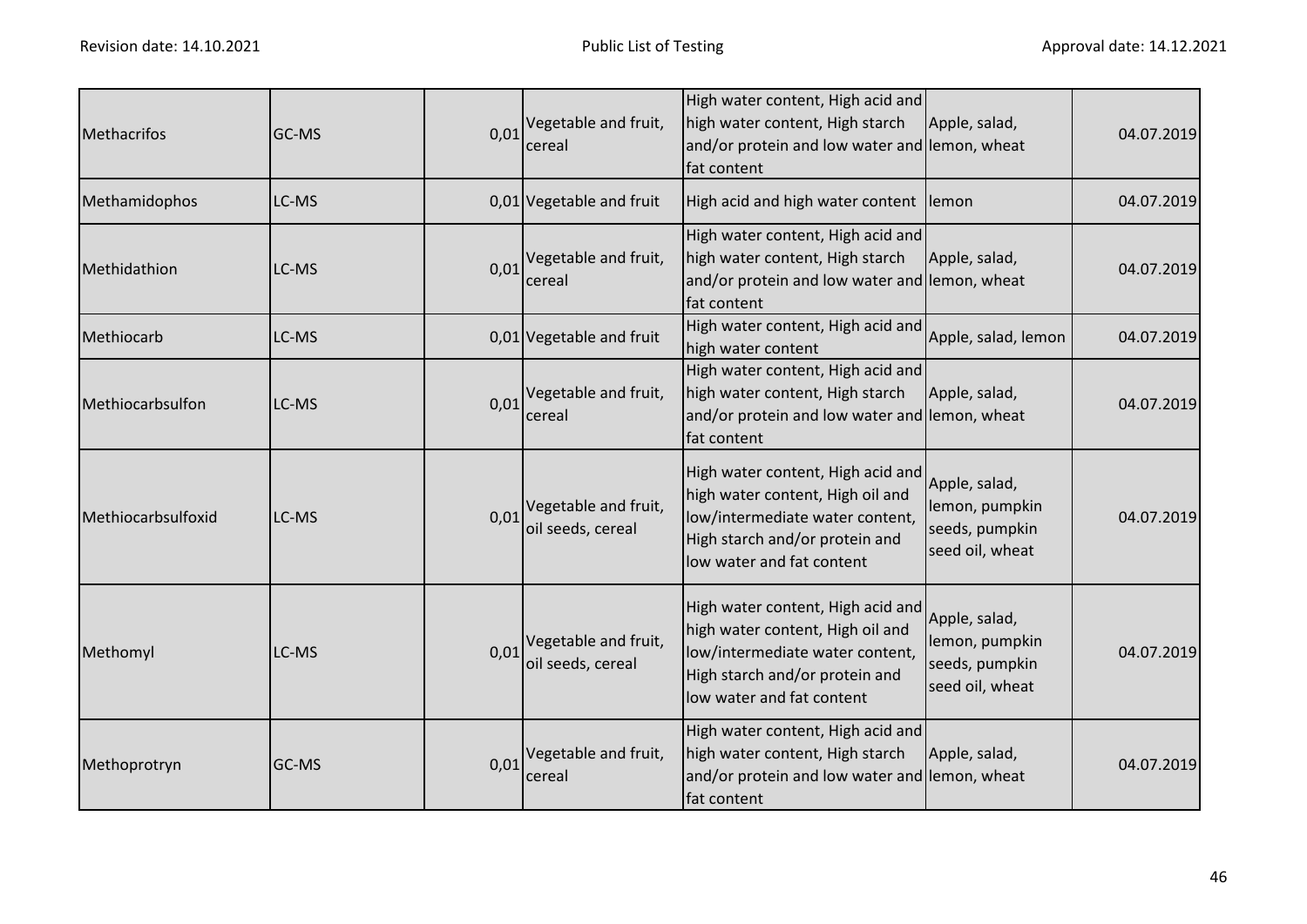| Methacrifos | GC-MS | 0,01 | Vegetable and fruit, cereal | High water content, High acid and high water content, High starch and/or protein and low water and fat content | Apple, salad, lemon, wheat | 04.07.2019 |
|---|---|---|---|---|---|---|
| Methamidophos | LC-MS | 0,01 | Vegetable and fruit | High acid and high water content | lemon | 04.07.2019 |
| Methidathion | LC-MS | 0,01 | Vegetable and fruit, cereal | High water content, High acid and high water content, High starch and/or protein and low water and fat content | Apple, salad, lemon, wheat | 04.07.2019 |
| Methiocarb | LC-MS | 0,01 | Vegetable and fruit | High water content, High acid and high water content | Apple, salad, lemon | 04.07.2019 |
| Methiocarbsulfon | LC-MS | 0,01 | Vegetable and fruit, cereal | High water content, High acid and high water content, High starch and/or protein and low water and fat content | Apple, salad, lemon, wheat | 04.07.2019 |
| Methiocarbsulfoxid | LC-MS | 0,01 | Vegetable and fruit, oil seeds, cereal | High water content, High acid and high water content, High oil and low/intermediate water content, High starch and/or protein and low water and fat content | Apple, salad, lemon, pumpkin seeds, pumpkin seed oil, wheat | 04.07.2019 |
| Methomyl | LC-MS | 0,01 | Vegetable and fruit, oil seeds, cereal | High water content, High acid and high water content, High oil and low/intermediate water content, High starch and/or protein and low water and fat content | Apple, salad, lemon, pumpkin seeds, pumpkin seed oil, wheat | 04.07.2019 |
| Methoprotryn | GC-MS | 0,01 | Vegetable and fruit, cereal | High water content, High acid and high water content, High starch and/or protein and low water and fat content | Apple, salad, lemon, wheat | 04.07.2019 |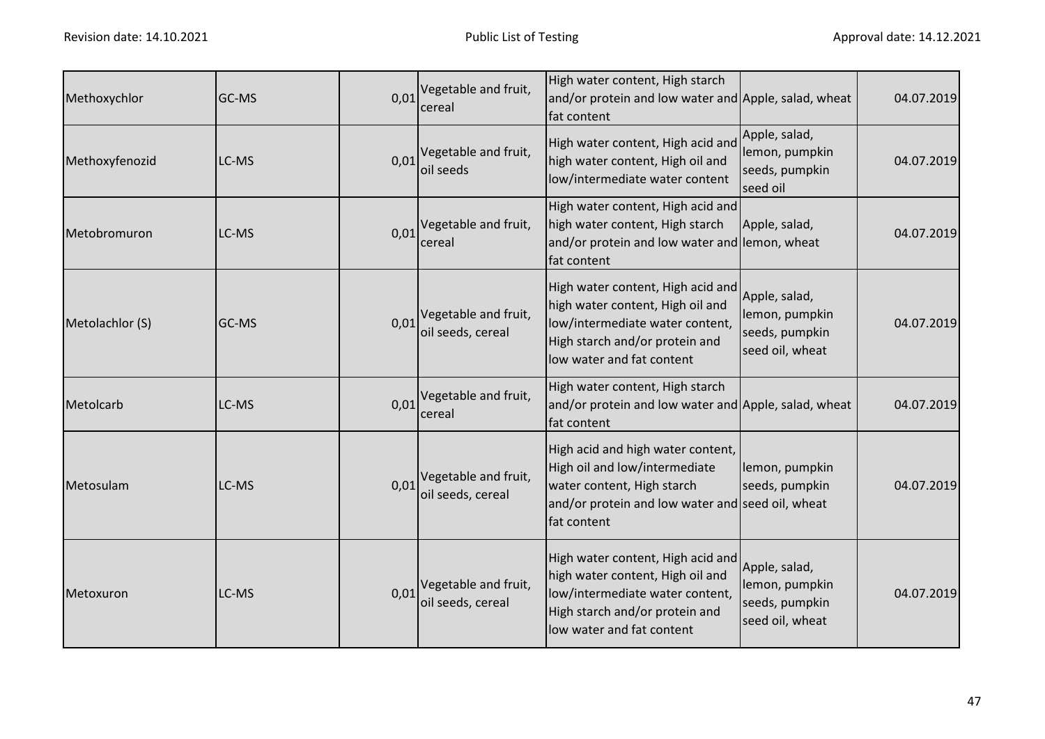| | | | | | | |
|---|---|---|---|---|---|---|
| Methoxychlor | GC-MS | 0,01 | Vegetable and fruit, cereal | High water content, High starch and/or protein and low water and fat content | Apple, salad, wheat | 04.07.2019 |
| Methoxyfenozid | LC-MS | 0,01 | Vegetable and fruit, oil seeds | High water content, High acid and high water content, High oil and low/intermediate water content | Apple, salad, lemon, pumpkin seeds, pumpkin seed oil | 04.07.2019 |
| Metobromuron | LC-MS | 0,01 | Vegetable and fruit, cereal | High water content, High acid and high water content, High starch and/or protein and low water and fat content | Apple, salad, lemon, wheat | 04.07.2019 |
| Metolachlor (S) | GC-MS | 0,01 | Vegetable and fruit, oil seeds, cereal | High water content, High acid and high water content, High oil and low/intermediate water content, High starch and/or protein and low water and fat content | Apple, salad, lemon, pumpkin seeds, pumpkin seed oil, wheat | 04.07.2019 |
| Metolcarb | LC-MS | 0,01 | Vegetable and fruit, cereal | High water content, High starch and/or protein and low water and fat content | Apple, salad, wheat | 04.07.2019 |
| Metosulam | LC-MS | 0,01 | Vegetable and fruit, oil seeds, cereal | High acid and high water content, High oil and low/intermediate water content, High starch and/or protein and low water and fat content | lemon, pumpkin seeds, pumpkin seed oil, wheat | 04.07.2019 |
| Metoxuron | LC-MS | 0,01 | Vegetable and fruit, oil seeds, cereal | High water content, High acid and high water content, High oil and low/intermediate water content, High starch and/or protein and low water and fat content | Apple, salad, lemon, pumpkin seeds, pumpkin seed oil, wheat | 04.07.2019 |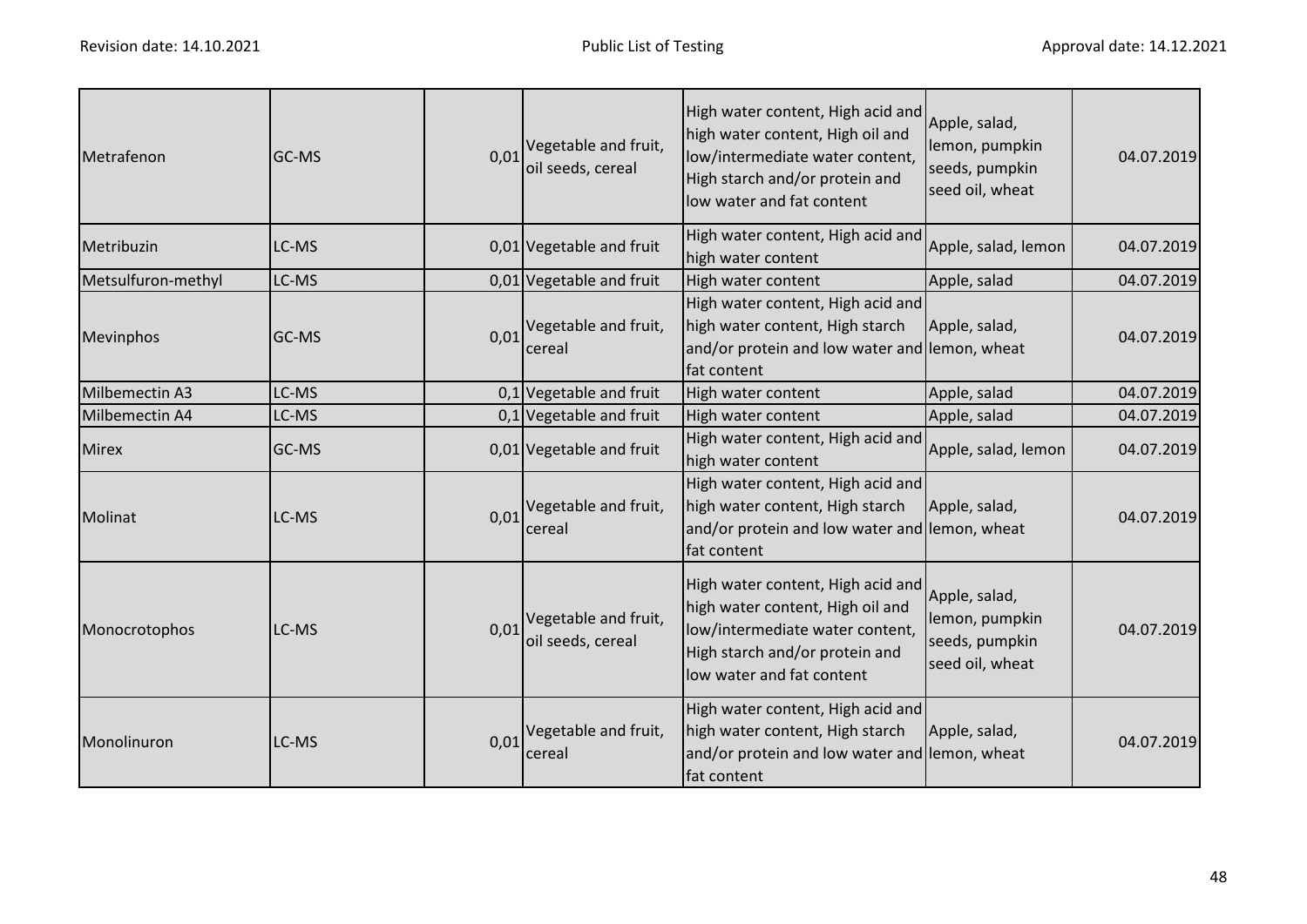| Metrafenon | GC-MS | 0,01 | Vegetable and fruit, oil seeds, cereal | High water content, High acid and high water content, High oil and low/intermediate water content, High starch and/or protein and low water and fat content | Apple, salad, lemon, pumpkin seeds, pumpkin seed oil, wheat | 04.07.2019 |
|---|---|---|---|---|---|---|
| Metribuzin | LC-MS | 0,01 | Vegetable and fruit | High water content, High acid and high water content | Apple, salad, lemon | 04.07.2019 |
| Metsulfuron-methyl | LC-MS | 0,01 | Vegetable and fruit | High water content | Apple, salad | 04.07.2019 |
| Mevinphos | GC-MS | 0,01 | Vegetable and fruit, cereal | High water content, High acid and high water content, High starch and/or protein and low water and fat content | Apple, salad, lemon, wheat | 04.07.2019 |
| Milbemectin A3 | LC-MS | 0,1 | Vegetable and fruit | High water content | Apple, salad | 04.07.2019 |
| Milbemectin A4 | LC-MS | 0,1 | Vegetable and fruit | High water content | Apple, salad | 04.07.2019 |
| Mirex | GC-MS | 0,01 | Vegetable and fruit | High water content, High acid and high water content | Apple, salad, lemon | 04.07.2019 |
| Molinat | LC-MS | 0,01 | Vegetable and fruit, cereal | High water content, High acid and high water content, High starch and/or protein and low water and fat content | Apple, salad, lemon, wheat | 04.07.2019 |
| Monocrotophos | LC-MS | 0,01 | Vegetable and fruit, oil seeds, cereal | High water content, High acid and high water content, High oil and low/intermediate water content, High starch and/or protein and low water and fat content | Apple, salad, lemon, pumpkin seeds, pumpkin seed oil, wheat | 04.07.2019 |
| Monolinuron | LC-MS | 0,01 | Vegetable and fruit, cereal | High water content, High acid and high water content, High starch and/or protein and low water and fat content | Apple, salad, lemon, wheat | 04.07.2019 |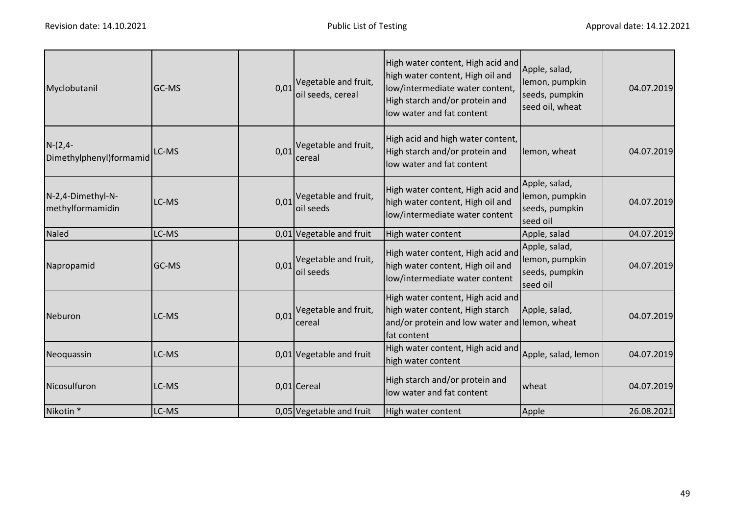| | | | | | | |
|---|---|---|---|---|---|---|
| Myclobutanil | GC-MS | 0,01 | Vegetable and fruit, oil seeds, cereal | High water content, High acid and high water content, High oil and low/intermediate water content, High starch and/or protein and low water and fat content | Apple, salad, lemon, pumpkin seeds, pumpkin seed oil, wheat | 04.07.2019 |
| N-(2,4-Dimethylphenyl)formamid | LC-MS | 0,01 | Vegetable and fruit, cereal | High acid and high water content, High starch and/or protein and low water and fat content | lemon, wheat | 04.07.2019 |
| N-2,4-Dimethyl-N-methylformamidin | LC-MS | 0,01 | Vegetable and fruit, oil seeds | High water content, High acid and high water content, High oil and low/intermediate water content | Apple, salad, lemon, pumpkin seeds, pumpkin seed oil | 04.07.2019 |
| Naled | LC-MS | 0,01 | Vegetable and fruit | High water content | Apple, salad | 04.07.2019 |
| Napropamid | GC-MS | 0,01 | Vegetable and fruit, oil seeds | High water content, High acid and high water content, High oil and low/intermediate water content | Apple, salad, lemon, pumpkin seeds, pumpkin seed oil | 04.07.2019 |
| Neburon | LC-MS | 0,01 | Vegetable and fruit, cereal | High water content, High acid and high water content, High starch and/or protein and low water and fat content | Apple, salad, lemon, wheat | 04.07.2019 |
| Neoquassin | LC-MS | 0,01 | Vegetable and fruit | High water content, High acid and high water content | Apple, salad, lemon | 04.07.2019 |
| Nicosulfuron | LC-MS | 0,01 | Cereal | High starch and/or protein and low water and fat content | wheat | 04.07.2019 |
| Nikotin * | LC-MS | 0,05 | Vegetable and fruit | High water content | Apple | 26.08.2021 |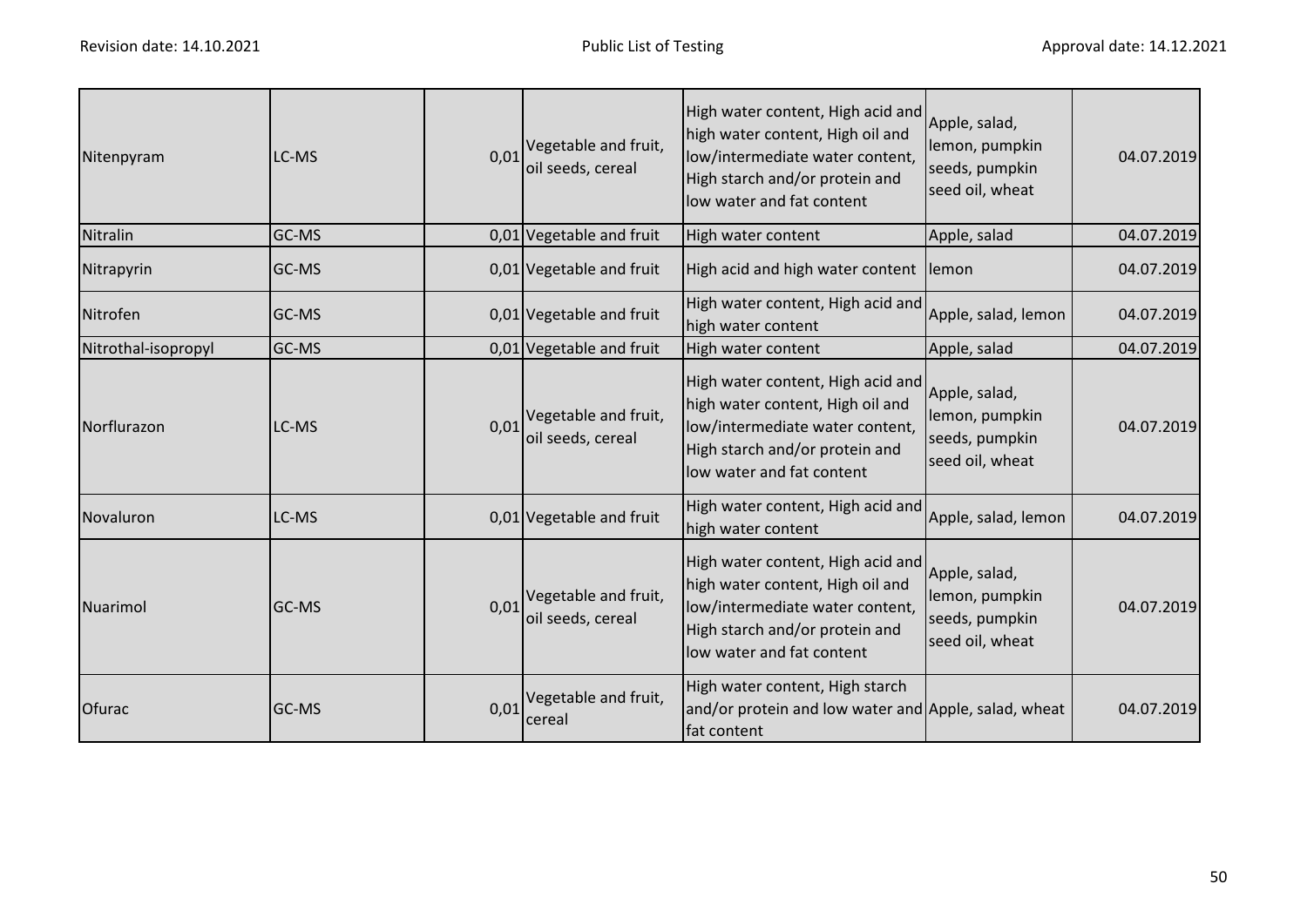| Nitenpyram | LC-MS | 0,01 | Vegetable and fruit, oil seeds, cereal | High water content, High acid and high water content, High oil and low/intermediate water content, High starch and/or protein and low water and fat content | Apple, salad, lemon, pumpkin seeds, pumpkin seed oil, wheat | 04.07.2019 |
|---|---|---|---|---|---|---|
| Nitralin | GC-MS | 0,01 | Vegetable and fruit | High water content | Apple, salad | 04.07.2019 |
| Nitrapyrin | GC-MS | 0,01 | Vegetable and fruit | High acid and high water content | lemon | 04.07.2019 |
| Nitrofen | GC-MS | 0,01 | Vegetable and fruit | High water content, High acid and high water content | Apple, salad, lemon | 04.07.2019 |
| Nitrothal-isopropyl | GC-MS | 0,01 | Vegetable and fruit | High water content | Apple, salad | 04.07.2019 |
| Norflurazon | LC-MS | 0,01 | Vegetable and fruit, oil seeds, cereal | High water content, High acid and high water content, High oil and low/intermediate water content, High starch and/or protein and low water and fat content | Apple, salad, lemon, pumpkin seeds, pumpkin seed oil, wheat | 04.07.2019 |
| Novaluron | LC-MS | 0,01 | Vegetable and fruit | High water content, High acid and high water content | Apple, salad, lemon | 04.07.2019 |
| Nuarimol | GC-MS | 0,01 | Vegetable and fruit, oil seeds, cereal | High water content, High acid and high water content, High oil and low/intermediate water content, High starch and/or protein and low water and fat content | Apple, salad, lemon, pumpkin seeds, pumpkin seed oil, wheat | 04.07.2019 |
| Ofurac | GC-MS | 0,01 | Vegetable and fruit, cereal | High water content, High starch and/or protein and low water and fat content | Apple, salad, wheat | 04.07.2019 |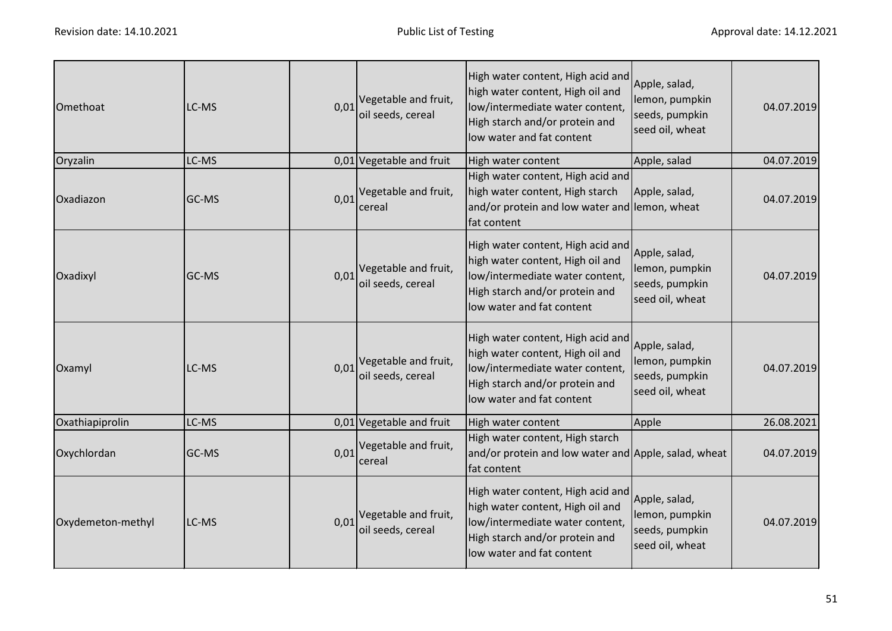| Omethoat | LC-MS | 0,01 | Vegetable and fruit, oil seeds, cereal | High water content, High acid and high water content, High oil and low/intermediate water content, High starch and/or protein and low water and fat content | Apple, salad, lemon, pumpkin seeds, pumpkin seed oil, wheat | 04.07.2019 |
|---|---|---|---|---|---|---|
| Oryzalin | LC-MS | 0,01 | Vegetable and fruit | High water content | Apple, salad | 04.07.2019 |
| Oxadiazon | GC-MS | 0,01 | Vegetable and fruit, cereal | High water content, High acid and high water content, High starch and/or protein and low water and fat content | Apple, salad, lemon, wheat | 04.07.2019 |
| Oxadixyl | GC-MS | 0,01 | Vegetable and fruit, oil seeds, cereal | High water content, High acid and high water content, High oil and low/intermediate water content, High starch and/or protein and low water and fat content | Apple, salad, lemon, pumpkin seeds, pumpkin seed oil, wheat | 04.07.2019 |
| Oxamyl | LC-MS | 0,01 | Vegetable and fruit, oil seeds, cereal | High water content, High acid and high water content, High oil and low/intermediate water content, High starch and/or protein and low water and fat content | Apple, salad, lemon, pumpkin seeds, pumpkin seed oil, wheat | 04.07.2019 |
| Oxathiapiprolin | LC-MS | 0,01 | Vegetable and fruit | High water content | Apple | 26.08.2021 |
| Oxychlordan | GC-MS | 0,01 | Vegetable and fruit, cereal | High water content, High starch and/or protein and low water and fat content | Apple, salad, wheat | 04.07.2019 |
| Oxydemeton-methyl | LC-MS | 0,01 | Vegetable and fruit, oil seeds, cereal | High water content, High acid and high water content, High oil and low/intermediate water content, High starch and/or protein and low water and fat content | Apple, salad, lemon, pumpkin seeds, pumpkin seed oil, wheat | 04.07.2019 |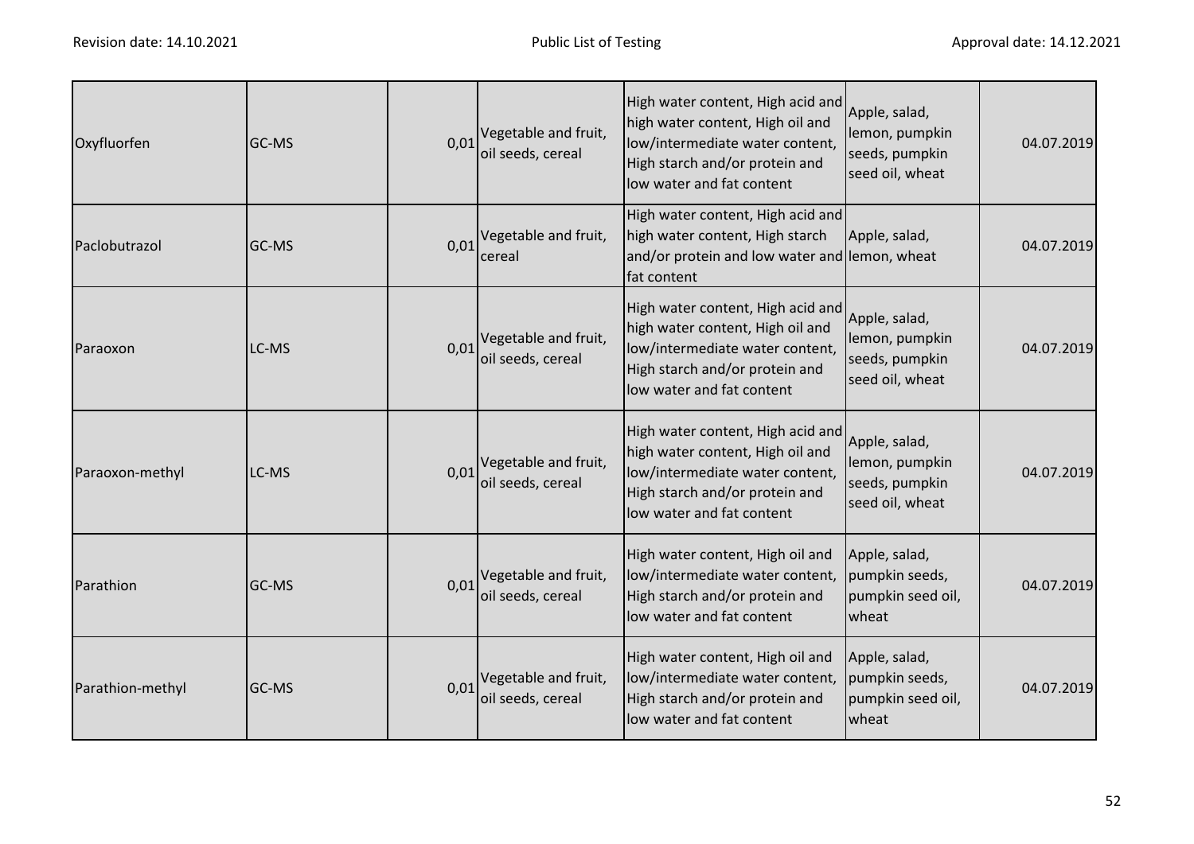| | | | | | | |
|---|---|---|---|---|---|---|
| Oxyfluorfen | GC-MS | 0,01 | Vegetable and fruit, oil seeds, cereal | High water content, High acid and high water content, High oil and low/intermediate water content, High starch and/or protein and low water and fat content | Apple, salad, lemon, pumpkin seeds, pumpkin seed oil, wheat | 04.07.2019 |
| Paclobutrazol | GC-MS | 0,01 | Vegetable and fruit, cereal | High water content, High acid and high water content, High starch and/or protein and low water and fat content | Apple, salad, lemon, wheat | 04.07.2019 |
| Paraoxon | LC-MS | 0,01 | Vegetable and fruit, oil seeds, cereal | High water content, High acid and high water content, High oil and low/intermediate water content, High starch and/or protein and low water and fat content | Apple, salad, lemon, pumpkin seeds, pumpkin seed oil, wheat | 04.07.2019 |
| Paraoxon-methyl | LC-MS | 0,01 | Vegetable and fruit, oil seeds, cereal | High water content, High acid and high water content, High oil and low/intermediate water content, High starch and/or protein and low water and fat content | Apple, salad, lemon, pumpkin seeds, pumpkin seed oil, wheat | 04.07.2019 |
| Parathion | GC-MS | 0,01 | Vegetable and fruit, oil seeds, cereal | High water content, High oil and low/intermediate water content, High starch and/or protein and low water and fat content | Apple, salad, pumpkin seeds, pumpkin seed oil, wheat | 04.07.2019 |
| Parathion-methyl | GC-MS | 0,01 | Vegetable and fruit, oil seeds, cereal | High water content, High oil and low/intermediate water content, High starch and/or protein and low water and fat content | Apple, salad, pumpkin seeds, pumpkin seed oil, wheat | 04.07.2019 |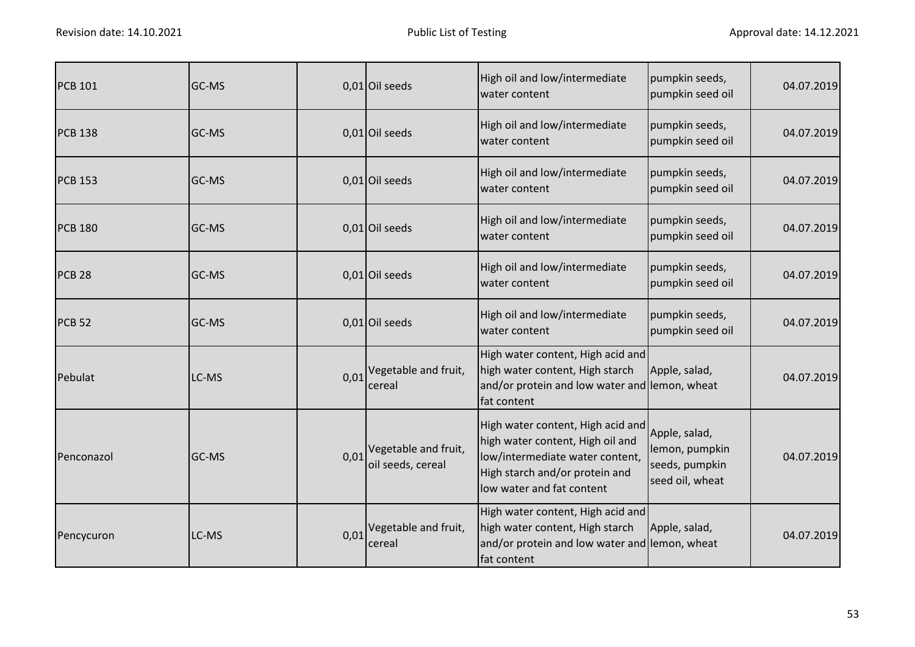| PCB 101 | GC-MS | 0,01 | Oil seeds | High oil and low/intermediate water content | pumpkin seeds, pumpkin seed oil | 04.07.2019 |
|---|---|---|---|---|---|---|
| PCB 138 | GC-MS | 0,01 | Oil seeds | High oil and low/intermediate water content | pumpkin seeds, pumpkin seed oil | 04.07.2019 |
| PCB 153 | GC-MS | 0,01 | Oil seeds | High oil and low/intermediate water content | pumpkin seeds, pumpkin seed oil | 04.07.2019 |
| PCB 180 | GC-MS | 0,01 | Oil seeds | High oil and low/intermediate water content | pumpkin seeds, pumpkin seed oil | 04.07.2019 |
| PCB 28 | GC-MS | 0,01 | Oil seeds | High oil and low/intermediate water content | pumpkin seeds, pumpkin seed oil | 04.07.2019 |
| PCB 52 | GC-MS | 0,01 | Oil seeds | High oil and low/intermediate water content | pumpkin seeds, pumpkin seed oil | 04.07.2019 |
| Pebulat | LC-MS | 0,01 | Vegetable and fruit, cereal | High water content, High acid and high water content, High starch and/or protein and low water and fat content | Apple, salad, lemon, wheat | 04.07.2019 |
| Penconazol | GC-MS | 0,01 | Vegetable and fruit, oil seeds, cereal | High water content, High acid and high water content, High oil and low/intermediate water content, High starch and/or protein and low water and fat content | Apple, salad, lemon, pumpkin seeds, pumpkin seed oil, wheat | 04.07.2019 |
| Pencycuron | LC-MS | 0,01 | Vegetable and fruit, cereal | High water content, High acid and high water content, High starch and/or protein and low water and fat content | Apple, salad, lemon, wheat | 04.07.2019 |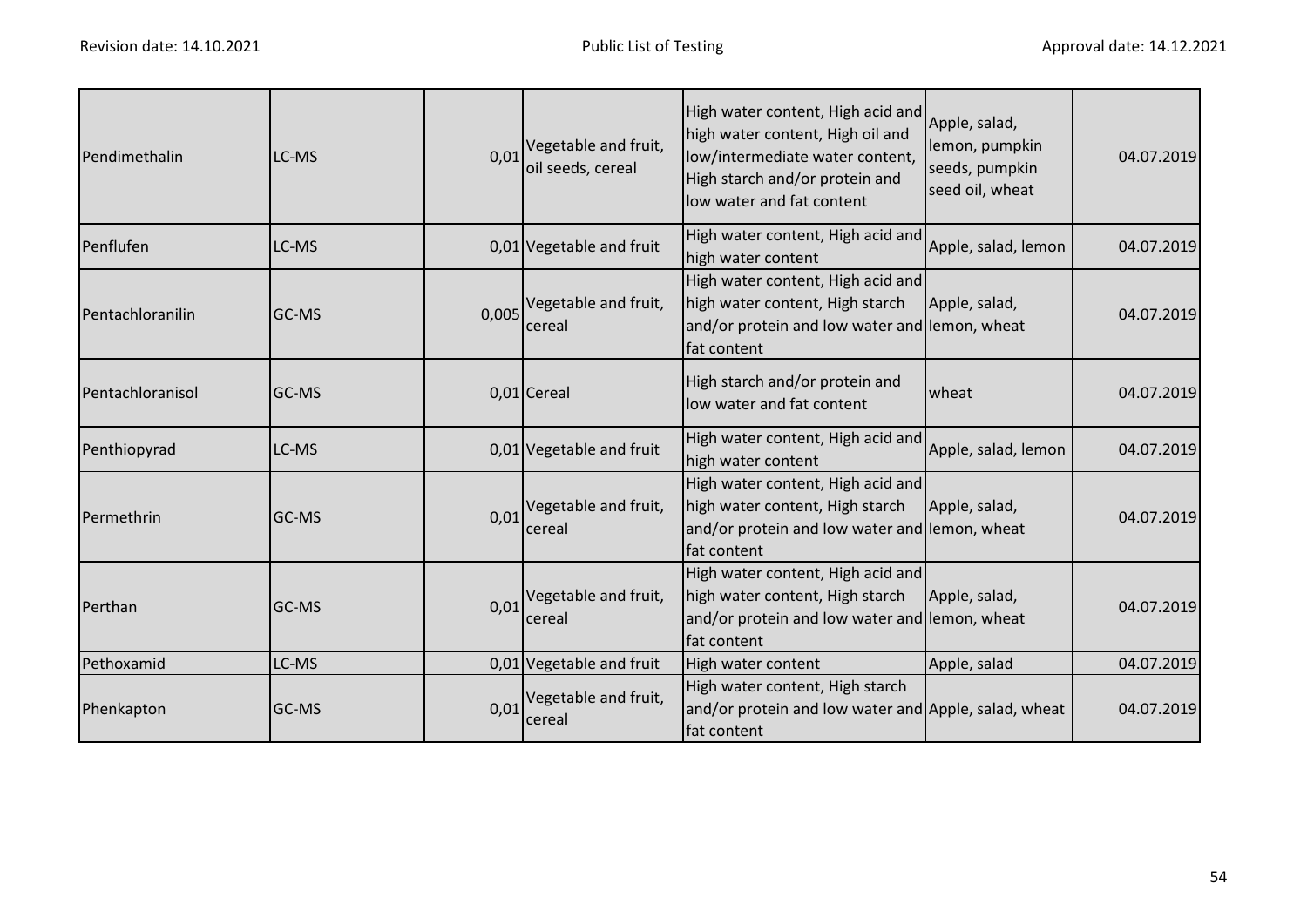| Pendimethalin | LC-MS | 0,01 | Vegetable and fruit, oil seeds, cereal | High water content, High acid and high water content, High oil and low/intermediate water content, High starch and/or protein and low water and fat content | Apple, salad, lemon, pumpkin seeds, pumpkin seed oil, wheat | 04.07.2019 |
|---|---|---|---|---|---|---|
| Penflufen | LC-MS | 0,01 | Vegetable and fruit | High water content, High acid and high water content | Apple, salad, lemon | 04.07.2019 |
| Pentachloranilin | GC-MS | 0,005 | Vegetable and fruit, cereal | High water content, High acid and high water content, High starch and/or protein and low water and fat content | Apple, salad, lemon, wheat | 04.07.2019 |
| Pentachloranisol | GC-MS | 0,01 | Cereal | High starch and/or protein and low water and fat content | wheat | 04.07.2019 |
| Penthiopyrad | LC-MS | 0,01 | Vegetable and fruit | High water content, High acid and high water content | Apple, salad, lemon | 04.07.2019 |
| Permethrin | GC-MS | 0,01 | Vegetable and fruit, cereal | High water content, High acid and high water content, High starch and/or protein and low water and fat content | Apple, salad, lemon, wheat | 04.07.2019 |
| Perthan | GC-MS | 0,01 | Vegetable and fruit, cereal | High water content, High acid and high water content, High starch and/or protein and low water and fat content | Apple, salad, lemon, wheat | 04.07.2019 |
| Pethoxamid | LC-MS | 0,01 | Vegetable and fruit | High water content | Apple, salad | 04.07.2019 |
| Phenkapton | GC-MS | 0,01 | Vegetable and fruit, cereal | High water content, High starch and/or protein and low water and fat content | Apple, salad, wheat | 04.07.2019 |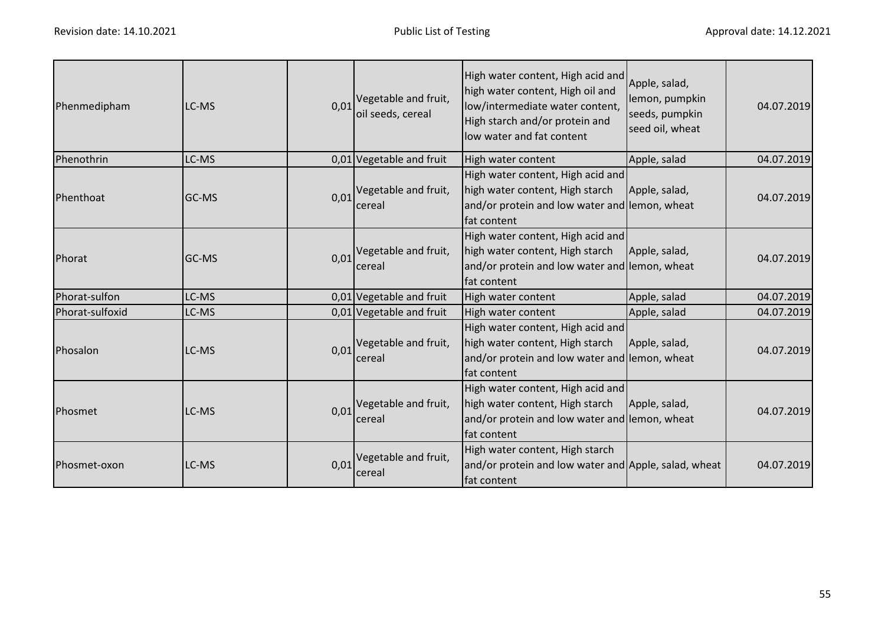| Phenmedipham | LC-MS | 0,01 | Vegetable and fruit, oil seeds, cereal | High water content, High acid and high water content, High oil and low/intermediate water content, High starch and/or protein and low water and fat content | Apple, salad, lemon, pumpkin seeds, pumpkin seed oil, wheat | 04.07.2019 |
|---|---|---|---|---|---|---|
| Phenothrin | LC-MS | 0,01 | Vegetable and fruit | High water content | Apple, salad | 04.07.2019 |
| Phenthoat | GC-MS | 0,01 | Vegetable and fruit, cereal | High water content, High acid and high water content, High starch and/or protein and low water and fat content | Apple, salad, lemon, wheat | 04.07.2019 |
| Phorat | GC-MS | 0,01 | Vegetable and fruit, cereal | High water content, High acid and high water content, High starch and/or protein and low water and fat content | Apple, salad, lemon, wheat | 04.07.2019 |
| Phorat-sulfon | LC-MS | 0,01 | Vegetable and fruit | High water content | Apple, salad | 04.07.2019 |
| Phorat-sulfoxid | LC-MS | 0,01 | Vegetable and fruit | High water content | Apple, salad | 04.07.2019 |
| Phosalon | LC-MS | 0,01 | Vegetable and fruit, cereal | High water content, High acid and high water content, High starch and/or protein and low water and fat content | Apple, salad, lemon, wheat | 04.07.2019 |
| Phosmet | LC-MS | 0,01 | Vegetable and fruit, cereal | High water content, High acid and high water content, High starch and/or protein and low water and fat content | Apple, salad, lemon, wheat | 04.07.2019 |
| Phosmet-oxon | LC-MS | 0,01 | Vegetable and fruit, cereal | High water content, High starch and/or protein and low water and fat content | Apple, salad, wheat | 04.07.2019 |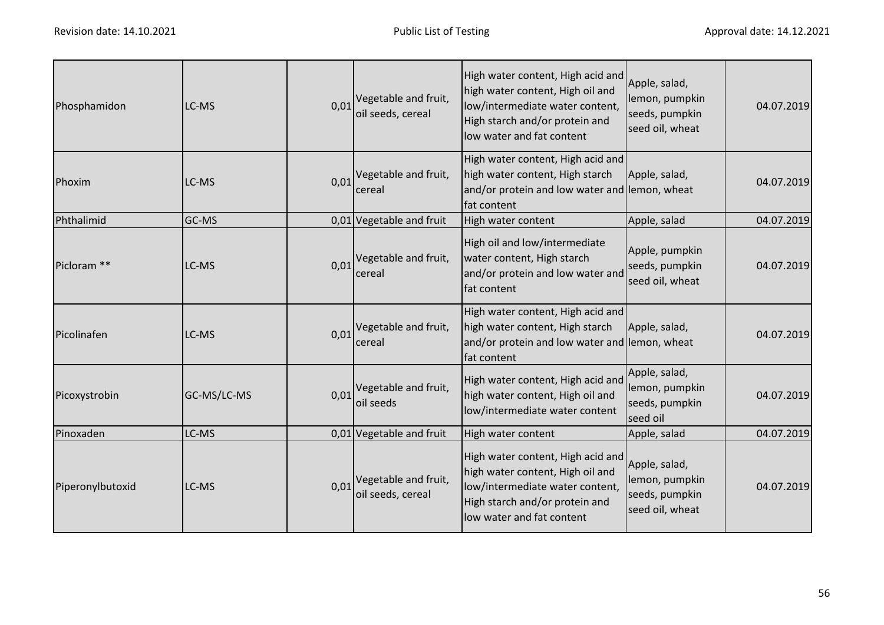| | | | | | | |
|---|---|---|---|---|---|---|
| Phosphamidon | LC-MS | 0,01 | Vegetable and fruit, oil seeds, cereal | High water content, High acid and high water content, High oil and low/intermediate water content, High starch and/or protein and low water and fat content | Apple, salad, lemon, pumpkin seeds, pumpkin seed oil, wheat | 04.07.2019 |
| Phoxim | LC-MS | 0,01 | Vegetable and fruit, cereal | High water content, High acid and high water content, High starch and/or protein and low water and fat content | Apple, salad, lemon, wheat | 04.07.2019 |
| Phthalimid | GC-MS | 0,01 | Vegetable and fruit | High water content | Apple, salad | 04.07.2019 |
| Picloram ** | LC-MS | 0,01 | Vegetable and fruit, cereal | High oil and low/intermediate water content, High starch and/or protein and low water and fat content | Apple, pumpkin seeds, pumpkin seed oil, wheat | 04.07.2019 |
| Picolinafen | LC-MS | 0,01 | Vegetable and fruit, cereal | High water content, High acid and high water content, High starch and/or protein and low water and fat content | Apple, salad, lemon, wheat | 04.07.2019 |
| Picoxystrobin | GC-MS/LC-MS | 0,01 | Vegetable and fruit, oil seeds | High water content, High acid and high water content, High oil and low/intermediate water content | Apple, salad, lemon, pumpkin seeds, pumpkin seed oil | 04.07.2019 |
| Pinoxaden | LC-MS | 0,01 | Vegetable and fruit | High water content | Apple, salad | 04.07.2019 |
| Piperonylbutoxid | LC-MS | 0,01 | Vegetable and fruit, oil seeds, cereal | High water content, High acid and high water content, High oil and low/intermediate water content, High starch and/or protein and low water and fat content | Apple, salad, lemon, pumpkin seeds, pumpkin seed oil, wheat | 04.07.2019 |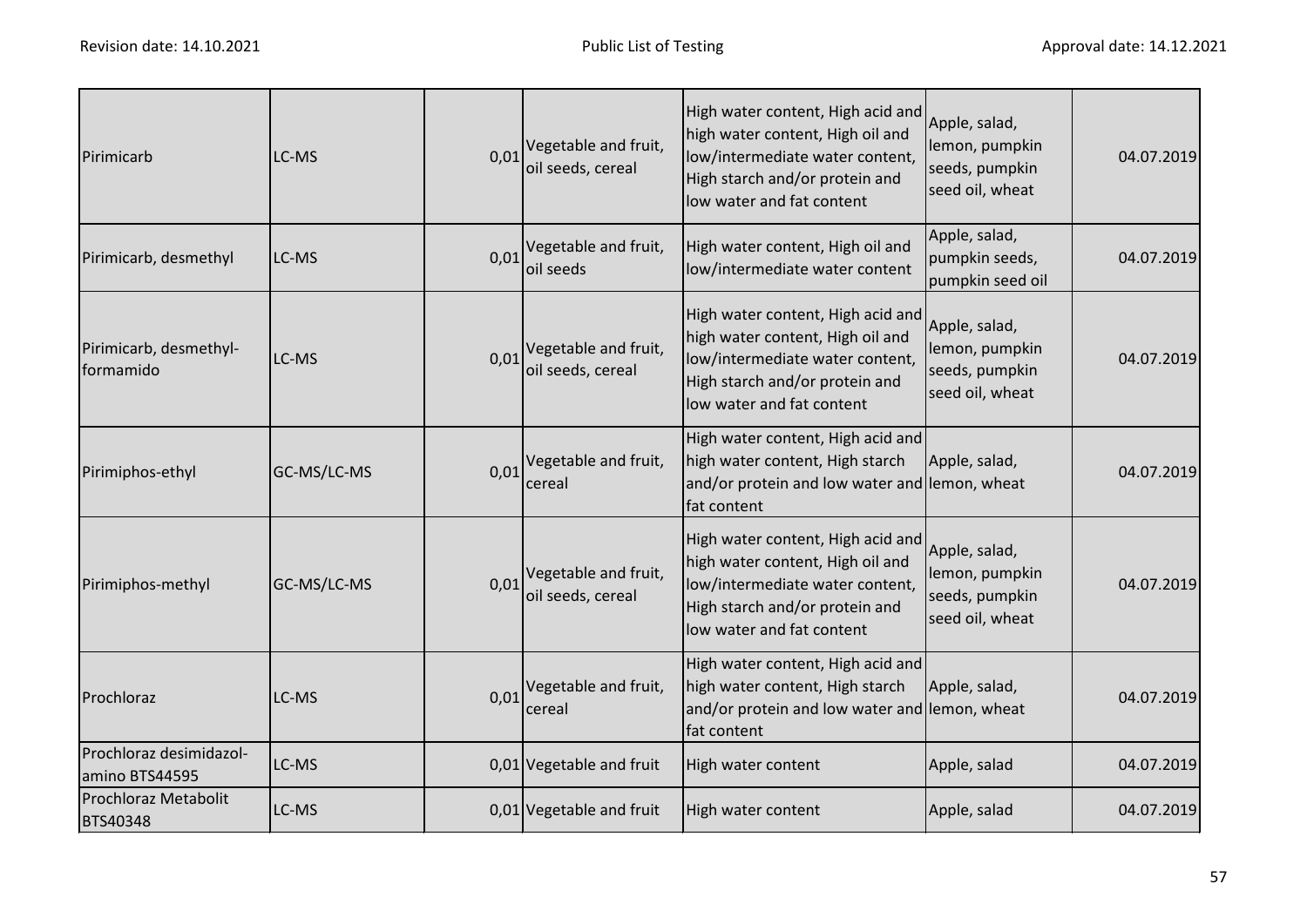| Pirimicarb | LC-MS | 0,01 | Vegetable and fruit, oil seeds, cereal | High water content, High acid and high water content, High oil and low/intermediate water content, High starch and/or protein and low water and fat content | Apple, salad, lemon, pumpkin seeds, pumpkin seed oil, wheat | 04.07.2019 |
|---|---|---|---|---|---|---|
| Pirimicarb, desmethyl | LC-MS | 0,01 | Vegetable and fruit, oil seeds | High water content, High oil and low/intermediate water content | Apple, salad, pumpkin seeds, pumpkin seed oil | 04.07.2019 |
| Pirimicarb, desmethyl-formamido | LC-MS | 0,01 | Vegetable and fruit, oil seeds, cereal | High water content, High acid and high water content, High oil and low/intermediate water content, High starch and/or protein and low water and fat content | Apple, salad, lemon, pumpkin seeds, pumpkin seed oil, wheat | 04.07.2019 |
| Pirimiphos-ethyl | GC-MS/LC-MS | 0,01 | Vegetable and fruit, cereal | High water content, High acid and high water content, High starch and/or protein and low water and fat content | Apple, salad, lemon, wheat | 04.07.2019 |
| Pirimiphos-methyl | GC-MS/LC-MS | 0,01 | Vegetable and fruit, oil seeds, cereal | High water content, High acid and high water content, High oil and low/intermediate water content, High starch and/or protein and low water and fat content | Apple, salad, lemon, pumpkin seeds, pumpkin seed oil, wheat | 04.07.2019 |
| Prochloraz | LC-MS | 0,01 | Vegetable and fruit, cereal | High water content, High acid and high water content, High starch and/or protein and low water and fat content | Apple, salad, lemon, wheat | 04.07.2019 |
| Prochloraz desimidazol-amino BTS44595 | LC-MS | 0,01 | Vegetable and fruit | High water content | Apple, salad | 04.07.2019 |
| Prochloraz Metabolit BTS40348 | LC-MS | 0,01 | Vegetable and fruit | High water content | Apple, salad | 04.07.2019 |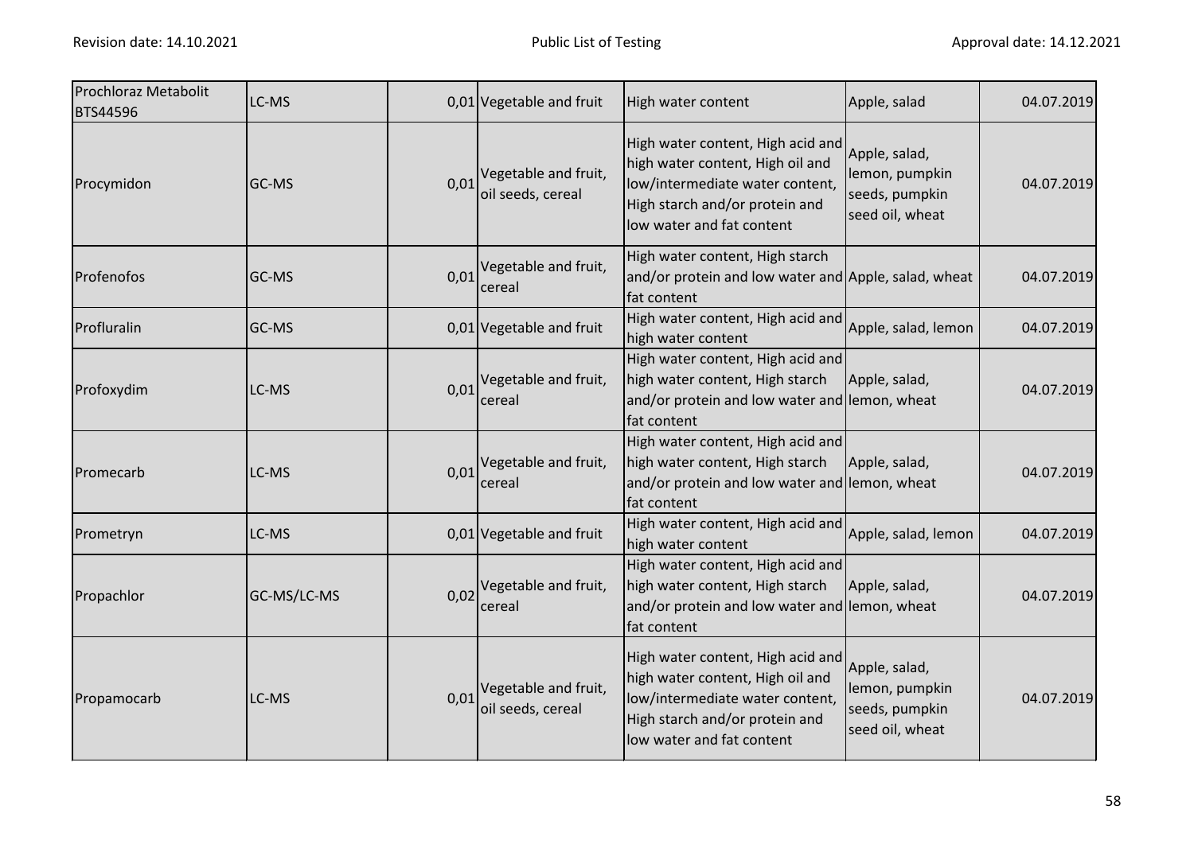| Prochloraz Metabolit BTS44596 | LC-MS | 0,01 | Vegetable and fruit | High water content | Apple, salad | 04.07.2019 |
|---|---|---|---|---|---|---|
| Procymidon | GC-MS | 0,01 | Vegetable and fruit, oil seeds, cereal | High water content, High acid and high water content, High oil and low/intermediate water content, High starch and/or protein and low water and fat content | Apple, salad, lemon, pumpkin seeds, pumpkin seed oil, wheat | 04.07.2019 |
| Profenofos | GC-MS | 0,01 | Vegetable and fruit, cereal | High water content, High starch and/or protein and low water and fat content | Apple, salad, wheat | 04.07.2019 |
| Profluralin | GC-MS | 0,01 | Vegetable and fruit | High water content, High acid and high water content | Apple, salad, lemon | 04.07.2019 |
| Profoxydim | LC-MS | 0,01 | Vegetable and fruit, cereal | High water content, High acid and high water content, High starch and/or protein and low water and fat content | Apple, salad, lemon, wheat | 04.07.2019 |
| Promecarb | LC-MS | 0,01 | Vegetable and fruit, cereal | High water content, High acid and high water content, High starch and/or protein and low water and fat content | Apple, salad, lemon, wheat | 04.07.2019 |
| Prometryn | LC-MS | 0,01 | Vegetable and fruit | High water content, High acid and high water content | Apple, salad, lemon | 04.07.2019 |
| Propachlor | GC-MS/LC-MS | 0,02 | Vegetable and fruit, cereal | High water content, High acid and high water content, High starch and/or protein and low water and fat content | Apple, salad, lemon, wheat | 04.07.2019 |
| Propamocarb | LC-MS | 0,01 | Vegetable and fruit, oil seeds, cereal | High water content, High acid and high water content, High oil and low/intermediate water content, High starch and/or protein and low water and fat content | Apple, salad, lemon, pumpkin seeds, pumpkin seed oil, wheat | 04.07.2019 |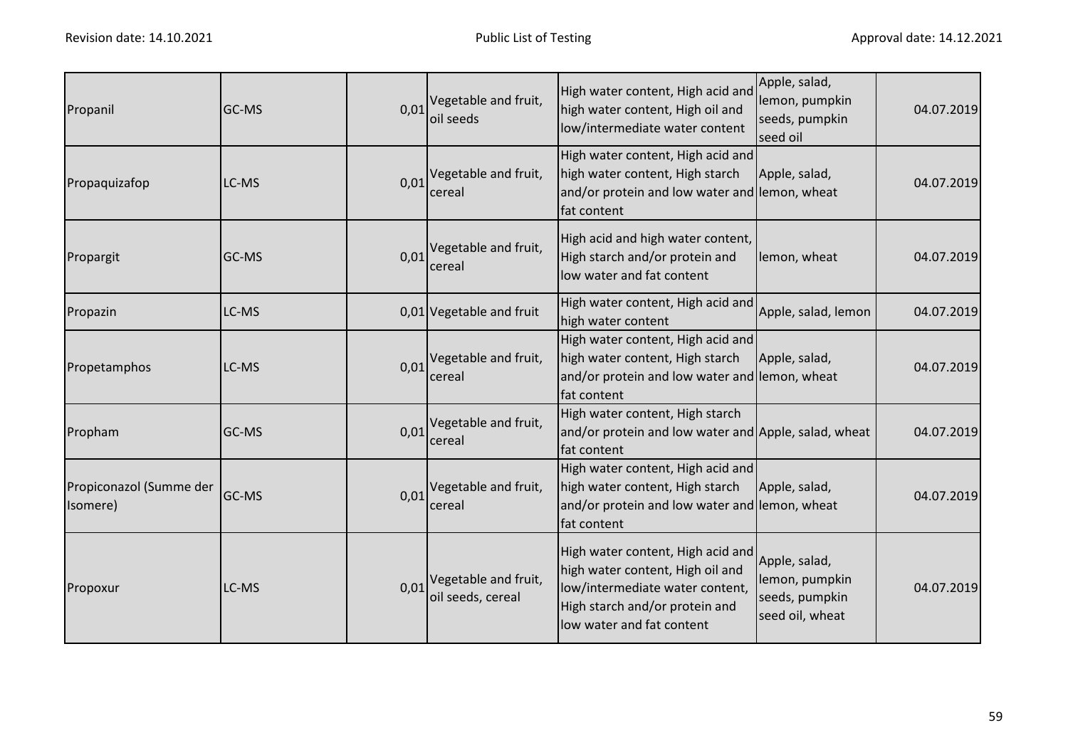| | | | | | | |
|---|---|---|---|---|---|---|
| Propanil | GC-MS | 0,01 | Vegetable and fruit, oil seeds | High water content, High acid and high water content, High oil and low/intermediate water content | Apple, salad, lemon, pumpkin seeds, pumpkin seed oil | 04.07.2019 |
| Propaquizafop | LC-MS | 0,01 | Vegetable and fruit, cereal | High water content, High acid and high water content, High starch and/or protein and low water and fat content | Apple, salad, lemon, wheat | 04.07.2019 |
| Propargit | GC-MS | 0,01 | Vegetable and fruit, cereal | High acid and high water content, High starch and/or protein and low water and fat content | lemon, wheat | 04.07.2019 |
| Propazin | LC-MS | 0,01 | Vegetable and fruit | High water content, High acid and high water content | Apple, salad, lemon | 04.07.2019 |
| Propetamphos | LC-MS | 0,01 | Vegetable and fruit, cereal | High water content, High acid and high water content, High starch and/or protein and low water and fat content | Apple, salad, lemon, wheat | 04.07.2019 |
| Propham | GC-MS | 0,01 | Vegetable and fruit, cereal | High water content, High starch and/or protein and low water and fat content | Apple, salad, wheat | 04.07.2019 |
| Propiconazol (Summe der Isomere) | GC-MS | 0,01 | Vegetable and fruit, cereal | High water content, High acid and high water content, High starch and/or protein and low water and fat content | Apple, salad, lemon, wheat | 04.07.2019 |
| Propoxur | LC-MS | 0,01 | Vegetable and fruit, oil seeds, cereal | High water content, High acid and high water content, High oil and low/intermediate water content, High starch and/or protein and low water and fat content | Apple, salad, lemon, pumpkin seeds, pumpkin seed oil, wheat | 04.07.2019 |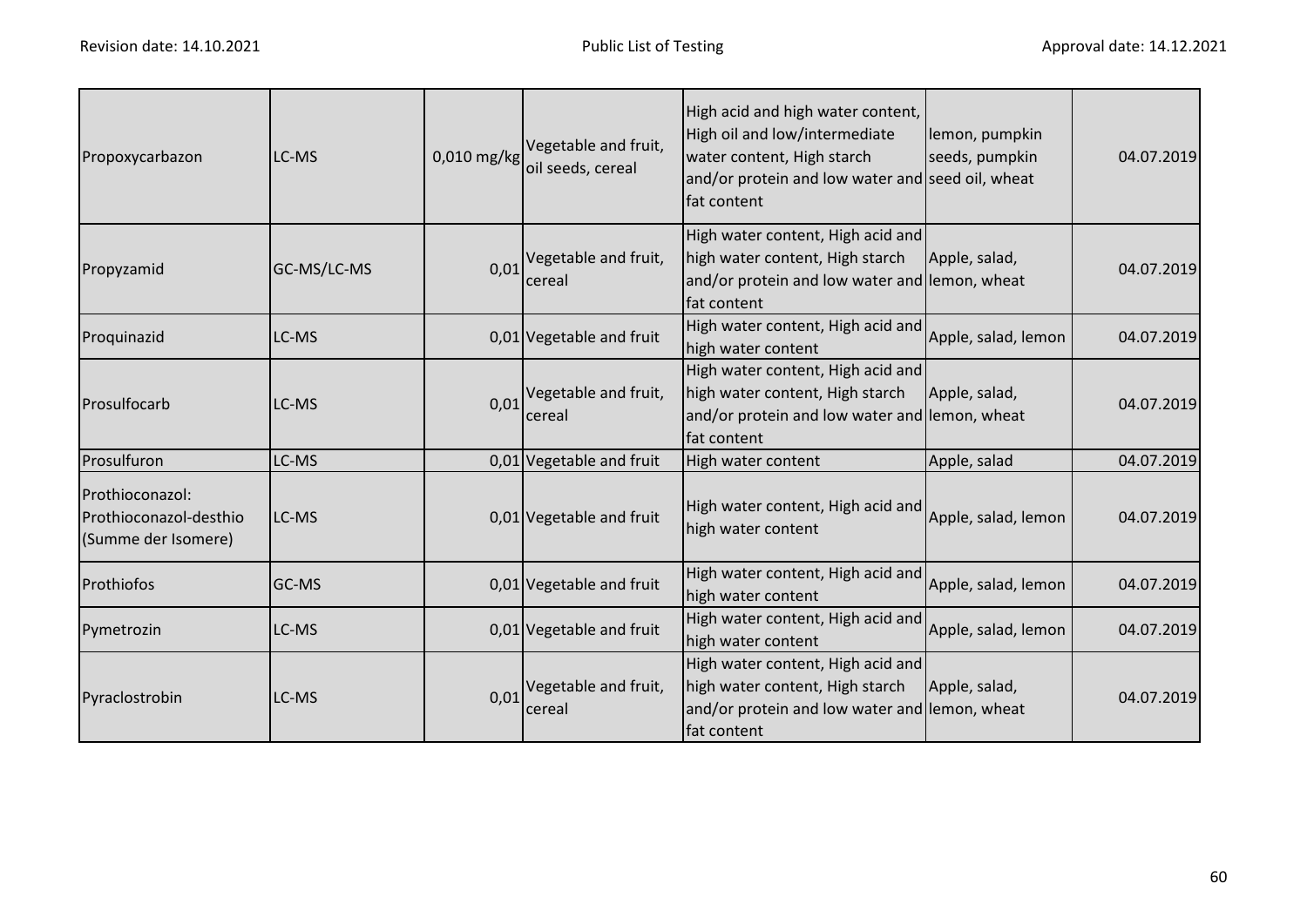| Propoxycarbazon | LC-MS | 0,010 mg/kg | Vegetable and fruit, oil seeds, cereal | High acid and high water content, High oil and low/intermediate water content, High starch and/or protein and low water and fat content | lemon, pumpkin seeds, pumpkin seed oil, wheat | 04.07.2019 |
|---|---|---|---|---|---|---|
| Propyzamid | GC-MS/LC-MS | 0,01 | Vegetable and fruit, cereal | High water content, High acid and high water content, High starch and/or protein and low water and fat content | Apple, salad, lemon, wheat | 04.07.2019 |
| Proquinazid | LC-MS | 0,01 | Vegetable and fruit | High water content, High acid and high water content | Apple, salad, lemon | 04.07.2019 |
| Prosulfocarb | LC-MS | 0,01 | Vegetable and fruit, cereal | High water content, High acid and high water content, High starch and/or protein and low water and fat content | Apple, salad, lemon, wheat | 04.07.2019 |
| Prosulfuron | LC-MS | 0,01 | Vegetable and fruit | High water content | Apple, salad | 04.07.2019 |
| Prothioconazol: Prothioconazol-desthio (Summe der Isomere) | LC-MS | 0,01 | Vegetable and fruit | High water content, High acid and high water content | Apple, salad, lemon | 04.07.2019 |
| Prothiofos | GC-MS | 0,01 | Vegetable and fruit | High water content, High acid and high water content | Apple, salad, lemon | 04.07.2019 |
| Pymetrozin | LC-MS | 0,01 | Vegetable and fruit | High water content, High acid and high water content | Apple, salad, lemon | 04.07.2019 |
| Pyraclostrobin | LC-MS | 0,01 | Vegetable and fruit, cereal | High water content, High acid and high water content, High starch and/or protein and low water and fat content | Apple, salad, lemon, wheat | 04.07.2019 |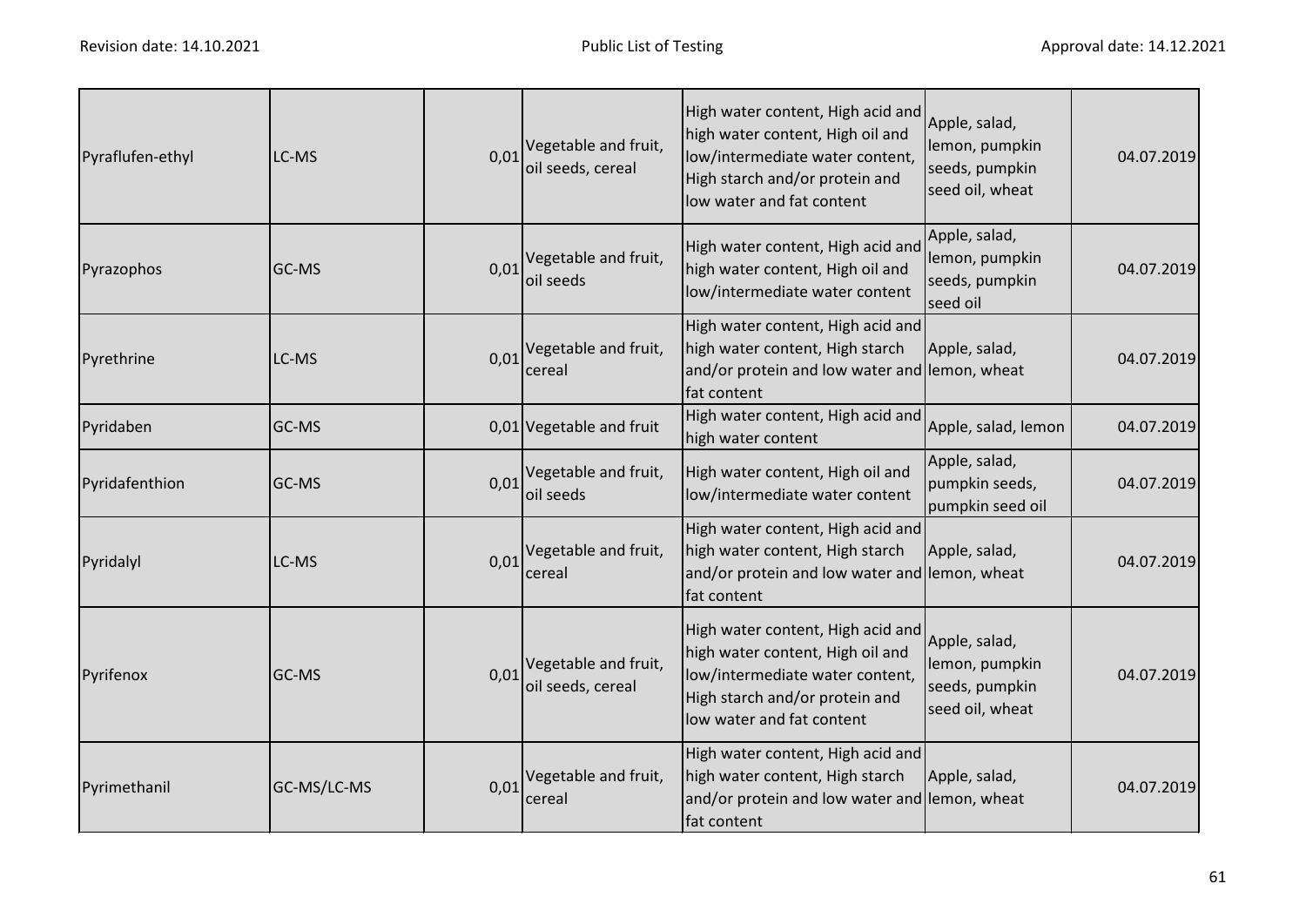| | | | | | | |
|---|---|---|---|---|---|---|
| Pyraflufen-ethyl | LC-MS | 0,01 | Vegetable and fruit, oil seeds, cereal | High water content, High acid and high water content, High oil and low/intermediate water content, High starch and/or protein and low water and fat content | Apple, salad, lemon, pumpkin seeds, pumpkin seed oil, wheat | 04.07.2019 |
| Pyrazophos | GC-MS | 0,01 | Vegetable and fruit, oil seeds | High water content, High acid and high water content, High oil and low/intermediate water content | Apple, salad, lemon, pumpkin seeds, pumpkin seed oil | 04.07.2019 |
| Pyrethrine | LC-MS | 0,01 | Vegetable and fruit, cereal | High water content, High acid and high water content, High starch and/or protein and low water and fat content | Apple, salad, lemon, wheat | 04.07.2019 |
| Pyridaben | GC-MS | 0,01 | Vegetable and fruit | High water content, High acid and high water content | Apple, salad, lemon | 04.07.2019 |
| Pyridafenthion | GC-MS | 0,01 | Vegetable and fruit, oil seeds | High water content, High oil and low/intermediate water content | Apple, salad, pumpkin seeds, pumpkin seed oil | 04.07.2019 |
| Pyridalyl | LC-MS | 0,01 | Vegetable and fruit, cereal | High water content, High acid and high water content, High starch and/or protein and low water and fat content | Apple, salad, lemon, wheat | 04.07.2019 |
| Pyrifenox | GC-MS | 0,01 | Vegetable and fruit, oil seeds, cereal | High water content, High acid and high water content, High oil and low/intermediate water content, High starch and/or protein and low water and fat content | Apple, salad, lemon, pumpkin seeds, pumpkin seed oil, wheat | 04.07.2019 |
| Pyrimethanil | GC-MS/LC-MS | 0,01 | Vegetable and fruit, cereal | High water content, High acid and high water content, High starch and/or protein and low water and fat content | Apple, salad, lemon, wheat | 04.07.2019 |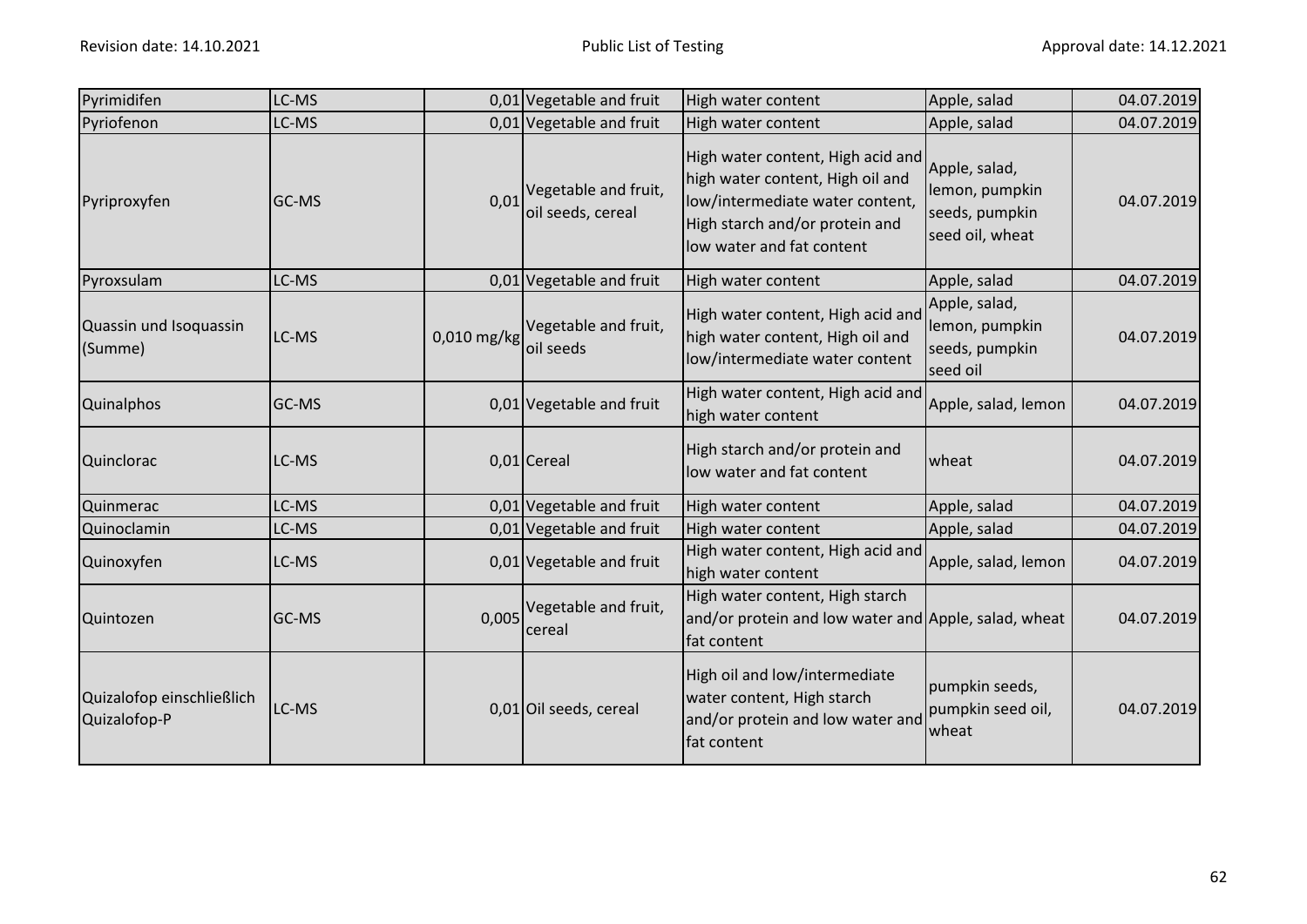| | | | | | | |
|---|---|---|---|---|---|---|
| Pyrimidifen | LC-MS | 0,01 | Vegetable and fruit | High water content | Apple, salad | 04.07.2019 |
| Pyriofenon | LC-MS | 0,01 | Vegetable and fruit | High water content | Apple, salad | 04.07.2019 |
| Pyriproxyfen | GC-MS | 0,01 | Vegetable and fruit, oil seeds, cereal | High water content, High acid and high water content, High oil and low/intermediate water content, High starch and/or protein and low water and fat content | Apple, salad, lemon, pumpkin seeds, pumpkin seed oil, wheat | 04.07.2019 |
| Pyroxsulam | LC-MS | 0,01 | Vegetable and fruit | High water content | Apple, salad | 04.07.2019 |
| Quassin und Isoquassin (Summe) | LC-MS | 0,010 mg/kg | Vegetable and fruit, oil seeds | High water content, High acid and high water content, High oil and low/intermediate water content | Apple, salad, lemon, pumpkin seeds, pumpkin seed oil | 04.07.2019 |
| Quinalphos | GC-MS | 0,01 | Vegetable and fruit | High water content, High acid and high water content | Apple, salad, lemon | 04.07.2019 |
| Quinclorac | LC-MS | 0,01 | Cereal | High starch and/or protein and low water and fat content | wheat | 04.07.2019 |
| Quinmerac | LC-MS | 0,01 | Vegetable and fruit | High water content | Apple, salad | 04.07.2019 |
| Quinoclamin | LC-MS | 0,01 | Vegetable and fruit | High water content | Apple, salad | 04.07.2019 |
| Quinoxyfen | LC-MS | 0,01 | Vegetable and fruit | High water content, High acid and high water content | Apple, salad, lemon | 04.07.2019 |
| Quintozen | GC-MS | 0,005 | Vegetable and fruit, cereal | High water content, High starch and/or protein and low water and fat content | Apple, salad, wheat | 04.07.2019 |
| Quizalofop einschließlich Quizalofop-P | LC-MS | 0,01 | Oil seeds, cereal | High oil and low/intermediate water content, High starch and/or protein and low water and fat content | pumpkin seeds, pumpkin seed oil, wheat | 04.07.2019 |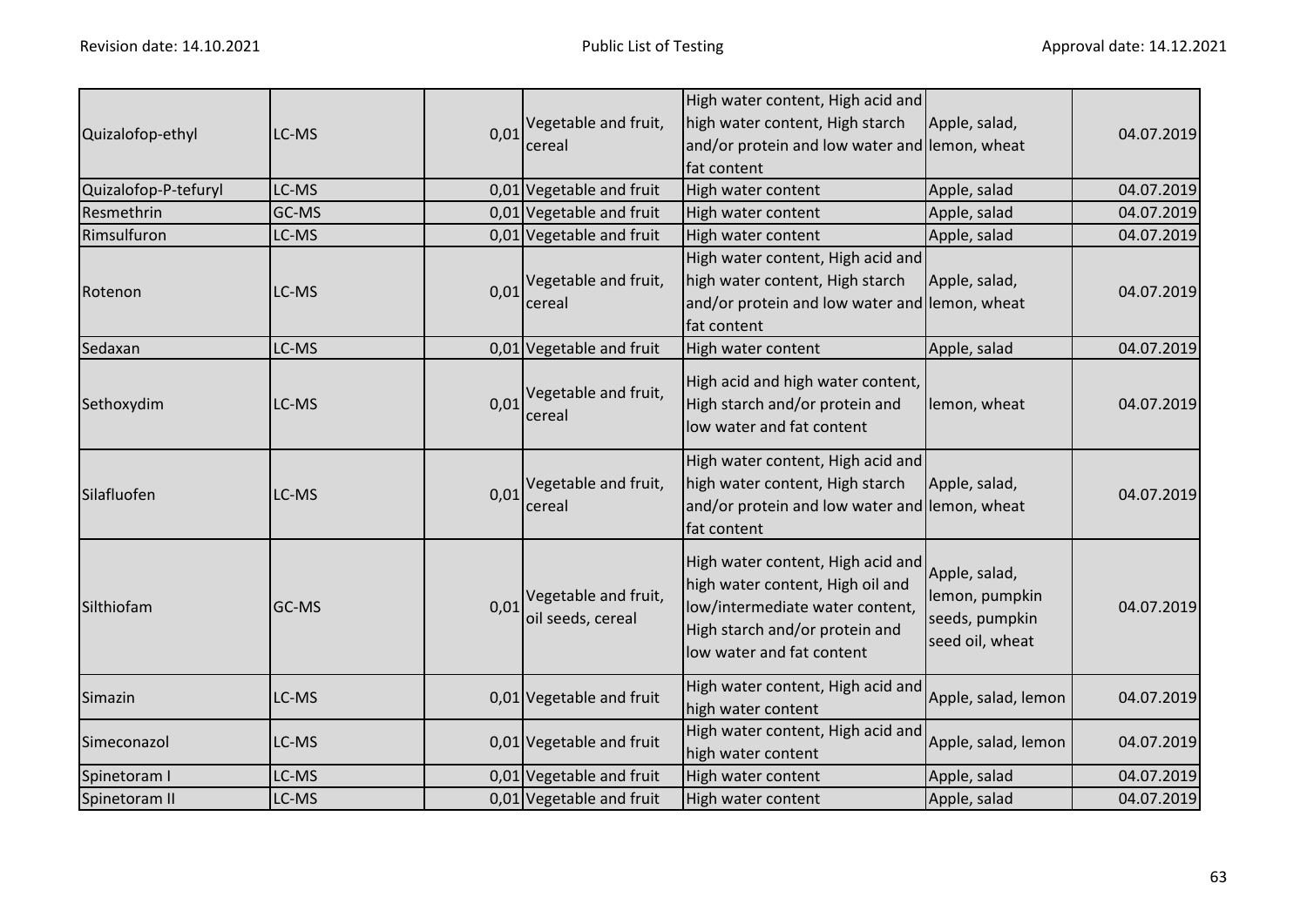| Quizalofop-ethyl | LC-MS | 0,01 | Vegetable and fruit, cereal | High water content, High acid and high water content, High starch and/or protein and low water and fat content | Apple, salad, lemon, wheat | 04.07.2019 |
|---|---|---|---|---|---|---|
| Quizalofop-P-tefuryl | LC-MS | 0,01 | Vegetable and fruit | High water content | Apple, salad | 04.07.2019 |
| Resmethrin | GC-MS | 0,01 | Vegetable and fruit | High water content | Apple, salad | 04.07.2019 |
| Rimsulfuron | LC-MS | 0,01 | Vegetable and fruit | High water content | Apple, salad | 04.07.2019 |
| Rotenon | LC-MS | 0,01 | Vegetable and fruit, cereal | High water content, High acid and high water content, High starch and/or protein and low water and fat content | Apple, salad, lemon, wheat | 04.07.2019 |
| Sedaxan | LC-MS | 0,01 | Vegetable and fruit | High water content | Apple, salad | 04.07.2019 |
| Sethoxydim | LC-MS | 0,01 | Vegetable and fruit, cereal | High acid and high water content, High starch and/or protein and low water and fat content | lemon, wheat | 04.07.2019 |
| Silafluofen | LC-MS | 0,01 | Vegetable and fruit, cereal | High water content, High acid and high water content, High starch and/or protein and low water and fat content | Apple, salad, lemon, wheat | 04.07.2019 |
| Silthiofam | GC-MS | 0,01 | Vegetable and fruit, oil seeds, cereal | High water content, High acid and high water content, High oil and low/intermediate water content, High starch and/or protein and low water and fat content | Apple, salad, lemon, pumpkin seeds, pumpkin seed oil, wheat | 04.07.2019 |
| Simazin | LC-MS | 0,01 | Vegetable and fruit | High water content, High acid and high water content | Apple, salad, lemon | 04.07.2019 |
| Simeconazol | LC-MS | 0,01 | Vegetable and fruit | High water content, High acid and high water content | Apple, salad, lemon | 04.07.2019 |
| Spinetoram I | LC-MS | 0,01 | Vegetable and fruit | High water content | Apple, salad | 04.07.2019 |
| Spinetoram II | LC-MS | 0,01 | Vegetable and fruit | High water content | Apple, salad | 04.07.2019 |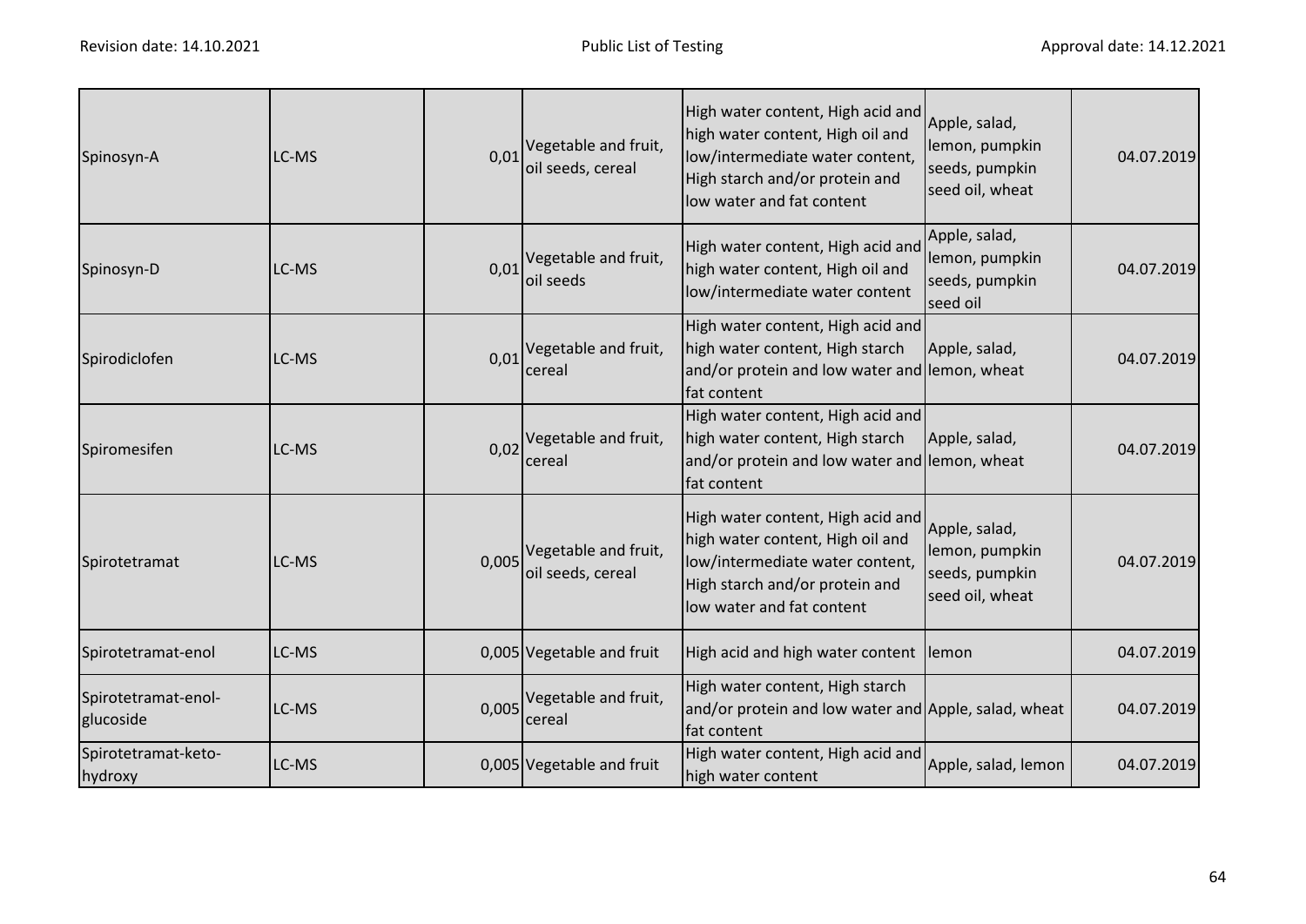| | | | | | | |
|---|---|---|---|---|---|---|
| Spinosyn-A | LC-MS | 0,01 | Vegetable and fruit, oil seeds, cereal | High water content, High acid and high water content, High oil and low/intermediate water content, High starch and/or protein and low water and fat content | Apple, salad, lemon, pumpkin seeds, pumpkin seed oil, wheat | 04.07.2019 |
| Spinosyn-D | LC-MS | 0,01 | Vegetable and fruit, oil seeds | High water content, High acid and high water content, High oil and low/intermediate water content | Apple, salad, lemon, pumpkin seeds, pumpkin seed oil | 04.07.2019 |
| Spirodiclofen | LC-MS | 0,01 | Vegetable and fruit, cereal | High water content, High acid and high water content, High starch and/or protein and low water and fat content | Apple, salad, lemon, wheat | 04.07.2019 |
| Spiromesifen | LC-MS | 0,02 | Vegetable and fruit, cereal | High water content, High acid and high water content, High starch and/or protein and low water and fat content | Apple, salad, lemon, wheat | 04.07.2019 |
| Spirotetramat | LC-MS | 0,005 | Vegetable and fruit, oil seeds, cereal | High water content, High acid and high water content, High oil and low/intermediate water content, High starch and/or protein and low water and fat content | Apple, salad, lemon, pumpkin seeds, pumpkin seed oil, wheat | 04.07.2019 |
| Spirotetramat-enol | LC-MS | 0,005 | Vegetable and fruit | High acid and high water content | lemon | 04.07.2019 |
| Spirotetramat-enol-glucoside | LC-MS | 0,005 | Vegetable and fruit, cereal | High water content, High starch and/or protein and low water and fat content | Apple, salad, wheat | 04.07.2019 |
| Spirotetramat-keto-hydroxy | LC-MS | 0,005 | Vegetable and fruit | High water content, High acid and high water content | Apple, salad, lemon | 04.07.2019 |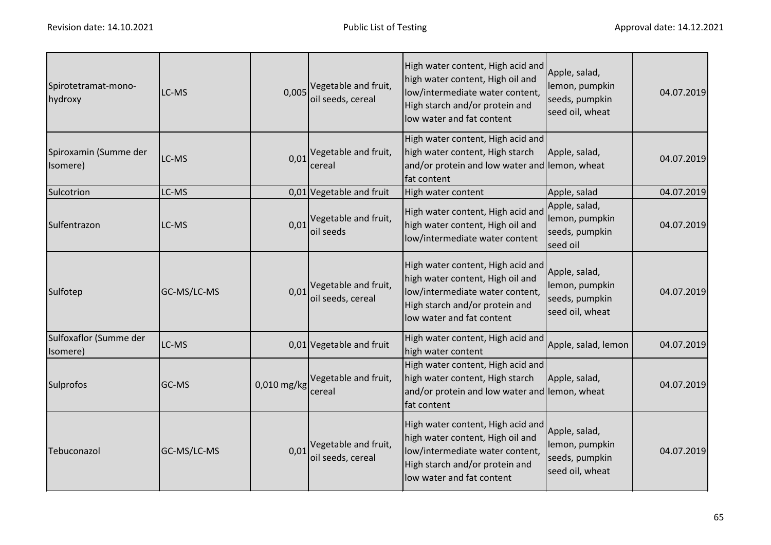| | | | | | | |
|---|---|---|---|---|---|---|
| Spirotetramat-mono-hydroxy | LC-MS | 0,005 | Vegetable and fruit, oil seeds, cereal | High water content, High acid and high water content, High oil and low/intermediate water content, High starch and/or protein and low water and fat content | Apple, salad, lemon, pumpkin seeds, pumpkin seed oil, wheat | 04.07.2019 |
| Spiroxamin (Summe der Isomere) | LC-MS | 0,01 | Vegetable and fruit, cereal | High water content, High acid and high water content, High starch and/or protein and low water and fat content | Apple, salad, lemon, wheat | 04.07.2019 |
| Sulcotrion | LC-MS | 0,01 | Vegetable and fruit | High water content | Apple, salad | 04.07.2019 |
| Sulfentrazon | LC-MS | 0,01 | Vegetable and fruit, oil seeds | High water content, High acid and high water content, High oil and low/intermediate water content | Apple, salad, lemon, pumpkin seeds, pumpkin seed oil | 04.07.2019 |
| Sulfotep | GC-MS/LC-MS | 0,01 | Vegetable and fruit, oil seeds, cereal | High water content, High acid and high water content, High oil and low/intermediate water content, High starch and/or protein and low water and fat content | Apple, salad, lemon, pumpkin seeds, pumpkin seed oil, wheat | 04.07.2019 |
| Sulfoxaflor (Summe der Isomere) | LC-MS | 0,01 | Vegetable and fruit | High water content, High acid and high water content | Apple, salad, lemon | 04.07.2019 |
| Sulprofos | GC-MS | 0,010 mg/kg | Vegetable and fruit, cereal | High water content, High acid and high water content, High starch and/or protein and low water and fat content | Apple, salad, lemon, wheat | 04.07.2019 |
| Tebuconazol | GC-MS/LC-MS | 0,01 | Vegetable and fruit, oil seeds, cereal | High water content, High acid and high water content, High oil and low/intermediate water content, High starch and/or protein and low water and fat content | Apple, salad, lemon, pumpkin seeds, pumpkin seed oil, wheat | 04.07.2019 |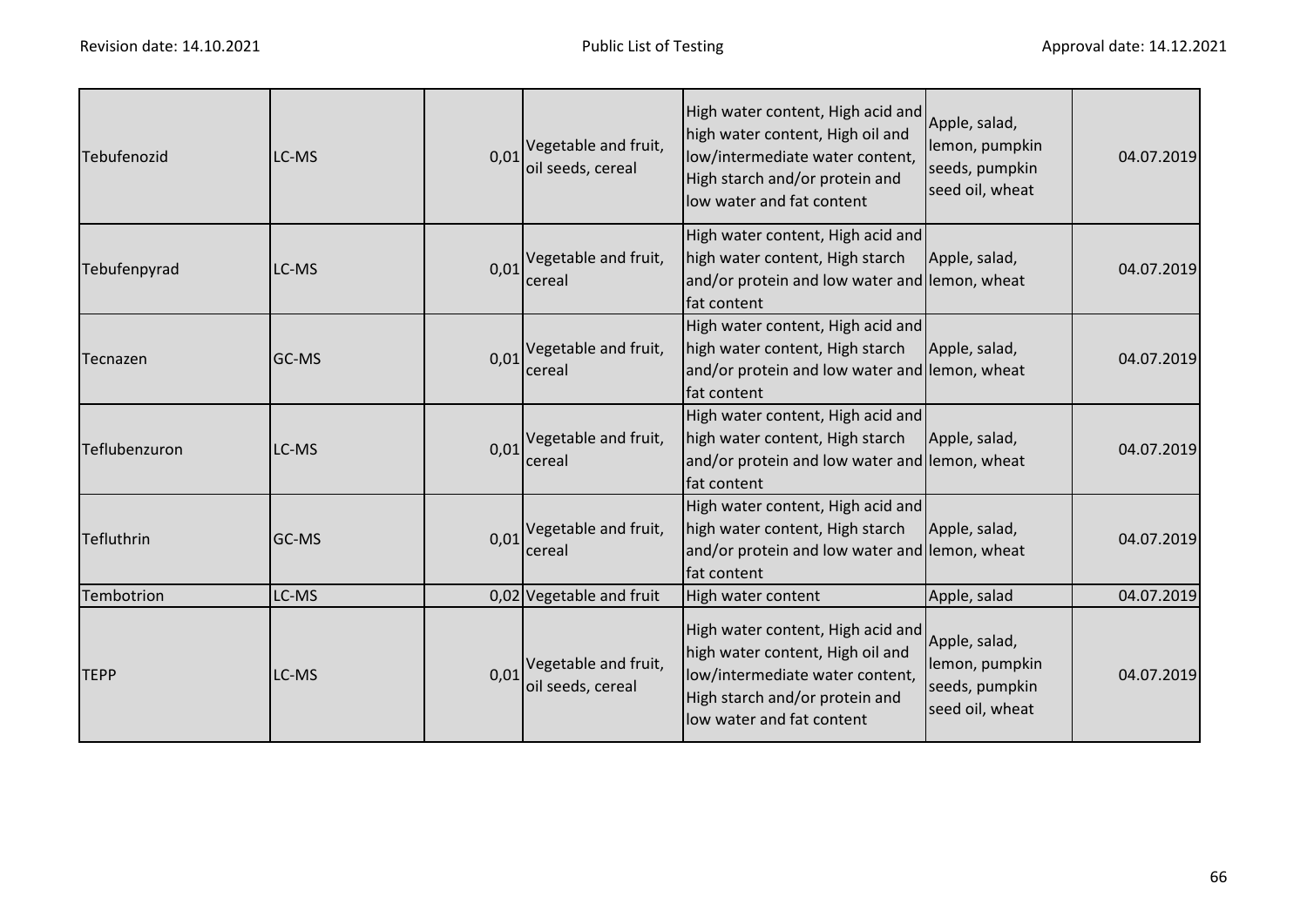| Tebufenozid | LC-MS | 0,01 | Vegetable and fruit, oil seeds, cereal | High water content, High acid and high water content, High oil and low/intermediate water content, High starch and/or protein and low water and fat content | Apple, salad, lemon, pumpkin seeds, pumpkin seed oil, wheat | 04.07.2019 |
|---|---|---|---|---|---|---|
| Tebufenpyrad | LC-MS | 0,01 | Vegetable and fruit, cereal | High water content, High acid and high water content, High starch and/or protein and low water and fat content | Apple, salad, lemon, wheat | 04.07.2019 |
| Tecnazen | GC-MS | 0,01 | Vegetable and fruit, cereal | High water content, High acid and high water content, High starch and/or protein and low water and fat content | Apple, salad, lemon, wheat | 04.07.2019 |
| Teflubenzuron | LC-MS | 0,01 | Vegetable and fruit, cereal | High water content, High acid and high water content, High starch and/or protein and low water and fat content | Apple, salad, lemon, wheat | 04.07.2019 |
| Tefluthrin | GC-MS | 0,01 | Vegetable and fruit, cereal | High water content, High acid and high water content, High starch and/or protein and low water and fat content | Apple, salad, lemon, wheat | 04.07.2019 |
| Tembotrion | LC-MS | 0,02 | Vegetable and fruit | High water content | Apple, salad | 04.07.2019 |
| TEPP | LC-MS | 0,01 | Vegetable and fruit, oil seeds, cereal | High water content, High acid and high water content, High oil and low/intermediate water content, High starch and/or protein and low water and fat content | Apple, salad, lemon, pumpkin seeds, pumpkin seed oil, wheat | 04.07.2019 |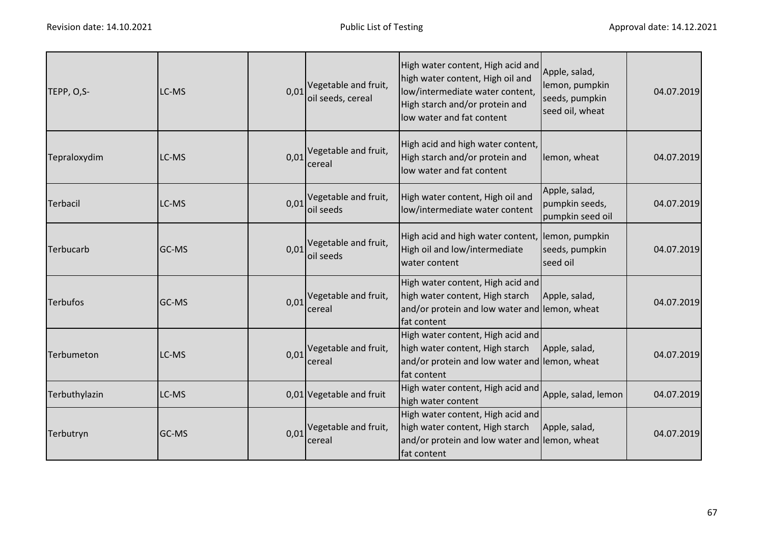| | | | | | | |
|---|---|---|---|---|---|---|
| TEPP, O,S- | LC-MS | 0,01 | Vegetable and fruit, oil seeds, cereal | High water content, High acid and high water content, High oil and low/intermediate water content, High starch and/or protein and low water and fat content | Apple, salad, lemon, pumpkin seeds, pumpkin seed oil, wheat | 04.07.2019 |
| Tepraloxydim | LC-MS | 0,01 | Vegetable and fruit, cereal | High acid and high water content, High starch and/or protein and low water and fat content | lemon, wheat | 04.07.2019 |
| Terbacil | LC-MS | 0,01 | Vegetable and fruit, oil seeds | High water content, High oil and low/intermediate water content | Apple, salad, pumpkin seeds, pumpkin seed oil | 04.07.2019 |
| Terbucarb | GC-MS | 0,01 | Vegetable and fruit, oil seeds | High acid and high water content, High oil and low/intermediate water content | lemon, pumpkin seeds, pumpkin seed oil | 04.07.2019 |
| Terbufos | GC-MS | 0,01 | Vegetable and fruit, cereal | High water content, High acid and high water content, High starch and/or protein and low water and fat content | Apple, salad, lemon, wheat | 04.07.2019 |
| Terbumeton | LC-MS | 0,01 | Vegetable and fruit, cereal | High water content, High acid and high water content, High starch and/or protein and low water and fat content | Apple, salad, lemon, wheat | 04.07.2019 |
| Terbuthylazin | LC-MS | 0,01 | Vegetable and fruit | High water content, High acid and high water content | Apple, salad, lemon | 04.07.2019 |
| Terbutryn | GC-MS | 0,01 | Vegetable and fruit, cereal | High water content, High acid and high water content, High starch and/or protein and low water and fat content | Apple, salad, lemon, wheat | 04.07.2019 |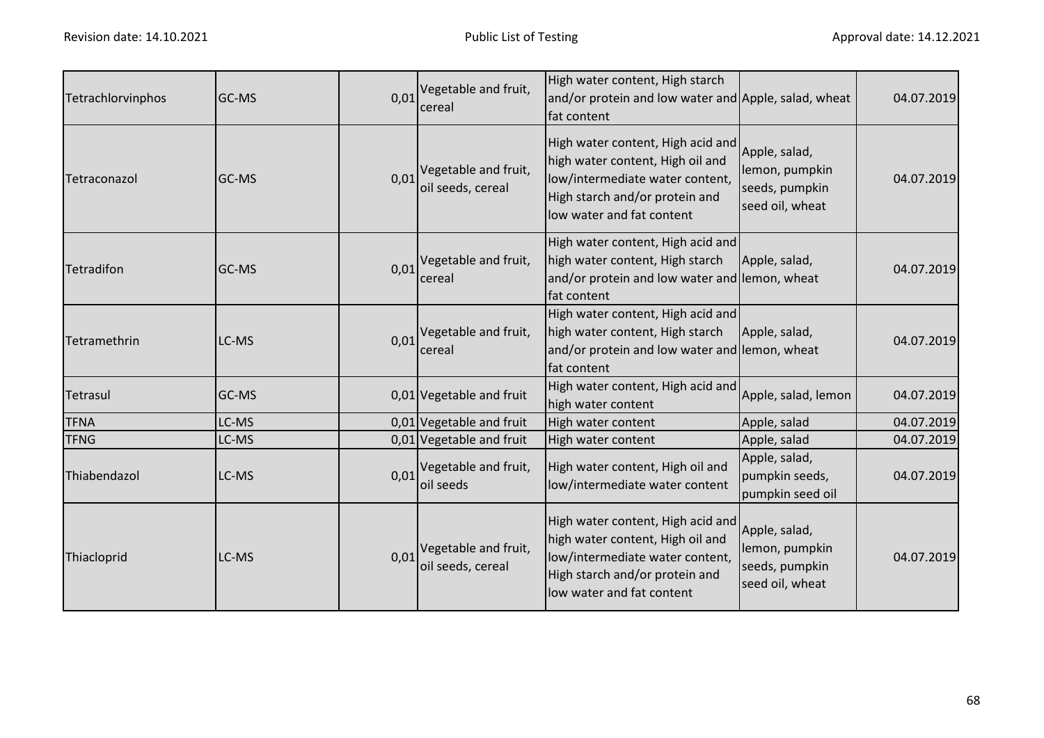| Tetrachlorvinphos | GC-MS | 0,01 | Vegetable and fruit, cereal | High water content, High starch and/or protein and low water and fat content | Apple, salad, wheat | 04.07.2019 |
|---|---|---|---|---|---|---|
| Tetraconazol | GC-MS | 0,01 | Vegetable and fruit, oil seeds, cereal | High water content, High acid and high water content, High oil and low/intermediate water content, High starch and/or protein and low water and fat content | Apple, salad, lemon, pumpkin seeds, pumpkin seed oil, wheat | 04.07.2019 |
| Tetradifon | GC-MS | 0,01 | Vegetable and fruit, cereal | High water content, High acid and high water content, High starch and/or protein and low water and fat content | Apple, salad, lemon, wheat | 04.07.2019 |
| Tetramethrin | LC-MS | 0,01 | Vegetable and fruit, cereal | High water content, High acid and high water content, High starch and/or protein and low water and fat content | Apple, salad, lemon, wheat | 04.07.2019 |
| Tetrasul | GC-MS | 0,01 | Vegetable and fruit | High water content, High acid and high water content | Apple, salad, lemon | 04.07.2019 |
| TFNA | LC-MS | 0,01 | Vegetable and fruit | High water content | Apple, salad | 04.07.2019 |
| TFNG | LC-MS | 0,01 | Vegetable and fruit | High water content | Apple, salad | 04.07.2019 |
| Thiabendazol | LC-MS | 0,01 | Vegetable and fruit, oil seeds | High water content, High oil and low/intermediate water content | Apple, salad, pumpkin seeds, pumpkin seed oil | 04.07.2019 |
| Thiacloprid | LC-MS | 0,01 | Vegetable and fruit, oil seeds, cereal | High water content, High acid and high water content, High oil and low/intermediate water content, High starch and/or protein and low water and fat content | Apple, salad, lemon, pumpkin seeds, pumpkin seed oil, wheat | 04.07.2019 |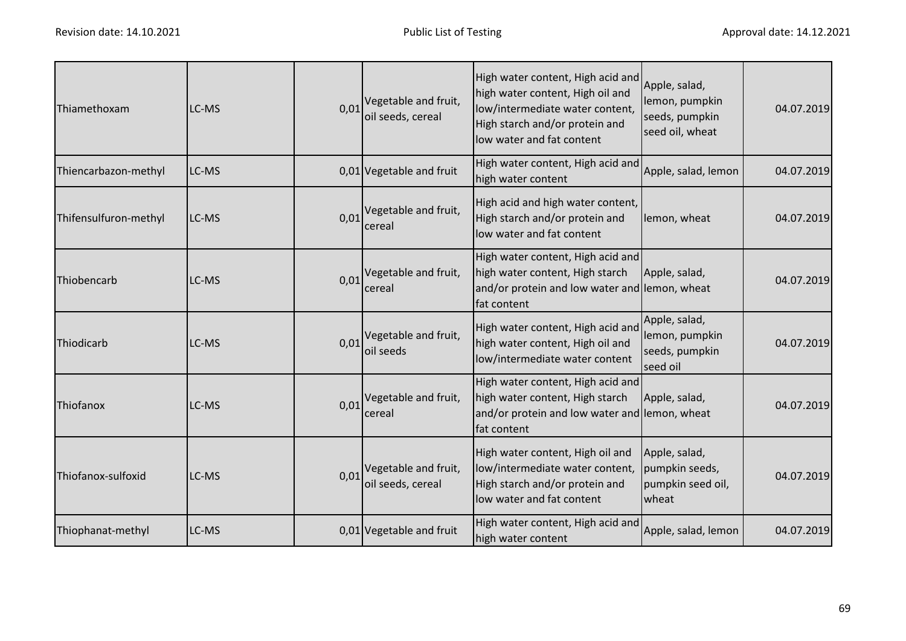| Thiamethoxam | LC-MS | 0,01 | Vegetable and fruit, oil seeds, cereal | High water content, High acid and high water content, High oil and low/intermediate water content, High starch and/or protein and low water and fat content | Apple, salad, lemon, pumpkin seeds, pumpkin seed oil, wheat | 04.07.2019 |
|---|---|---|---|---|---|---|
| Thiencarbazon-methyl | LC-MS | 0,01 | Vegetable and fruit | High water content, High acid and high water content | Apple, salad, lemon | 04.07.2019 |
| Thifensulfuron-methyl | LC-MS | 0,01 | Vegetable and fruit, cereal | High acid and high water content, High starch and/or protein and low water and fat content | lemon, wheat | 04.07.2019 |
| Thiobencarb | LC-MS | 0,01 | Vegetable and fruit, cereal | High water content, High acid and high water content, High starch and/or protein and low water and fat content | Apple, salad, lemon, wheat | 04.07.2019 |
| Thiodicarb | LC-MS | 0,01 | Vegetable and fruit, oil seeds | High water content, High acid and high water content, High oil and low/intermediate water content | Apple, salad, lemon, pumpkin seeds, pumpkin seed oil | 04.07.2019 |
| Thiofanox | LC-MS | 0,01 | Vegetable and fruit, cereal | High water content, High acid and high water content, High starch and/or protein and low water and fat content | Apple, salad, lemon, wheat | 04.07.2019 |
| Thiofanox-sulfoxid | LC-MS | 0,01 | Vegetable and fruit, oil seeds, cereal | High water content, High oil and low/intermediate water content, High starch and/or protein and low water and fat content | Apple, salad, pumpkin seeds, pumpkin seed oil, wheat | 04.07.2019 |
| Thiophanat-methyl | LC-MS | 0,01 | Vegetable and fruit | High water content, High acid and high water content | Apple, salad, lemon | 04.07.2019 |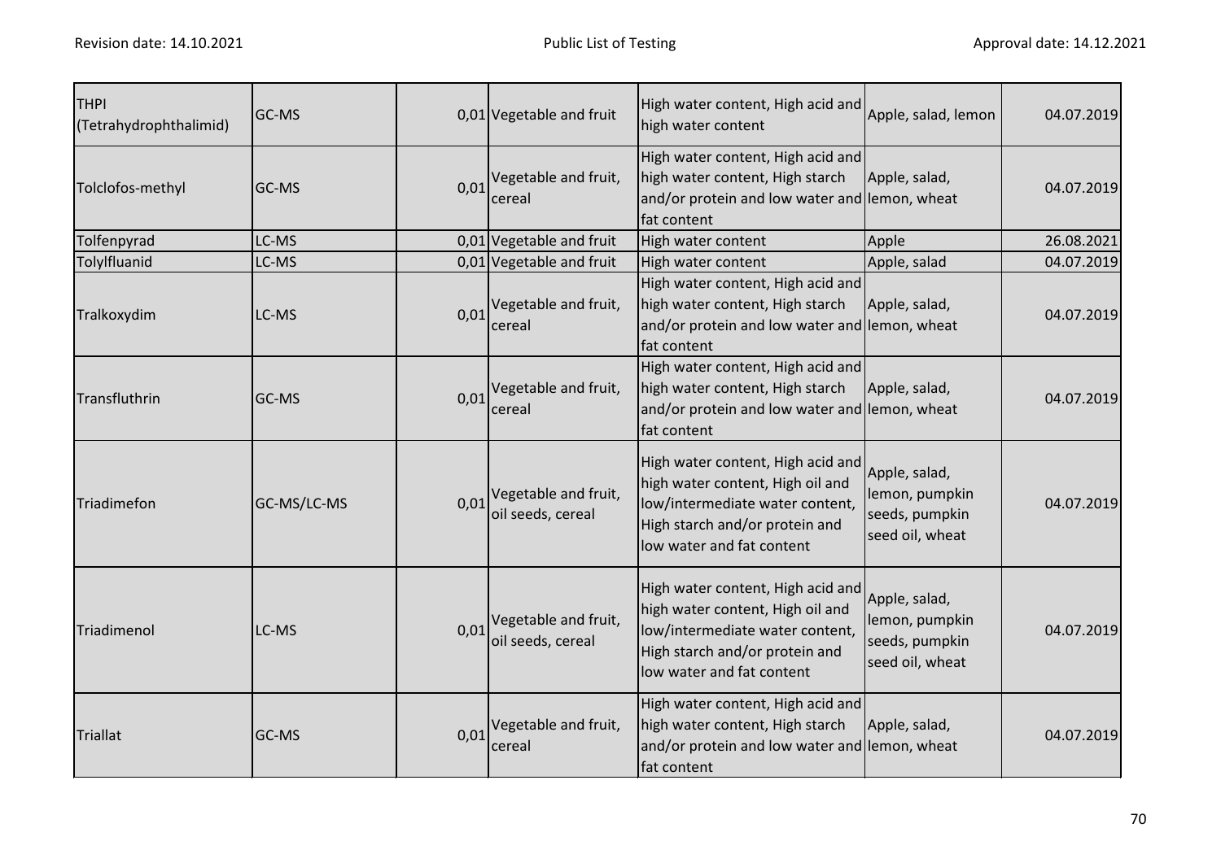| | | | | | | |
|---|---|---|---|---|---|---|
| THPI (Tetrahydrophthalimid) | GC-MS | 0,01 | Vegetable and fruit | High water content, High acid and high water content | Apple, salad, lemon | 04.07.2019 |
| Tolclofos-methyl | GC-MS | 0,01 | Vegetable and fruit, cereal | High water content, High acid and high water content, High starch and/or protein and low water and fat content | Apple, salad, lemon, wheat | 04.07.2019 |
| Tolfenpyrad | LC-MS | 0,01 | Vegetable and fruit | High water content | Apple | 26.08.2021 |
| Tolylfluanid | LC-MS | 0,01 | Vegetable and fruit | High water content | Apple, salad | 04.07.2019 |
| Tralkoxydim | LC-MS | 0,01 | Vegetable and fruit, cereal | High water content, High acid and high water content, High starch and/or protein and low water and fat content | Apple, salad, lemon, wheat | 04.07.2019 |
| Transfluthrin | GC-MS | 0,01 | Vegetable and fruit, cereal | High water content, High acid and high water content, High starch and/or protein and low water and fat content | Apple, salad, lemon, wheat | 04.07.2019 |
| Triadimefon | GC-MS/LC-MS | 0,01 | Vegetable and fruit, oil seeds, cereal | High water content, High acid and high water content, High oil and low/intermediate water content, High starch and/or protein and low water and fat content | Apple, salad, lemon, pumpkin seeds, pumpkin seed oil, wheat | 04.07.2019 |
| Triadimenol | LC-MS | 0,01 | Vegetable and fruit, oil seeds, cereal | High water content, High acid and high water content, High oil and low/intermediate water content, High starch and/or protein and low water and fat content | Apple, salad, lemon, pumpkin seeds, pumpkin seed oil, wheat | 04.07.2019 |
| Triallat | GC-MS | 0,01 | Vegetable and fruit, cereal | High water content, High acid and high water content, High starch and/or protein and low water and fat content | Apple, salad, lemon, wheat | 04.07.2019 |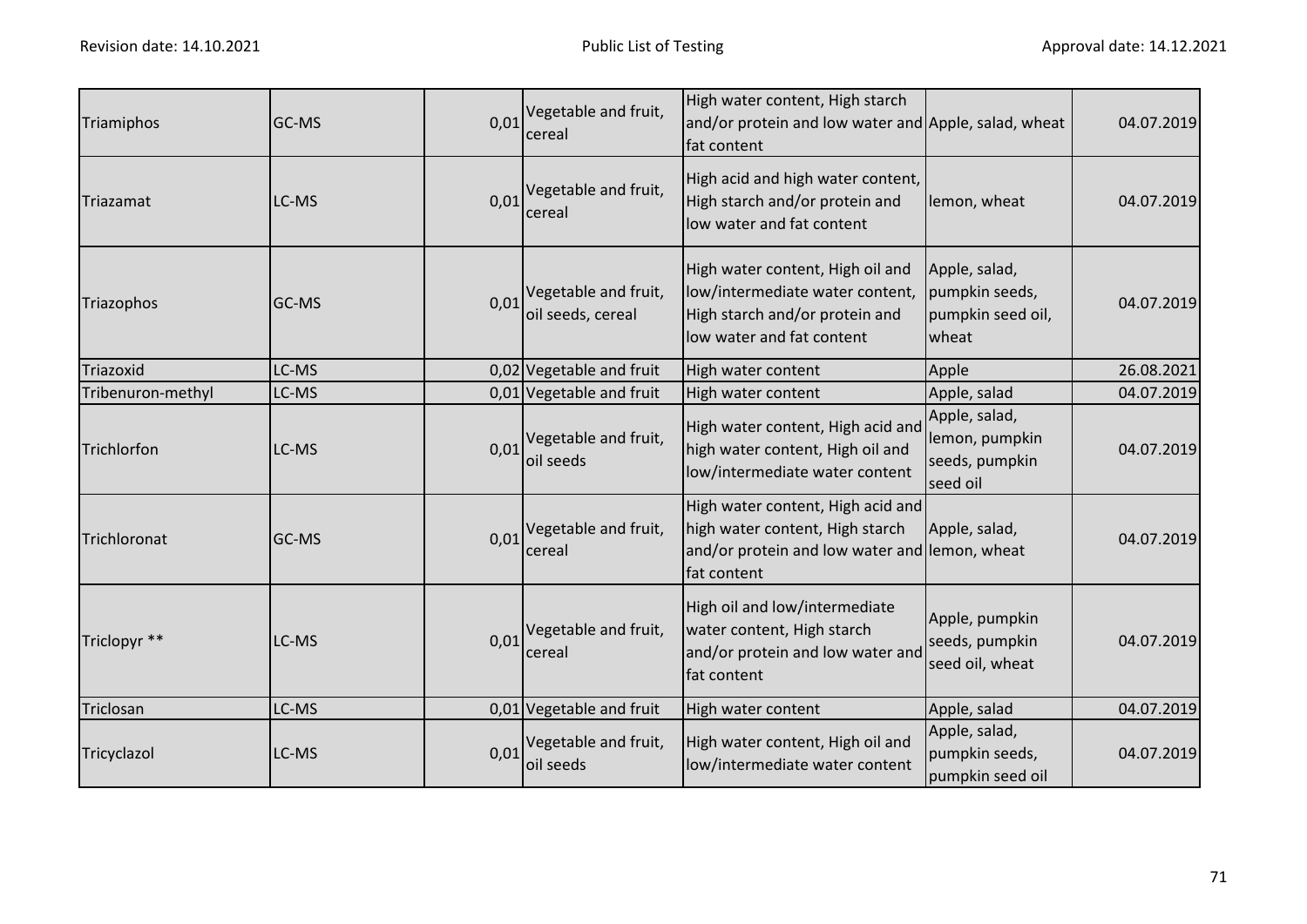| Triamiphos | GC-MS | 0,01 | Vegetable and fruit, cereal | High water content, High starch and/or protein and low water and fat content | Apple, salad, wheat | 04.07.2019 |
|---|---|---|---|---|---|---|
| Triazamat | LC-MS | 0,01 | Vegetable and fruit, cereal | High acid and high water content, High starch and/or protein and low water and fat content | lemon, wheat | 04.07.2019 |
| Triazophos | GC-MS | 0,01 | Vegetable and fruit, oil seeds, cereal | High water content, High oil and low/intermediate water content, High starch and/or protein and low water and fat content | Apple, salad, pumpkin seeds, pumpkin seed oil, wheat | 04.07.2019 |
| Triazoxid | LC-MS | 0,02 | Vegetable and fruit | High water content | Apple | 26.08.2021 |
| Tribenuron-methyl | LC-MS | 0,01 | Vegetable and fruit | High water content | Apple, salad | 04.07.2019 |
| Trichlorfon | LC-MS | 0,01 | Vegetable and fruit, oil seeds | High water content, High acid and high water content, High oil and low/intermediate water content | Apple, salad, lemon, pumpkin seeds, pumpkin seed oil | 04.07.2019 |
| Trichloronat | GC-MS | 0,01 | Vegetable and fruit, cereal | High water content, High acid and high water content, High starch and/or protein and low water and fat content | Apple, salad, lemon, wheat | 04.07.2019 |
| Triclopyr ** | LC-MS | 0,01 | Vegetable and fruit, cereal | High oil and low/intermediate water content, High starch and/or protein and low water and fat content | Apple, pumpkin seeds, pumpkin seed oil, wheat | 04.07.2019 |
| Triclosan | LC-MS | 0,01 | Vegetable and fruit | High water content | Apple, salad | 04.07.2019 |
| Tricyclazol | LC-MS | 0,01 | Vegetable and fruit, oil seeds | High water content, High oil and low/intermediate water content | Apple, salad, pumpkin seeds, pumpkin seed oil | 04.07.2019 |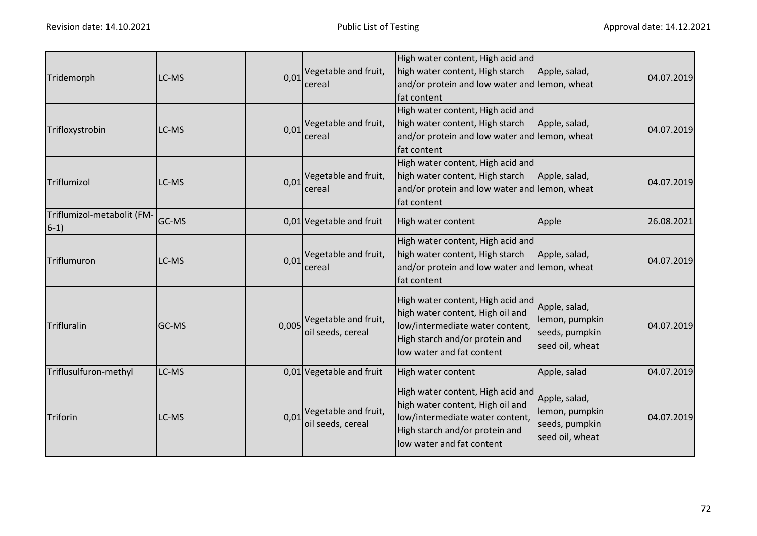| Tridemorph | LC-MS | 0,01 | Vegetable and fruit, cereal | High water content, High acid and high water content, High starch and/or protein and low water and fat content | Apple, salad, lemon, wheat | 04.07.2019 |
|---|---|---|---|---|---|---|
| Trifloxystrobin | LC-MS | 0,01 | Vegetable and fruit, cereal | High water content, High acid and high water content, High starch and/or protein and low water and fat content | Apple, salad, lemon, wheat | 04.07.2019 |
| Triflumizol | LC-MS | 0,01 | Vegetable and fruit, cereal | High water content, High acid and high water content, High starch and/or protein and low water and fat content | Apple, salad, lemon, wheat | 04.07.2019 |
| Triflumizol-metabolit (FM-6-1) | GC-MS | 0,01 | Vegetable and fruit | High water content | Apple | 26.08.2021 |
| Triflumuron | LC-MS | 0,01 | Vegetable and fruit, cereal | High water content, High acid and high water content, High starch and/or protein and low water and fat content | Apple, salad, lemon, wheat | 04.07.2019 |
| Trifluralin | GC-MS | 0,005 | Vegetable and fruit, oil seeds, cereal | High water content, High acid and high water content, High oil and low/intermediate water content, High starch and/or protein and low water and fat content | Apple, salad, lemon, pumpkin seeds, pumpkin seed oil, wheat | 04.07.2019 |
| Triflusulfuron-methyl | LC-MS | 0,01 | Vegetable and fruit | High water content | Apple, salad | 04.07.2019 |
| Triforin | LC-MS | 0,01 | Vegetable and fruit, oil seeds, cereal | High water content, High acid and high water content, High oil and low/intermediate water content, High starch and/or protein and low water and fat content | Apple, salad, lemon, pumpkin seeds, pumpkin seed oil, wheat | 04.07.2019 |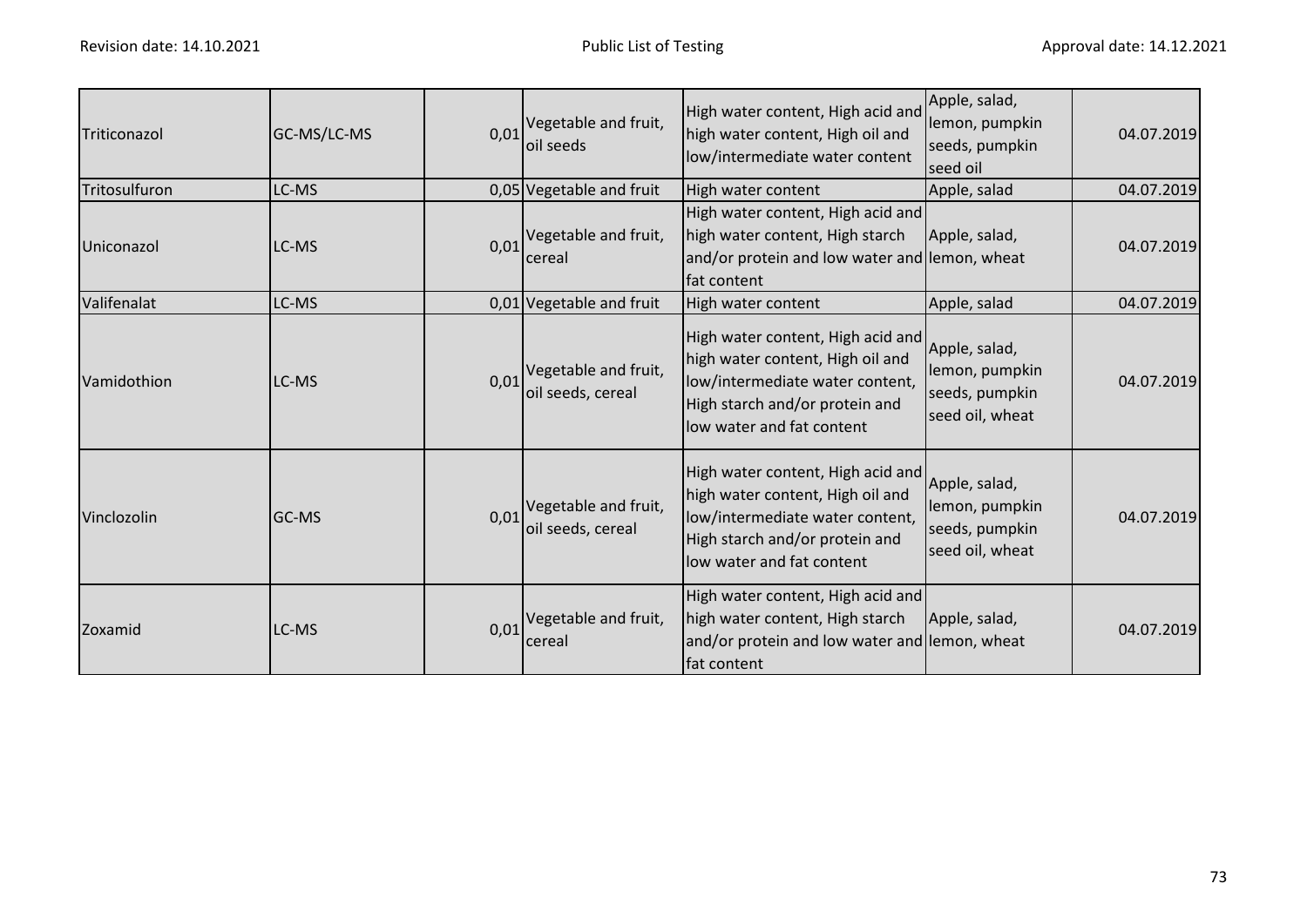| | | | | | | |
|---|---|---|---|---|---|---|
| Triticonazol | GC-MS/LC-MS | 0,01 | Vegetable and fruit, oil seeds | High water content, High acid and high water content, High oil and low/intermediate water content | Apple, salad, lemon, pumpkin seeds, pumpkin seed oil | 04.07.2019 |
| Tritosulfuron | LC-MS | 0,05 | Vegetable and fruit | High water content | Apple, salad | 04.07.2019 |
| Uniconazol | LC-MS | 0,01 | Vegetable and fruit, cereal | High water content, High acid and high water content, High starch and/or protein and low water and fat content | Apple, salad, lemon, wheat | 04.07.2019 |
| Valifenalat | LC-MS | 0,01 | Vegetable and fruit | High water content | Apple, salad | 04.07.2019 |
| Vamidothion | LC-MS | 0,01 | Vegetable and fruit, oil seeds, cereal | High water content, High acid and high water content, High oil and low/intermediate water content, High starch and/or protein and low water and fat content | Apple, salad, lemon, pumpkin seeds, pumpkin seed oil, wheat | 04.07.2019 |
| Vinclozolin | GC-MS | 0,01 | Vegetable and fruit, oil seeds, cereal | High water content, High acid and high water content, High oil and low/intermediate water content, High starch and/or protein and low water and fat content | Apple, salad, lemon, pumpkin seeds, pumpkin seed oil, wheat | 04.07.2019 |
| Zoxamid | LC-MS | 0,01 | Vegetable and fruit, cereal | High water content, High acid and high water content, High starch and/or protein and low water and fat content | Apple, salad, lemon, wheat | 04.07.2019 |